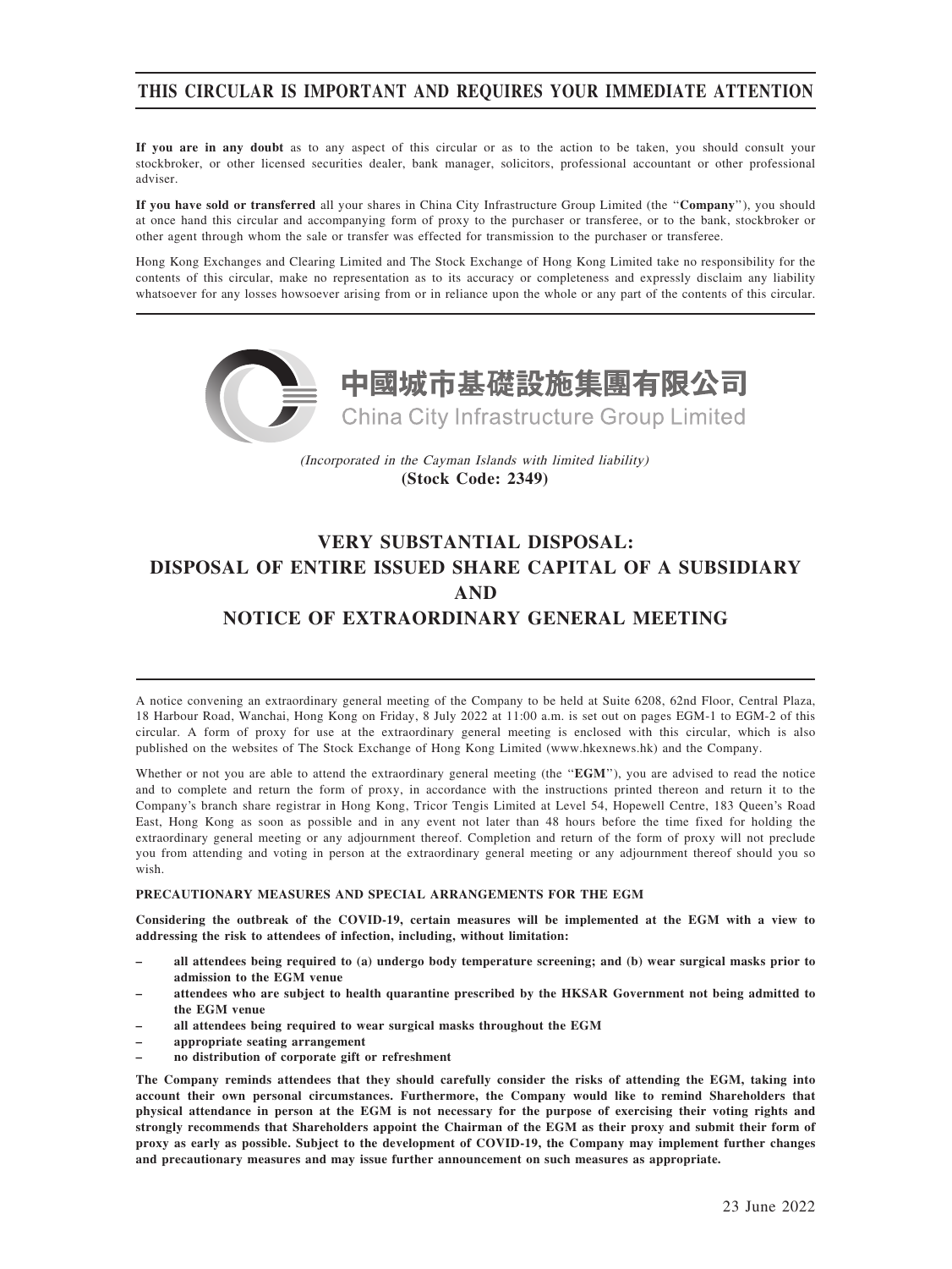# THIS CIRCULAR IS IMPORTANT AND REQUIRES YOUR IMMEDIATE ATTENTION

**If you are in any doubt** as to any aspect of this circular or as to the action to be taken, you should consult your stockbroker, or other licensed securities dealer, bank manager, solicitors, professional accountant or other professional adviser.

**If you have sold or transferred** all your shares in China City Infrastructure Group Limited (the "**Company**"), you should at once hand this circular and accompanying form of proxy to the purchaser or transferee, or to the bank, stockbroker or other agent through whom the sale or transfer was effected for transmission to the purchaser or transferee.

Hong Kong Exchanges and Clearing Limited and The Stock Exchange of Hong Kong Limited take no responsibility for the contents of this circular, make no representation as to its accuracy or completeness and expressly disclaim any liability whatsoever for any losses howsoever arising from or in reliance upon the whole or any part of the contents of this circular.

中國城市基礎設施集團有限公司

China City Infrastructure Group Limited

*(Incorporated in the Cayman Islands with limited liability)*

**(Stock Code: 2349)**

# VERY SUBSTANTIAL DISPOSAL: DISPOSAL OF ENTIRE ISSUED SHARE CAPITAL OF A SUBSIDIARY AND NOTICE OF EXTRAORDINARY GENERAL MEETING

A notice convening an extraordinary general meeting of the Company to be held at Suite 6208, 62nd Floor, Central Plaza, 18 Harbour Road, Wanchai, Hong Kong on Friday, 8 July 2022 at 11:00 a.m. is set out on pages EGM-1 to EGM-2 of this circular. A form of proxy for use at the extraordinary general meeting is enclosed with this circular, which is also published on the websites of The Stock Exchange of Hong Kong Limited (www.hkexnews.hk) and the Company.

Whether or not you are able to attend the extraordinary general meeting (the "**EGM**"), you are advised to read the notice and to complete and return the form of proxy, in accordance with the instructions printed thereon and return it to the Company's branch share registrar in Hong Kong, Tricor Tengis Limited at Level 54, Hopewell Centre, 183 Queen's Road East, Hong Kong as soon as possible and in any event not later than 48 hours before the time fixed for holding the extraordinary general meeting or any adjournment thereof. Completion and return of the form of proxy will not preclude you from attending and voting in person at the extraordinary general meeting or any adjournment thereof should you so wish.

**PRECAUTIONARY MEASURES AND SPECIAL ARRANGEMENTS FOR THE EGM**

**Considering the outbreak of the COVID-19, certain measures will be implemented at the EGM with a view to addressing the risk to attendees of infection, including, without limitation:**

- **all attendees being required to (a) undergo body temperature screening; and (b) wear surgical masks prior to admission to the EGM venue**
- **attendees who are subject to health quarantine prescribed by the HKSAR Government not being admitted to the EGM venue**
- **all attendees being required to wear surgical masks throughout the EGM**
- **appropriate seating arrangement**
- **no distribution of corporate gift or refreshment**

**The Company reminds attendees that they should carefully consider the risks of attending the EGM, taking into account their own personal circumstances. Furthermore, the Company would like to remind Shareholders that physical attendance in person at the EGM is not necessary for the purpose of exercising their voting rights and strongly recommends that Shareholders appoint the Chairman of the EGM as their proxy and submit their form of proxy as early as possible. Subject to the development of COVID-19, the Company may implement further changes and precautionary measures and may issue further announcement on such measures as appropriate.**

23 June 2022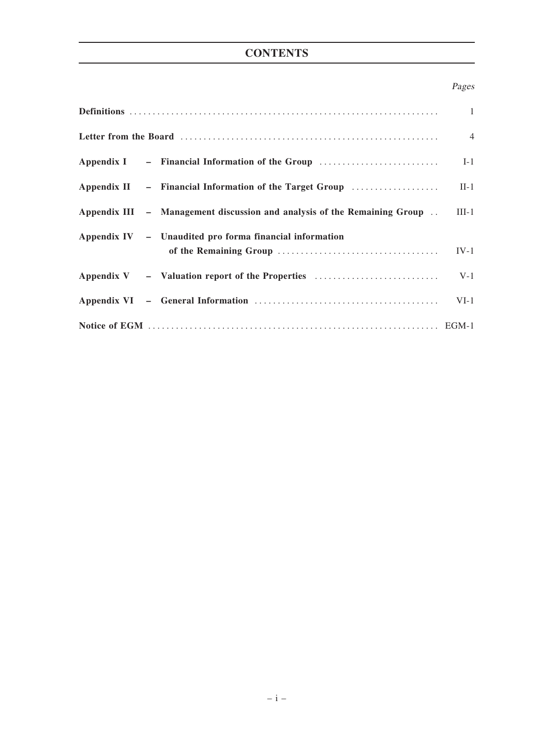# CONTENTS

| | Pages |
|---|---|
| **Definitions** | 1 |
| **Letter from the Board** | 4 |
| **Appendix I – Financial Information of the Group** | I-1 |
| **Appendix II – Financial Information of the Target Group** | II-1 |
| **Appendix III – Management discussion and analysis of the Remaining Group** | III-1 |
| **Appendix IV – Unaudited pro forma financial information of the Remaining Group** | IV-1 |
| **Appendix V – Valuation report of the Properties** | V-1 |
| **Appendix VI – General Information** | VI-1 |
| **Notice of EGM** | EGM-1 |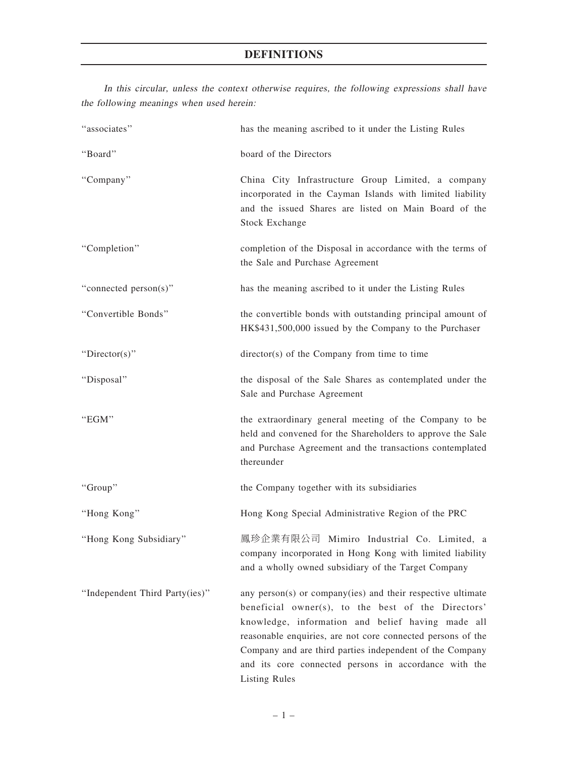# DEFINITIONS

*In this circular, unless the context otherwise requires, the following expressions shall have the following meanings when used herein:*

| | |
|---|---|
| "associates" | has the meaning ascribed to it under the Listing Rules |
| "Board" | board of the Directors |
| "Company" | China City Infrastructure Group Limited, a company incorporated in the Cayman Islands with limited liability and the issued Shares are listed on Main Board of the Stock Exchange |
| "Completion" | completion of the Disposal in accordance with the terms of the Sale and Purchase Agreement |
| "connected person(s)" | has the meaning ascribed to it under the Listing Rules |
| "Convertible Bonds" | the convertible bonds with outstanding principal amount of HK$431,500,000 issued by the Company to the Purchaser |
| "Director(s)" | director(s) of the Company from time to time |
| "Disposal" | the disposal of the Sale Shares as contemplated under the Sale and Purchase Agreement |
| "EGM" | the extraordinary general meeting of the Company to be held and convened for the Shareholders to approve the Sale and Purchase Agreement and the transactions contemplated thereunder |
| "Group" | the Company together with its subsidiaries |
| "Hong Kong" | Hong Kong Special Administrative Region of the PRC |
| "Hong Kong Subsidiary" | 鳳珍企業有限公司 Mimiro Industrial Co. Limited, a company incorporated in Hong Kong with limited liability and a wholly owned subsidiary of the Target Company |
| "Independent Third Party(ies)" | any person(s) or company(ies) and their respective ultimate beneficial owner(s), to the best of the Directors' knowledge, information and belief having made all reasonable enquiries, are not core connected persons of the Company and are third parties independent of the Company and its core connected persons in accordance with the Listing Rules |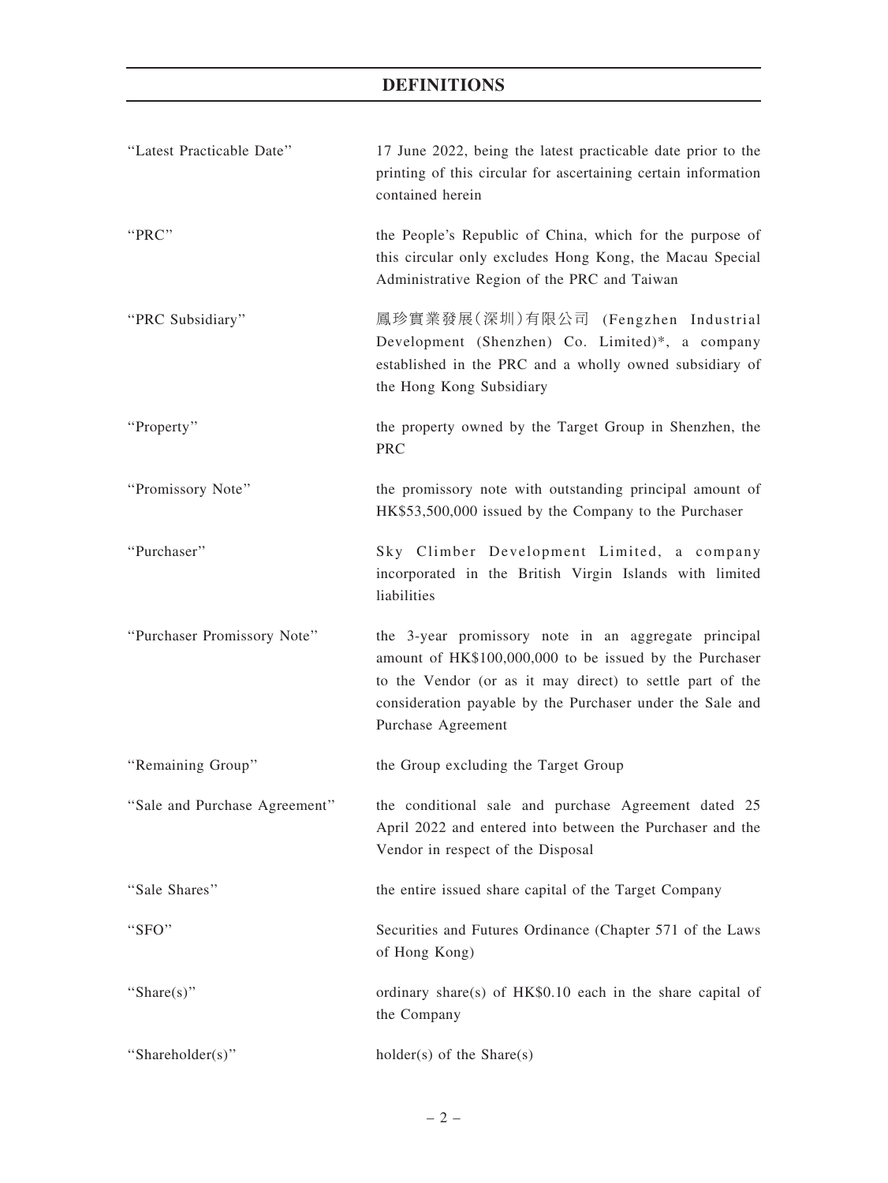# DEFINITIONS

| | |
|---|---|
| "Latest Practicable Date" | 17 June 2022, being the latest practicable date prior to the printing of this circular for ascertaining certain information contained herein |
| "PRC" | the People's Republic of China, which for the purpose of this circular only excludes Hong Kong, the Macau Special Administrative Region of the PRC and Taiwan |
| "PRC Subsidiary" | 鳳珍實業發展(深圳)有限公司 (Fengzhen Industrial Development (Shenzhen) Co. Limited)*, a company established in the PRC and a wholly owned subsidiary of the Hong Kong Subsidiary |
| "Property" | the property owned by the Target Group in Shenzhen, the PRC |
| "Promissory Note" | the promissory note with outstanding principal amount of HK$53,500,000 issued by the Company to the Purchaser |
| "Purchaser" | Sky Climber Development Limited, a company incorporated in the British Virgin Islands with limited liabilities |
| "Purchaser Promissory Note" | the 3-year promissory note in an aggregate principal amount of HK$100,000,000 to be issued by the Purchaser to the Vendor (or as it may direct) to settle part of the consideration payable by the Purchaser under the Sale and Purchase Agreement |
| "Remaining Group" | the Group excluding the Target Group |
| "Sale and Purchase Agreement" | the conditional sale and purchase Agreement dated 25 April 2022 and entered into between the Purchaser and the Vendor in respect of the Disposal |
| "Sale Shares" | the entire issued share capital of the Target Company |
| "SFO" | Securities and Futures Ordinance (Chapter 571 of the Laws of Hong Kong) |
| "Share(s)" | ordinary share(s) of HK$0.10 each in the share capital of the Company |
| "Shareholder(s)" | holder(s) of the Share(s) |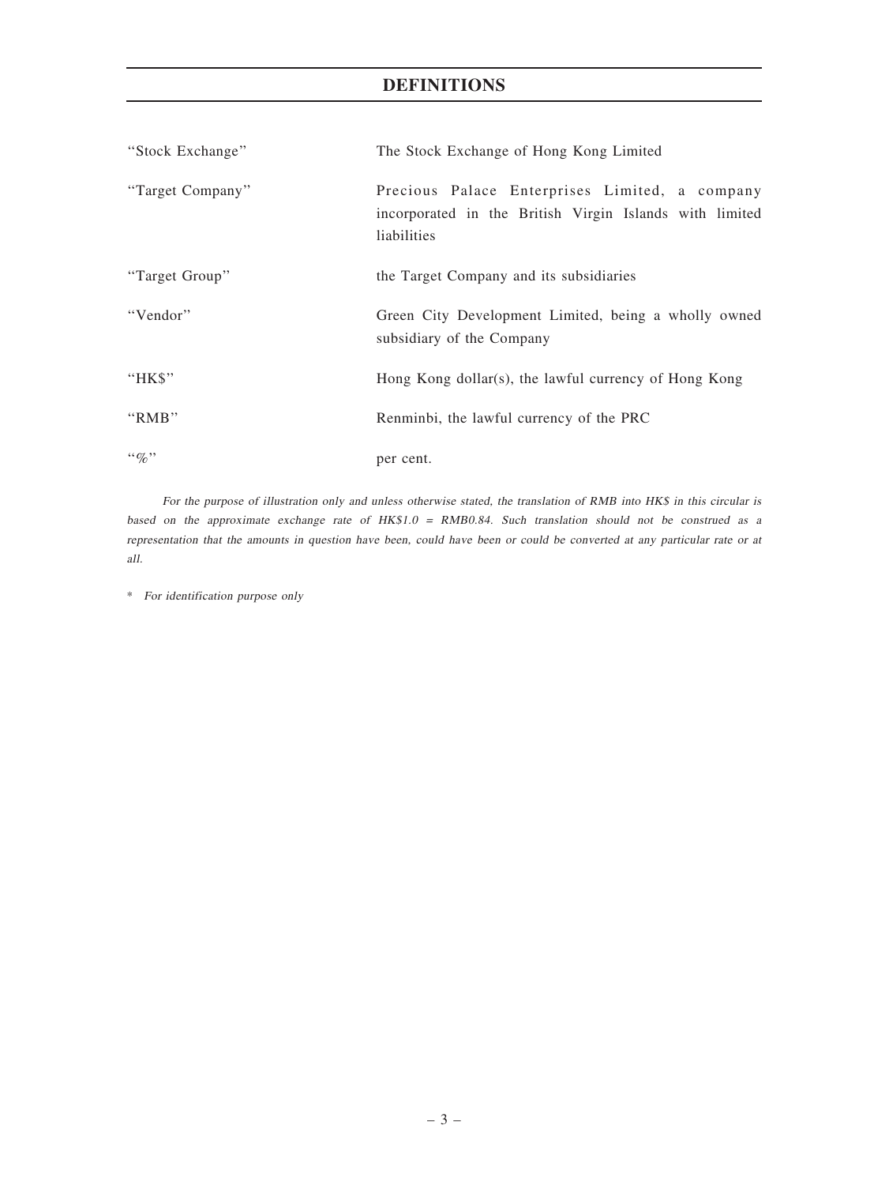# DEFINITIONS

| | |
|---|---|
| "Stock Exchange" | The Stock Exchange of Hong Kong Limited |
| "Target Company" | Precious Palace Enterprises Limited, a company incorporated in the British Virgin Islands with limited liabilities |
| "Target Group" | the Target Company and its subsidiaries |
| "Vendor" | Green City Development Limited, being a wholly owned subsidiary of the Company |
| "HK$" | Hong Kong dollar(s), the lawful currency of Hong Kong |
| "RMB" | Renminbi, the lawful currency of the PRC |
| "%" | per cent. |

*For the purpose of illustration only and unless otherwise stated, the translation of RMB into HK$ in this circular is based on the approximate exchange rate of HK$1.0 = RMB0.84. Such translation should not be construed as a representation that the amounts in question have been, could have been or could be converted at any particular rate or at all.*

\* *For identification purpose only*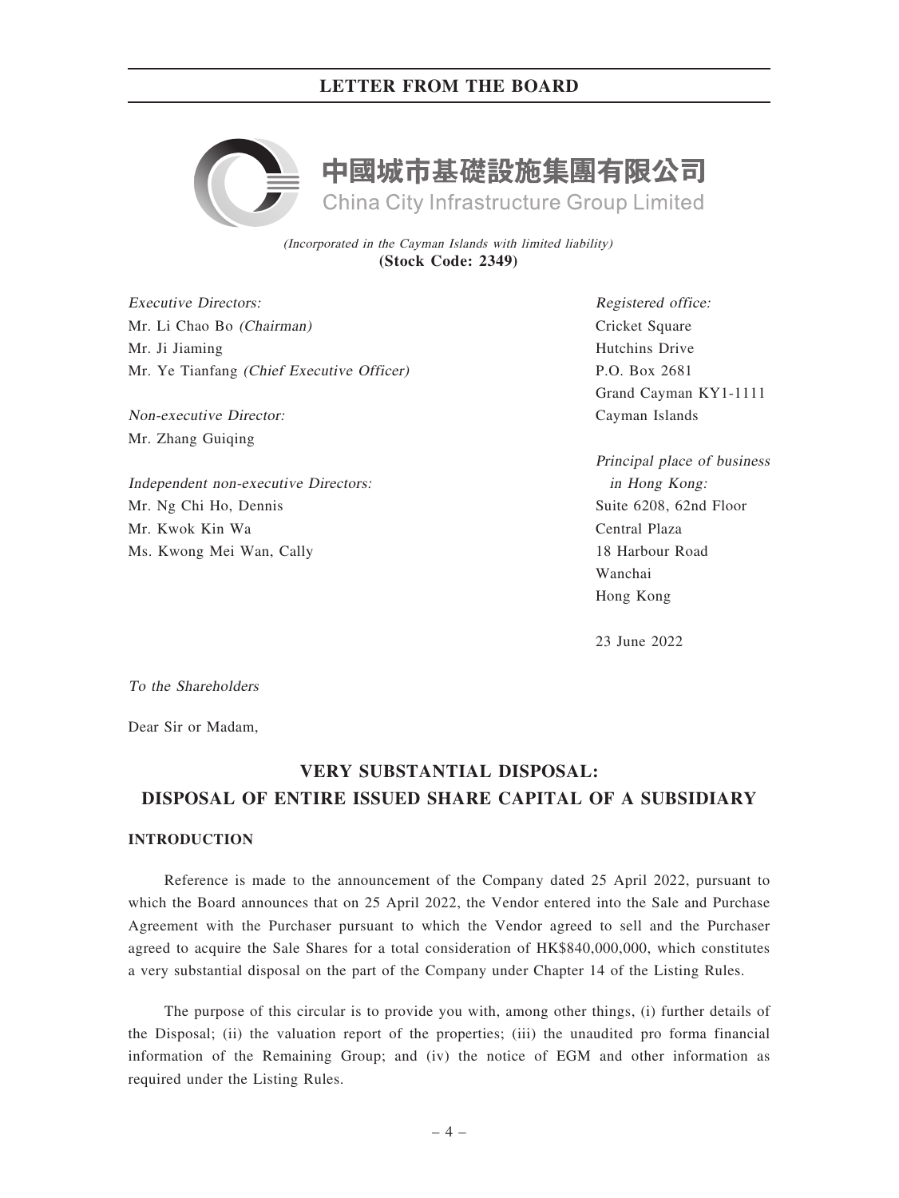# LETTER FROM THE BOARD

**中國城市基礎設施集團有限公司**
**China City Infrastructure Group Limited**

*(Incorporated in the Cayman Islands with limited liability)*
**(Stock Code: 2349)**

*Executive Directors:*
Mr. Li Chao Bo *(Chairman)*
Mr. Ji Jiaming
Mr. Ye Tianfang *(Chief Executive Officer)*

*Non-executive Director:*
Mr. Zhang Guiqing

*Independent non-executive Directors:*
Mr. Ng Chi Ho, Dennis
Mr. Kwok Kin Wa
Ms. Kwong Mei Wan, Cally

*Registered office:*
Cricket Square
Hutchins Drive
P.O. Box 2681
Grand Cayman KY1-1111
Cayman Islands

*Principal place of business in Hong Kong:*
Suite 6208, 62nd Floor
Central Plaza
18 Harbour Road
Wanchai
Hong Kong

23 June 2022

*To the Shareholders*

Dear Sir or Madam,

## VERY SUBSTANTIAL DISPOSAL: DISPOSAL OF ENTIRE ISSUED SHARE CAPITAL OF A SUBSIDIARY

### INTRODUCTION

Reference is made to the announcement of the Company dated 25 April 2022, pursuant to which the Board announces that on 25 April 2022, the Vendor entered into the Sale and Purchase Agreement with the Purchaser pursuant to which the Vendor agreed to sell and the Purchaser agreed to acquire the Sale Shares for a total consideration of HK$840,000,000, which constitutes a very substantial disposal on the part of the Company under Chapter 14 of the Listing Rules.

The purpose of this circular is to provide you with, among other things, (i) further details of the Disposal; (ii) the valuation report of the properties; (iii) the unaudited pro forma financial information of the Remaining Group; and (iv) the notice of EGM and other information as required under the Listing Rules.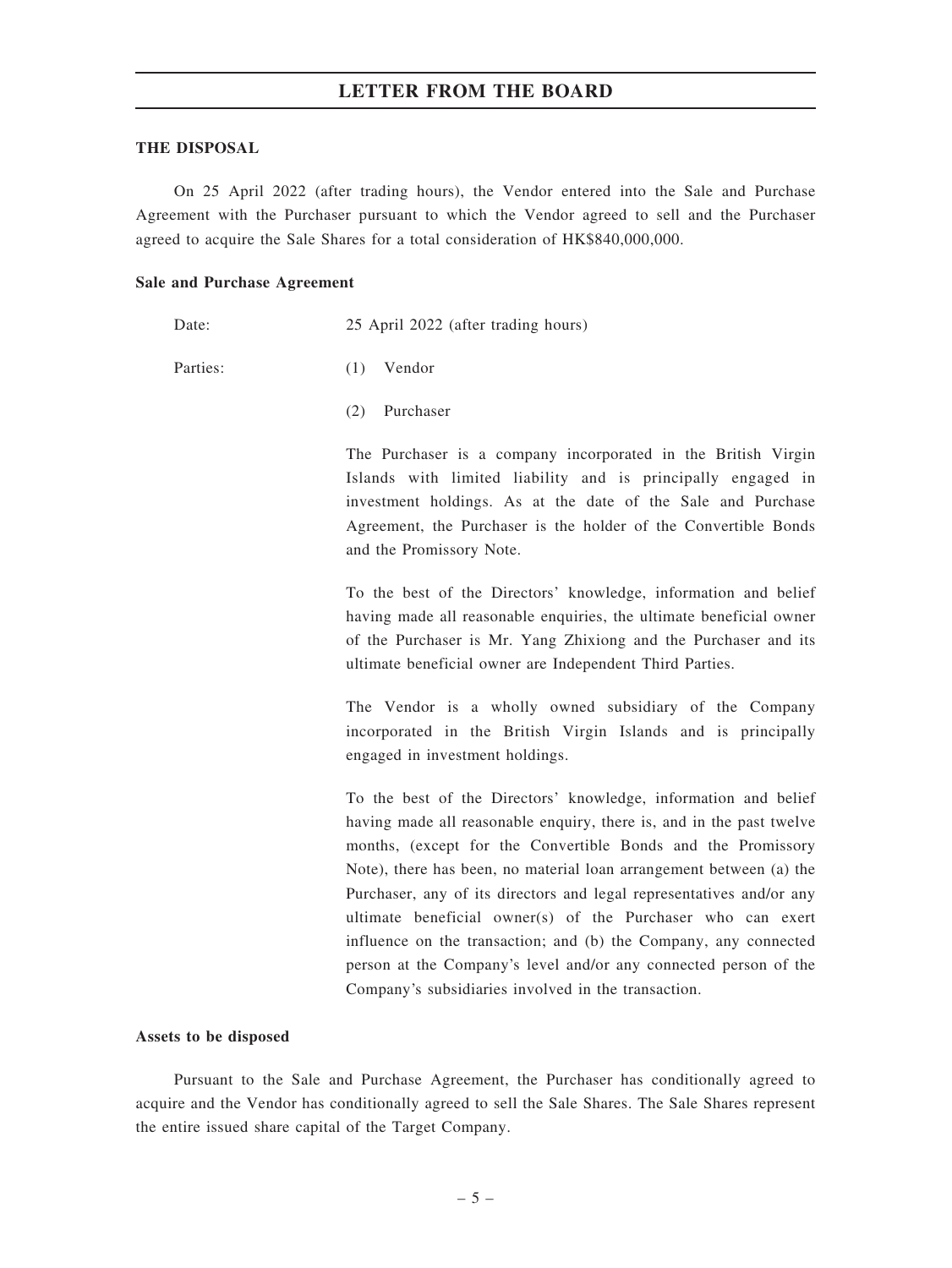## THE DISPOSAL

On 25 April 2022 (after trading hours), the Vendor entered into the Sale and Purchase Agreement with the Purchaser pursuant to which the Vendor agreed to sell and the Purchaser agreed to acquire the Sale Shares for a total consideration of HK$840,000,000.

### Sale and Purchase Agreement

Date: 25 April 2022 (after trading hours)

Parties:

(1) Vendor

(2) Purchaser

The Purchaser is a company incorporated in the British Virgin Islands with limited liability and is principally engaged in investment holdings. As at the date of the Sale and Purchase Agreement, the Purchaser is the holder of the Convertible Bonds and the Promissory Note.

To the best of the Directors' knowledge, information and belief having made all reasonable enquiries, the ultimate beneficial owner of the Purchaser is Mr. Yang Zhixiong and the Purchaser and its ultimate beneficial owner are Independent Third Parties.

The Vendor is a wholly owned subsidiary of the Company incorporated in the British Virgin Islands and is principally engaged in investment holdings.

To the best of the Directors' knowledge, information and belief having made all reasonable enquiry, there is, and in the past twelve months, (except for the Convertible Bonds and the Promissory Note), there has been, no material loan arrangement between (a) the Purchaser, any of its directors and legal representatives and/or any ultimate beneficial owner(s) of the Purchaser who can exert influence on the transaction; and (b) the Company, any connected person at the Company's level and/or any connected person of the Company's subsidiaries involved in the transaction.

### Assets to be disposed

Pursuant to the Sale and Purchase Agreement, the Purchaser has conditionally agreed to acquire and the Vendor has conditionally agreed to sell the Sale Shares. The Sale Shares represent the entire issued share capital of the Target Company.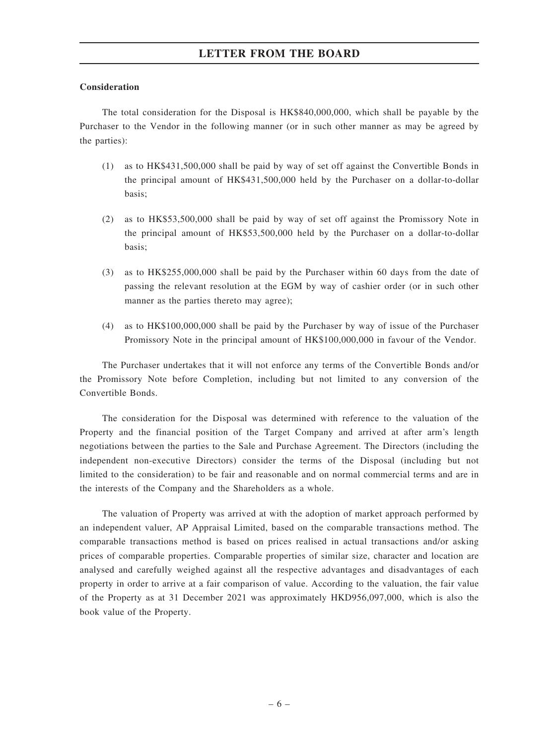**Consideration**

The total consideration for the Disposal is HK$840,000,000, which shall be payable by the Purchaser to the Vendor in the following manner (or in such other manner as may be agreed by the parties):

(1) as to HK$431,500,000 shall be paid by way of set off against the Convertible Bonds in the principal amount of HK$431,500,000 held by the Purchaser on a dollar-to-dollar basis;

(2) as to HK$53,500,000 shall be paid by way of set off against the Promissory Note in the principal amount of HK$53,500,000 held by the Purchaser on a dollar-to-dollar basis;

(3) as to HK$255,000,000 shall be paid by the Purchaser within 60 days from the date of passing the relevant resolution at the EGM by way of cashier order (or in such other manner as the parties thereto may agree);

(4) as to HK$100,000,000 shall be paid by the Purchaser by way of issue of the Purchaser Promissory Note in the principal amount of HK$100,000,000 in favour of the Vendor.

The Purchaser undertakes that it will not enforce any terms of the Convertible Bonds and/or the Promissory Note before Completion, including but not limited to any conversion of the Convertible Bonds.

The consideration for the Disposal was determined with reference to the valuation of the Property and the financial position of the Target Company and arrived at after arm's length negotiations between the parties to the Sale and Purchase Agreement. The Directors (including the independent non-executive Directors) consider the terms of the Disposal (including but not limited to the consideration) to be fair and reasonable and on normal commercial terms and are in the interests of the Company and the Shareholders as a whole.

The valuation of Property was arrived at with the adoption of market approach performed by an independent valuer, AP Appraisal Limited, based on the comparable transactions method. The comparable transactions method is based on prices realised in actual transactions and/or asking prices of comparable properties. Comparable properties of similar size, character and location are analysed and carefully weighed against all the respective advantages and disadvantages of each property in order to arrive at a fair comparison of value. According to the valuation, the fair value of the Property as at 31 December 2021 was approximately HKD956,097,000, which is also the book value of the Property.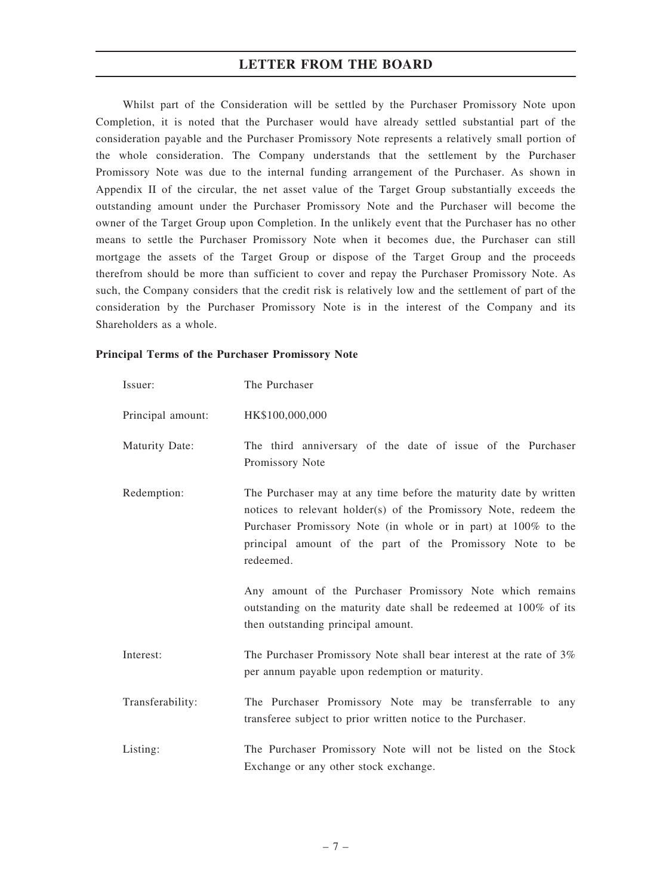Whilst part of the Consideration will be settled by the Purchaser Promissory Note upon Completion, it is noted that the Purchaser would have already settled substantial part of the consideration payable and the Purchaser Promissory Note represents a relatively small portion of the whole consideration. The Company understands that the settlement by the Purchaser Promissory Note was due to the internal funding arrangement of the Purchaser. As shown in Appendix II of the circular, the net asset value of the Target Group substantially exceeds the outstanding amount under the Purchaser Promissory Note and the Purchaser will become the owner of the Target Group upon Completion. In the unlikely event that the Purchaser has no other means to settle the Purchaser Promissory Note when it becomes due, the Purchaser can still mortgage the assets of the Target Group or dispose of the Target Group and the proceeds therefrom should be more than sufficient to cover and repay the Purchaser Promissory Note. As such, the Company considers that the credit risk is relatively low and the settlement of part of the consideration by the Purchaser Promissory Note is in the interest of the Company and its Shareholders as a whole.

**Principal Terms of the Purchaser Promissory Note**

| | |
|---|---|
| Issuer: | The Purchaser |
| Principal amount: | HK$100,000,000 |
| Maturity Date: | The third anniversary of the date of issue of the Purchaser Promissory Note |
| Redemption: | The Purchaser may at any time before the maturity date by written notices to relevant holder(s) of the Promissory Note, redeem the Purchaser Promissory Note (in whole or in part) at 100% to the principal amount of the part of the Promissory Note to be redeemed.<br><br>Any amount of the Purchaser Promissory Note which remains outstanding on the maturity date shall be redeemed at 100% of its then outstanding principal amount. |
| Interest: | The Purchaser Promissory Note shall bear interest at the rate of 3% per annum payable upon redemption or maturity. |
| Transferability: | The Purchaser Promissory Note may be transferrable to any transferee subject to prior written notice to the Purchaser. |
| Listing: | The Purchaser Promissory Note will not be listed on the Stock Exchange or any other stock exchange. |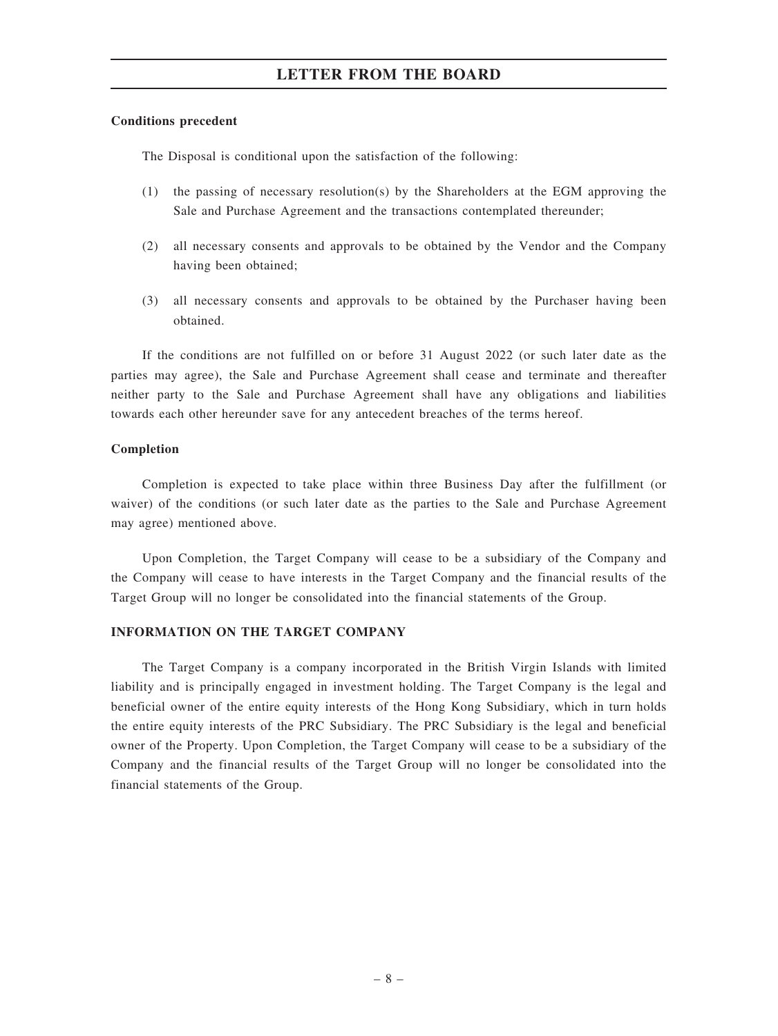**Conditions precedent**

The Disposal is conditional upon the satisfaction of the following:

(1) the passing of necessary resolution(s) by the Shareholders at the EGM approving the Sale and Purchase Agreement and the transactions contemplated thereunder;

(2) all necessary consents and approvals to be obtained by the Vendor and the Company having been obtained;

(3) all necessary consents and approvals to be obtained by the Purchaser having been obtained.

If the conditions are not fulfilled on or before 31 August 2022 (or such later date as the parties may agree), the Sale and Purchase Agreement shall cease and terminate and thereafter neither party to the Sale and Purchase Agreement shall have any obligations and liabilities towards each other hereunder save for any antecedent breaches of the terms hereof.

**Completion**

Completion is expected to take place within three Business Day after the fulfillment (or waiver) of the conditions (or such later date as the parties to the Sale and Purchase Agreement may agree) mentioned above.

Upon Completion, the Target Company will cease to be a subsidiary of the Company and the Company will cease to have interests in the Target Company and the financial results of the Target Group will no longer be consolidated into the financial statements of the Group.

**INFORMATION ON THE TARGET COMPANY**

The Target Company is a company incorporated in the British Virgin Islands with limited liability and is principally engaged in investment holding. The Target Company is the legal and beneficial owner of the entire equity interests of the Hong Kong Subsidiary, which in turn holds the entire equity interests of the PRC Subsidiary. The PRC Subsidiary is the legal and beneficial owner of the Property. Upon Completion, the Target Company will cease to be a subsidiary of the Company and the financial results of the Target Group will no longer be consolidated into the financial statements of the Group.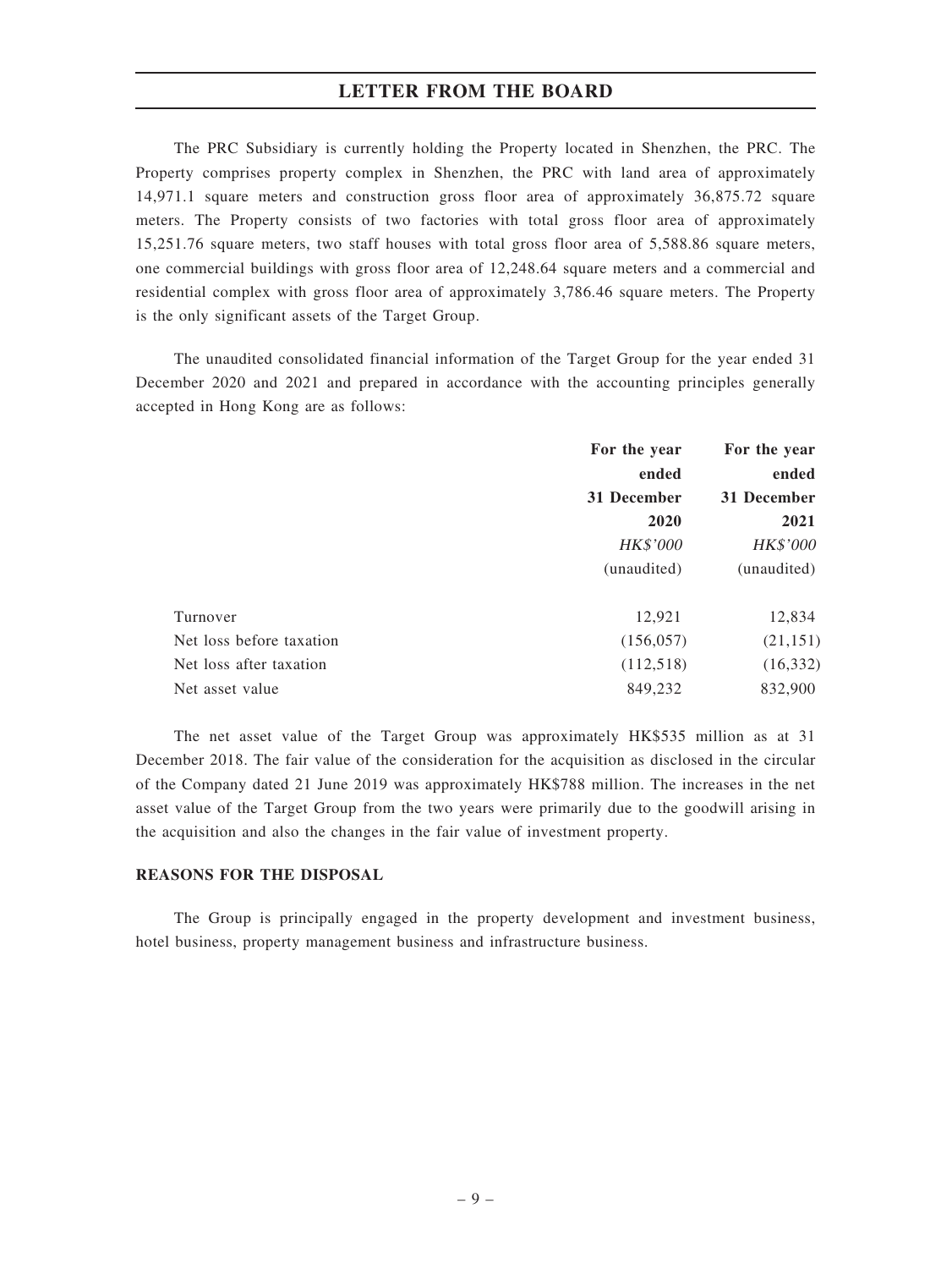The PRC Subsidiary is currently holding the Property located in Shenzhen, the PRC. The Property comprises property complex in Shenzhen, the PRC with land area of approximately 14,971.1 square meters and construction gross floor area of approximately 36,875.72 square meters. The Property consists of two factories with total gross floor area of approximately 15,251.76 square meters, two staff houses with total gross floor area of 5,588.86 square meters, one commercial buildings with gross floor area of 12,248.64 square meters and a commercial and residential complex with gross floor area of approximately 3,786.46 square meters. The Property is the only significant assets of the Target Group.

The unaudited consolidated financial information of the Target Group for the year ended 31 December 2020 and 2021 and prepared in accordance with the accounting principles generally accepted in Hong Kong are as follows:

| | **For the year ended 31 December 2020** | **For the year ended 31 December 2021** |
|---|---|---|
| | *HK$'000* | *HK$'000* |
| | (unaudited) | (unaudited) |
| Turnover | 12,921 | 12,834 |
| Net loss before taxation | (156,057) | (21,151) |
| Net loss after taxation | (112,518) | (16,332) |
| Net asset value | 849,232 | 832,900 |

The net asset value of the Target Group was approximately HK$535 million as at 31 December 2018. The fair value of the consideration for the acquisition as disclosed in the circular of the Company dated 21 June 2019 was approximately HK$788 million. The increases in the net asset value of the Target Group from the two years were primarily due to the goodwill arising in the acquisition and also the changes in the fair value of investment property.

**REASONS FOR THE DISPOSAL**

The Group is principally engaged in the property development and investment business, hotel business, property management business and infrastructure business.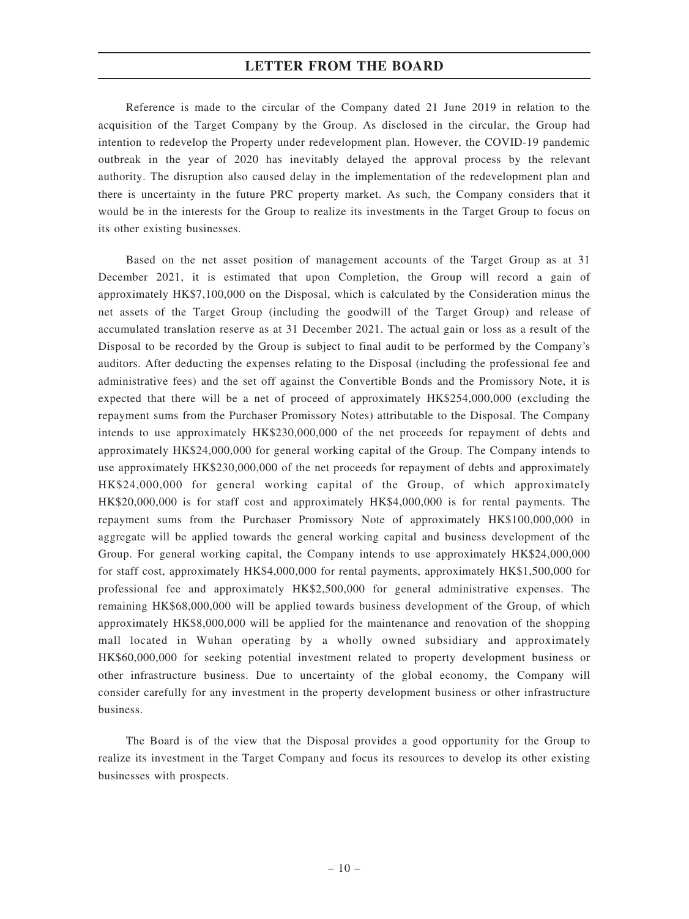# LETTER FROM THE BOARD

Reference is made to the circular of the Company dated 21 June 2019 in relation to the acquisition of the Target Company by the Group. As disclosed in the circular, the Group had intention to redevelop the Property under redevelopment plan. However, the COVID-19 pandemic outbreak in the year of 2020 has inevitably delayed the approval process by the relevant authority. The disruption also caused delay in the implementation of the redevelopment plan and there is uncertainty in the future PRC property market. As such, the Company considers that it would be in the interests for the Group to realize its investments in the Target Group to focus on its other existing businesses.

Based on the net asset position of management accounts of the Target Group as at 31 December 2021, it is estimated that upon Completion, the Group will record a gain of approximately HK$7,100,000 on the Disposal, which is calculated by the Consideration minus the net assets of the Target Group (including the goodwill of the Target Group) and release of accumulated translation reserve as at 31 December 2021. The actual gain or loss as a result of the Disposal to be recorded by the Group is subject to final audit to be performed by the Company's auditors. After deducting the expenses relating to the Disposal (including the professional fee and administrative fees) and the set off against the Convertible Bonds and the Promissory Note, it is expected that there will be a net of proceed of approximately HK$254,000,000 (excluding the repayment sums from the Purchaser Promissory Notes) attributable to the Disposal. The Company intends to use approximately HK$230,000,000 of the net proceeds for repayment of debts and approximately HK$24,000,000 for general working capital of the Group. The Company intends to use approximately HK$230,000,000 of the net proceeds for repayment of debts and approximately HK$24,000,000 for general working capital of the Group, of which approximately HK$20,000,000 is for staff cost and approximately HK$4,000,000 is for rental payments. The repayment sums from the Purchaser Promissory Note of approximately HK$100,000,000 in aggregate will be applied towards the general working capital and business development of the Group. For general working capital, the Company intends to use approximately HK$24,000,000 for staff cost, approximately HK$4,000,000 for rental payments, approximately HK$1,500,000 for professional fee and approximately HK$2,500,000 for general administrative expenses. The remaining HK$68,000,000 will be applied towards business development of the Group, of which approximately HK$8,000,000 will be applied for the maintenance and renovation of the shopping mall located in Wuhan operating by a wholly owned subsidiary and approximately HK$60,000,000 for seeking potential investment related to property development business or other infrastructure business. Due to uncertainty of the global economy, the Company will consider carefully for any investment in the property development business or other infrastructure business.

The Board is of the view that the Disposal provides a good opportunity for the Group to realize its investment in the Target Company and focus its resources to develop its other existing businesses with prospects.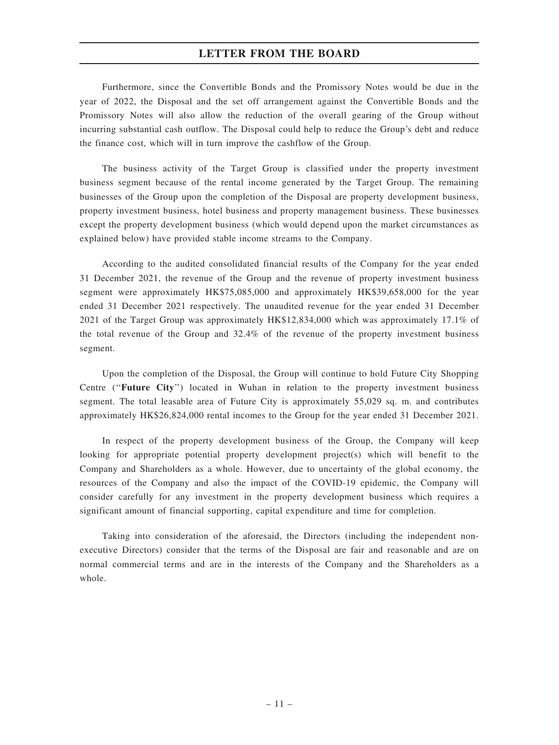Furthermore, since the Convertible Bonds and the Promissory Notes would be due in the year of 2022, the Disposal and the set off arrangement against the Convertible Bonds and the Promissory Notes will also allow the reduction of the overall gearing of the Group without incurring substantial cash outflow. The Disposal could help to reduce the Group's debt and reduce the finance cost, which will in turn improve the cashflow of the Group.

The business activity of the Target Group is classified under the property investment business segment because of the rental income generated by the Target Group. The remaining businesses of the Group upon the completion of the Disposal are property development business, property investment business, hotel business and property management business. These businesses except the property development business (which would depend upon the market circumstances as explained below) have provided stable income streams to the Company.

According to the audited consolidated financial results of the Company for the year ended 31 December 2021, the revenue of the Group and the revenue of property investment business segment were approximately HK$75,085,000 and approximately HK$39,658,000 for the year ended 31 December 2021 respectively. The unaudited revenue for the year ended 31 December 2021 of the Target Group was approximately HK$12,834,000 which was approximately 17.1% of the total revenue of the Group and 32.4% of the revenue of the property investment business segment.

Upon the completion of the Disposal, the Group will continue to hold Future City Shopping Centre ("**Future City**") located in Wuhan in relation to the property investment business segment. The total leasable area of Future City is approximately 55,029 sq. m. and contributes approximately HK$26,824,000 rental incomes to the Group for the year ended 31 December 2021.

In respect of the property development business of the Group, the Company will keep looking for appropriate potential property development project(s) which will benefit to the Company and Shareholders as a whole. However, due to uncertainty of the global economy, the resources of the Company and also the impact of the COVID-19 epidemic, the Company will consider carefully for any investment in the property development business which requires a significant amount of financial supporting, capital expenditure and time for completion.

Taking into consideration of the aforesaid, the Directors (including the independent non-executive Directors) consider that the terms of the Disposal are fair and reasonable and are on normal commercial terms and are in the interests of the Company and the Shareholders as a whole.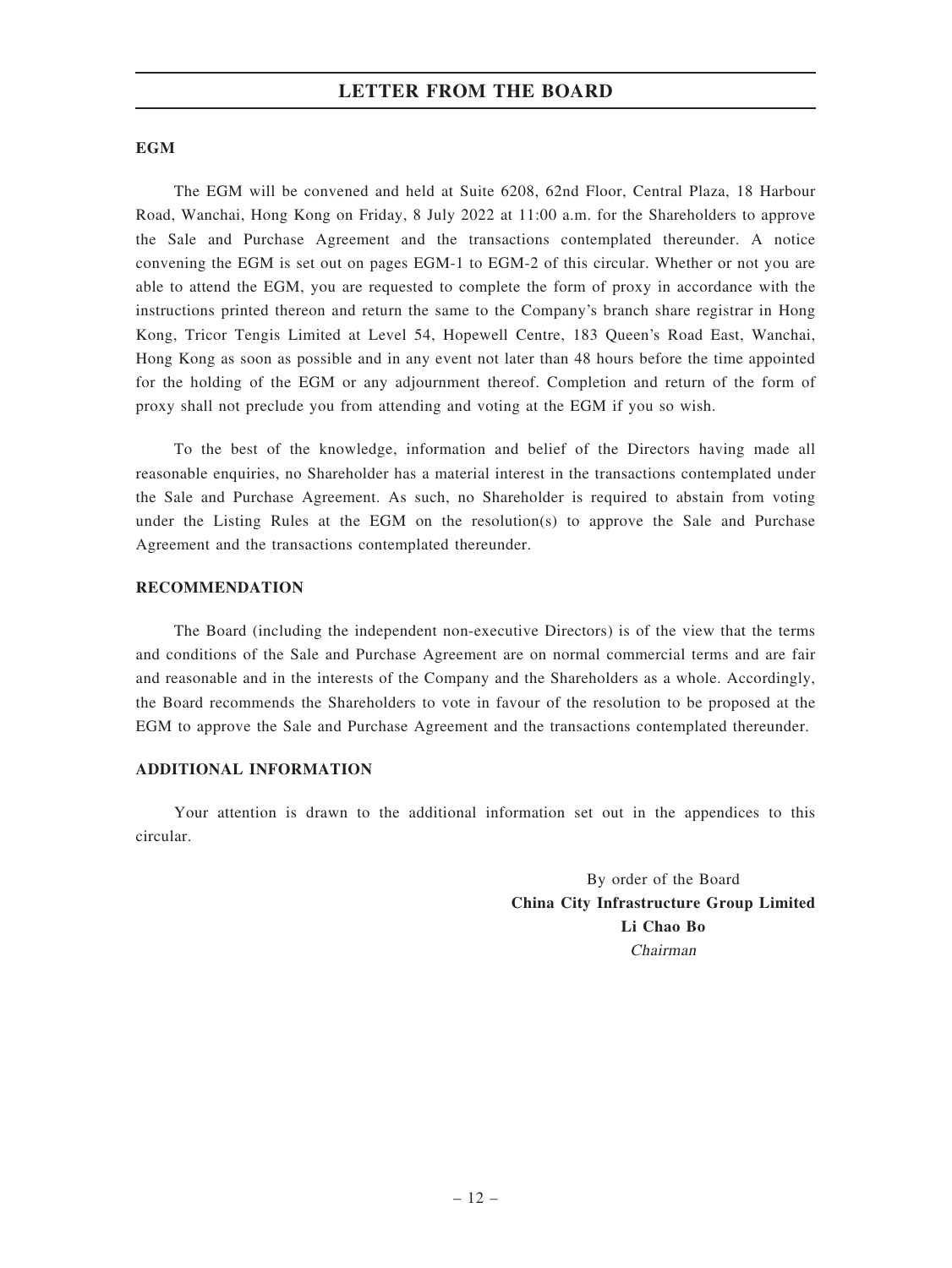## EGM

The EGM will be convened and held at Suite 6208, 62nd Floor, Central Plaza, 18 Harbour Road, Wanchai, Hong Kong on Friday, 8 July 2022 at 11:00 a.m. for the Shareholders to approve the Sale and Purchase Agreement and the transactions contemplated thereunder. A notice convening the EGM is set out on pages EGM-1 to EGM-2 of this circular. Whether or not you are able to attend the EGM, you are requested to complete the form of proxy in accordance with the instructions printed thereon and return the same to the Company's branch share registrar in Hong Kong, Tricor Tengis Limited at Level 54, Hopewell Centre, 183 Queen's Road East, Wanchai, Hong Kong as soon as possible and in any event not later than 48 hours before the time appointed for the holding of the EGM or any adjournment thereof. Completion and return of the form of proxy shall not preclude you from attending and voting at the EGM if you so wish.

To the best of the knowledge, information and belief of the Directors having made all reasonable enquiries, no Shareholder has a material interest in the transactions contemplated under the Sale and Purchase Agreement. As such, no Shareholder is required to abstain from voting under the Listing Rules at the EGM on the resolution(s) to approve the Sale and Purchase Agreement and the transactions contemplated thereunder.

## RECOMMENDATION

The Board (including the independent non-executive Directors) is of the view that the terms and conditions of the Sale and Purchase Agreement are on normal commercial terms and are fair and reasonable and in the interests of the Company and the Shareholders as a whole. Accordingly, the Board recommends the Shareholders to vote in favour of the resolution to be proposed at the EGM to approve the Sale and Purchase Agreement and the transactions contemplated thereunder.

## ADDITIONAL INFORMATION

Your attention is drawn to the additional information set out in the appendices to this circular.

By order of the Board
**China City Infrastructure Group Limited**
**Li Chao Bo**
*Chairman*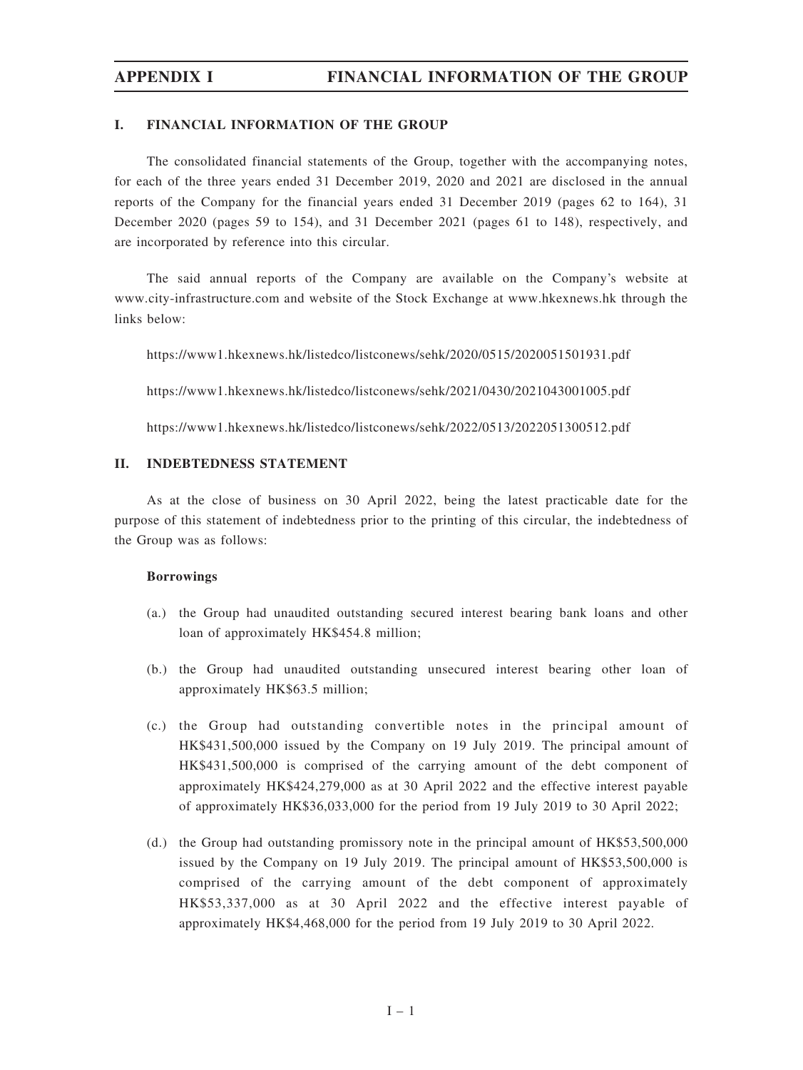## I. FINANCIAL INFORMATION OF THE GROUP

The consolidated financial statements of the Group, together with the accompanying notes, for each of the three years ended 31 December 2019, 2020 and 2021 are disclosed in the annual reports of the Company for the financial years ended 31 December 2019 (pages 62 to 164), 31 December 2020 (pages 59 to 154), and 31 December 2021 (pages 61 to 148), respectively, and are incorporated by reference into this circular.

The said annual reports of the Company are available on the Company's website at www.city-infrastructure.com and website of the Stock Exchange at www.hkexnews.hk through the links below:

https://www1.hkexnews.hk/listedco/listconews/sehk/2020/0515/2020051501931.pdf

https://www1.hkexnews.hk/listedco/listconews/sehk/2021/0430/2021043001005.pdf

https://www1.hkexnews.hk/listedco/listconews/sehk/2022/0513/2022051300512.pdf

## II. INDEBTEDNESS STATEMENT

As at the close of business on 30 April 2022, being the latest practicable date for the purpose of this statement of indebtedness prior to the printing of this circular, the indebtedness of the Group was as follows:

**Borrowings**

(a.) the Group had unaudited outstanding secured interest bearing bank loans and other loan of approximately HK$454.8 million;

(b.) the Group had unaudited outstanding unsecured interest bearing other loan of approximately HK$63.5 million;

(c.) the Group had outstanding convertible notes in the principal amount of HK$431,500,000 issued by the Company on 19 July 2019. The principal amount of HK$431,500,000 is comprised of the carrying amount of the debt component of approximately HK$424,279,000 as at 30 April 2022 and the effective interest payable of approximately HK$36,033,000 for the period from 19 July 2019 to 30 April 2022;

(d.) the Group had outstanding promissory note in the principal amount of HK$53,500,000 issued by the Company on 19 July 2019. The principal amount of HK$53,500,000 is comprised of the carrying amount of the debt component of approximately HK$53,337,000 as at 30 April 2022 and the effective interest payable of approximately HK$4,468,000 for the period from 19 July 2019 to 30 April 2022.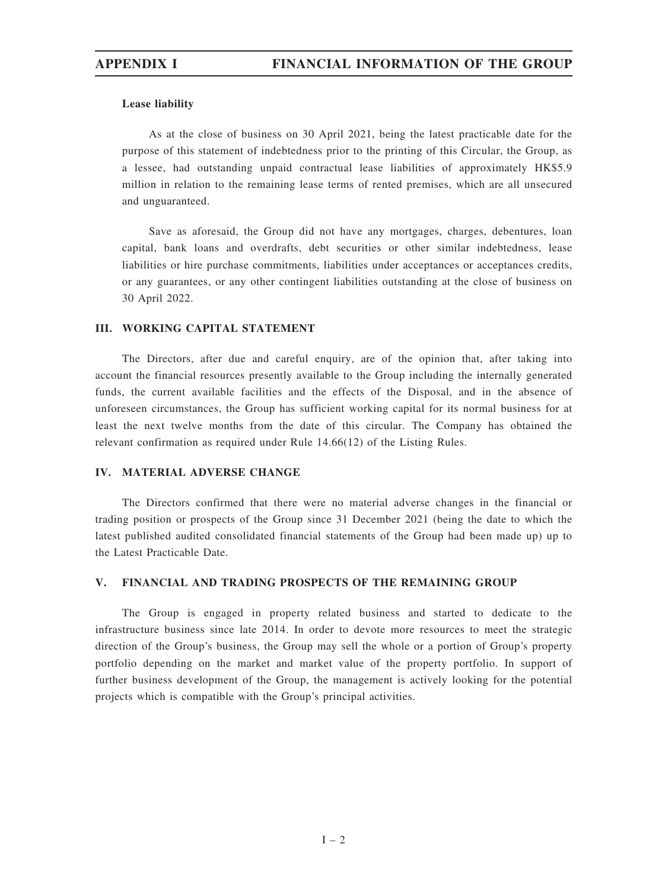**Lease liability**

As at the close of business on 30 April 2021, being the latest practicable date for the purpose of this statement of indebtedness prior to the printing of this Circular, the Group, as a lessee, had outstanding unpaid contractual lease liabilities of approximately HK$5.9 million in relation to the remaining lease terms of rented premises, which are all unsecured and unguaranteed.

Save as aforesaid, the Group did not have any mortgages, charges, debentures, loan capital, bank loans and overdrafts, debt securities or other similar indebtedness, lease liabilities or hire purchase commitments, liabilities under acceptances or acceptances credits, or any guarantees, or any other contingent liabilities outstanding at the close of business on 30 April 2022.

## III. WORKING CAPITAL STATEMENT

The Directors, after due and careful enquiry, are of the opinion that, after taking into account the financial resources presently available to the Group including the internally generated funds, the current available facilities and the effects of the Disposal, and in the absence of unforeseen circumstances, the Group has sufficient working capital for its normal business for at least the next twelve months from the date of this circular. The Company has obtained the relevant confirmation as required under Rule 14.66(12) of the Listing Rules.

## IV. MATERIAL ADVERSE CHANGE

The Directors confirmed that there were no material adverse changes in the financial or trading position or prospects of the Group since 31 December 2021 (being the date to which the latest published audited consolidated financial statements of the Group had been made up) up to the Latest Practicable Date.

## V. FINANCIAL AND TRADING PROSPECTS OF THE REMAINING GROUP

The Group is engaged in property related business and started to dedicate to the infrastructure business since late 2014. In order to devote more resources to meet the strategic direction of the Group's business, the Group may sell the whole or a portion of Group's property portfolio depending on the market and market value of the property portfolio. In support of further business development of the Group, the management is actively looking for the potential projects which is compatible with the Group's principal activities.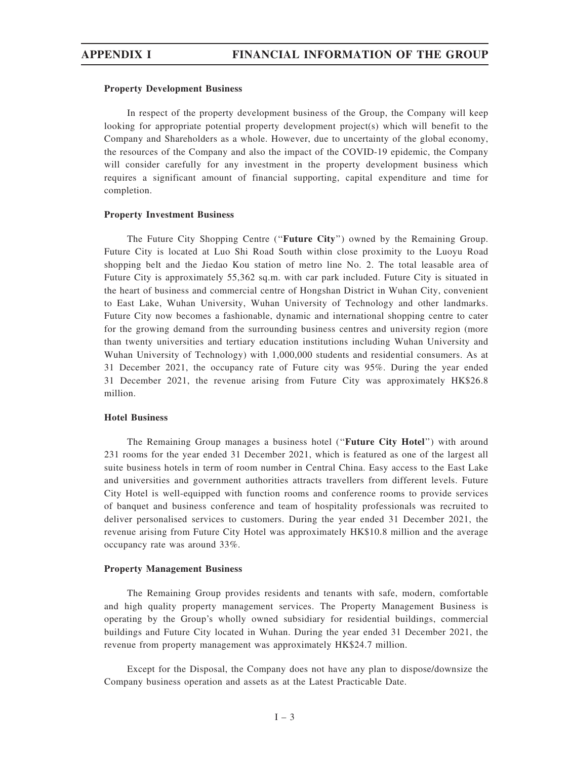### Property Development Business

In respect of the property development business of the Group, the Company will keep looking for appropriate potential property development project(s) which will benefit to the Company and Shareholders as a whole. However, due to uncertainty of the global economy, the resources of the Company and also the impact of the COVID-19 epidemic, the Company will consider carefully for any investment in the property development business which requires a significant amount of financial supporting, capital expenditure and time for completion.

### Property Investment Business

The Future City Shopping Centre ("**Future City**") owned by the Remaining Group. Future City is located at Luo Shi Road South within close proximity to the Luoyu Road shopping belt and the Jiedao Kou station of metro line No. 2. The total leasable area of Future City is approximately 55,362 sq.m. with car park included. Future City is situated in the heart of business and commercial centre of Hongshan District in Wuhan City, convenient to East Lake, Wuhan University, Wuhan University of Technology and other landmarks. Future City now becomes a fashionable, dynamic and international shopping centre to cater for the growing demand from the surrounding business centres and university region (more than twenty universities and tertiary education institutions including Wuhan University and Wuhan University of Technology) with 1,000,000 students and residential consumers. As at 31 December 2021, the occupancy rate of Future city was 95%. During the year ended 31 December 2021, the revenue arising from Future City was approximately HK$26.8 million.

### Hotel Business

The Remaining Group manages a business hotel ("**Future City Hotel**") with around 231 rooms for the year ended 31 December 2021, which is featured as one of the largest all suite business hotels in term of room number in Central China. Easy access to the East Lake and universities and government authorities attracts travellers from different levels. Future City Hotel is well-equipped with function rooms and conference rooms to provide services of banquet and business conference and team of hospitality professionals was recruited to deliver personalised services to customers. During the year ended 31 December 2021, the revenue arising from Future City Hotel was approximately HK$10.8 million and the average occupancy rate was around 33%.

### Property Management Business

The Remaining Group provides residents and tenants with safe, modern, comfortable and high quality property management services. The Property Management Business is operating by the Group's wholly owned subsidiary for residential buildings, commercial buildings and Future City located in Wuhan. During the year ended 31 December 2021, the revenue from property management was approximately HK$24.7 million.

Except for the Disposal, the Company does not have any plan to dispose/downsize the Company business operation and assets as at the Latest Practicable Date.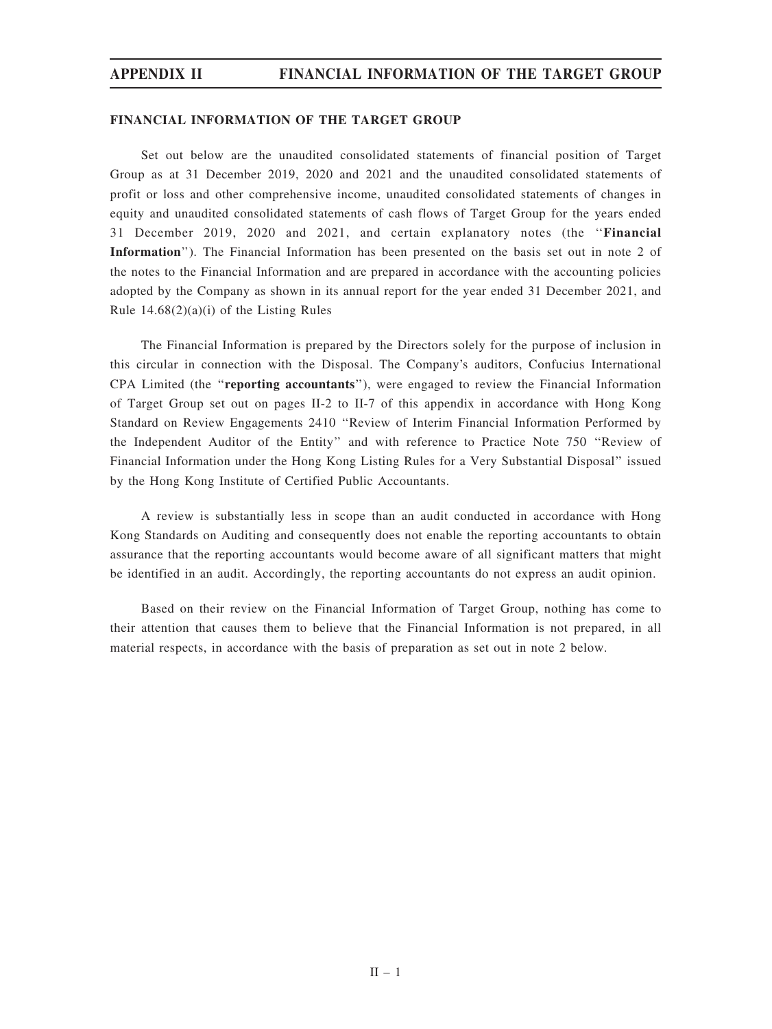## FINANCIAL INFORMATION OF THE TARGET GROUP

Set out below are the unaudited consolidated statements of financial position of Target Group as at 31 December 2019, 2020 and 2021 and the unaudited consolidated statements of profit or loss and other comprehensive income, unaudited consolidated statements of changes in equity and unaudited consolidated statements of cash flows of Target Group for the years ended 31 December 2019, 2020 and 2021, and certain explanatory notes (the "**Financial Information**"). The Financial Information has been presented on the basis set out in note 2 of the notes to the Financial Information and are prepared in accordance with the accounting policies adopted by the Company as shown in its annual report for the year ended 31 December 2021, and Rule 14.68(2)(a)(i) of the Listing Rules

The Financial Information is prepared by the Directors solely for the purpose of inclusion in this circular in connection with the Disposal. The Company's auditors, Confucius International CPA Limited (the "**reporting accountants**"), were engaged to review the Financial Information of Target Group set out on pages II-2 to II-7 of this appendix in accordance with Hong Kong Standard on Review Engagements 2410 "Review of Interim Financial Information Performed by the Independent Auditor of the Entity" and with reference to Practice Note 750 "Review of Financial Information under the Hong Kong Listing Rules for a Very Substantial Disposal" issued by the Hong Kong Institute of Certified Public Accountants.

A review is substantially less in scope than an audit conducted in accordance with Hong Kong Standards on Auditing and consequently does not enable the reporting accountants to obtain assurance that the reporting accountants would become aware of all significant matters that might be identified in an audit. Accordingly, the reporting accountants do not express an audit opinion.

Based on their review on the Financial Information of Target Group, nothing has come to their attention that causes them to believe that the Financial Information is not prepared, in all material respects, in accordance with the basis of preparation as set out in note 2 below.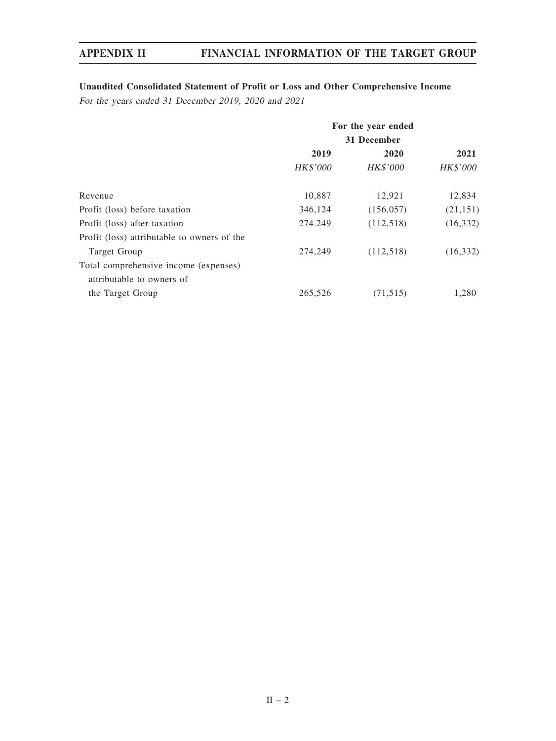**Unaudited Consolidated Statement of Profit or Loss and Other Comprehensive Income**

*For the years ended 31 December 2019, 2020 and 2021*

| | For the year ended 31 December | | |
|---|---|---|---|
| | **2019** | **2020** | **2021** |
| | *HK$'000* | *HK$'000* | *HK$'000* |
| Revenue | 10,887 | 12,921 | 12,834 |
| Profit (loss) before taxation | 346,124 | (156,057) | (21,151) |
| Profit (loss) after taxation | 274.249 | (112,518) | (16,332) |
| Profit (loss) attributable to owners of the Target Group | 274,249 | (112,518) | (16,332) |
| Total comprehensive income (expenses) attributable to owners of the Target Group | 265,526 | (71,515) | 1,280 |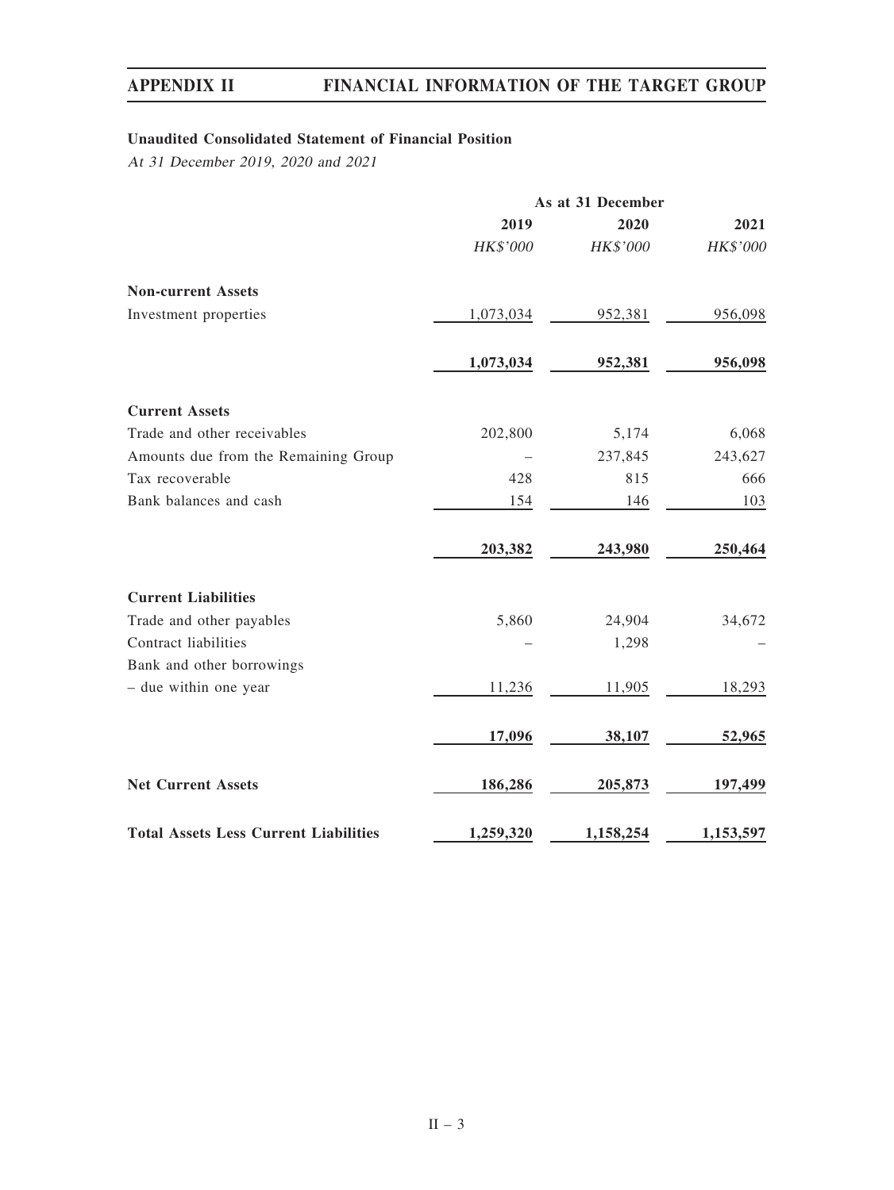### Unaudited Consolidated Statement of Financial Position

*At 31 December 2019, 2020 and 2021*

| | As at 31 December | | |
|---|---|---|---|
| | 2019 | 2020 | 2021 |
| | *HK$'000* | *HK$'000* | *HK$'000* |
| **Non-current Assets** | | | |
| Investment properties | 1,073,034 | 952,381 | 956,098 |
| | **1,073,034** | **952,381** | **956,098** |
| **Current Assets** | | | |
| Trade and other receivables | 202,800 | 5,174 | 6,068 |
| Amounts due from the Remaining Group | – | 237,845 | 243,627 |
| Tax recoverable | 428 | 815 | 666 |
| Bank balances and cash | 154 | 146 | 103 |
| | **203,382** | **243,980** | **250,464** |
| **Current Liabilities** | | | |
| Trade and other payables | 5,860 | 24,904 | 34,672 |
| Contract liabilities | – | 1,298 | – |
| Bank and other borrowings | | | |
| – due within one year | 11,236 | 11,905 | 18,293 |
| | **17,096** | **38,107** | **52,965** |
| **Net Current Assets** | **186,286** | **205,873** | **197,499** |
| **Total Assets Less Current Liabilities** | **1,259,320** | **1,158,254** | **1,153,597** |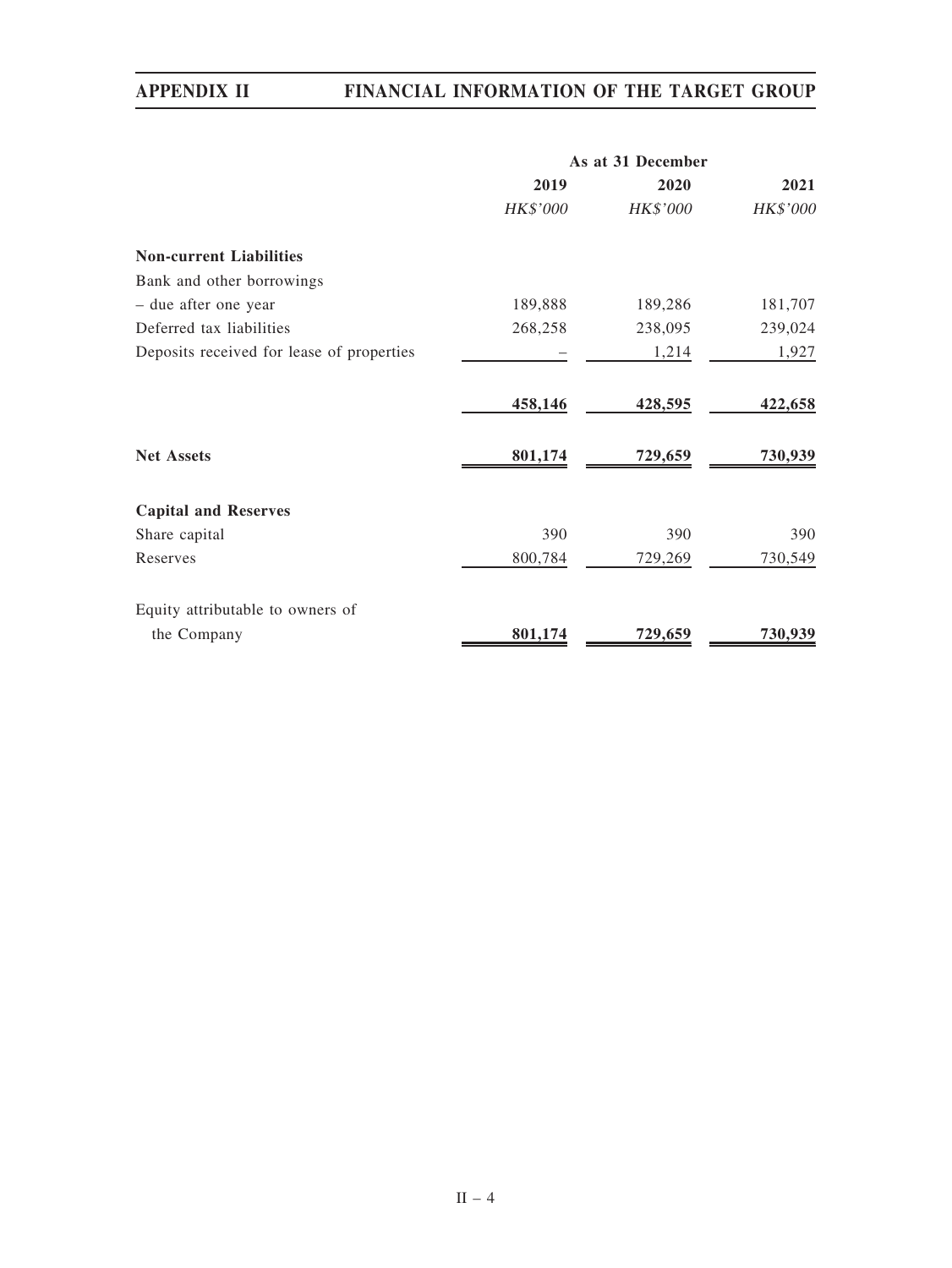| | As at 31 December | | |
|---|---|---|---|
| | 2019 | 2020 | 2021 |
| | *HK$'000* | *HK$'000* | *HK$'000* |
| **Non-current Liabilities** | | | |
| Bank and other borrowings | | | |
| – due after one year | 189,888 | 189,286 | 181,707 |
| Deferred tax liabilities | 268,258 | 238,095 | 239,024 |
| Deposits received for lease of properties | – | 1,214 | 1,927 |
| | **458,146** | **428,595** | **422,658** |
| **Net Assets** | **801,174** | **729,659** | **730,939** |
| **Capital and Reserves** | | | |
| Share capital | 390 | 390 | 390 |
| Reserves | 800,784 | 729,269 | 730,549 |
| Equity attributable to owners of the Company | **801,174** | **729,659** | **730,939** |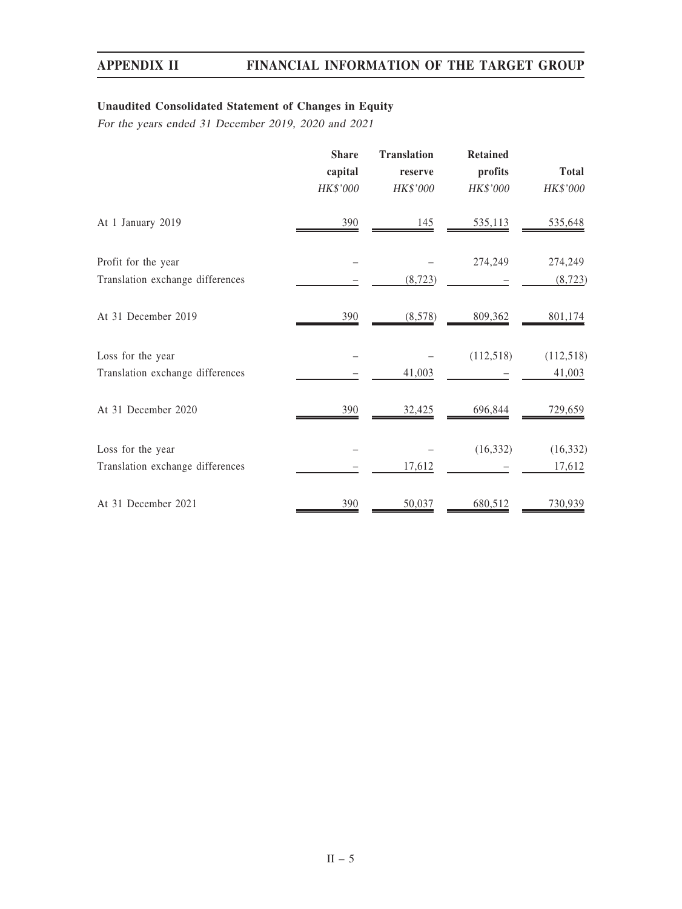### Unaudited Consolidated Statement of Changes in Equity

*For the years ended 31 December 2019, 2020 and 2021*

| | Share capital | Translation reserve | Retained profits | Total |
|---|---|---|---|---|
| | *HK$'000* | *HK$'000* | *HK$'000* | *HK$'000* |
| At 1 January 2019 | 390 | 145 | 535,113 | 535,648 |
| Profit for the year | – | – | 274,249 | 274,249 |
| Translation exchange differences | – | (8,723) | – | (8,723) |
| At 31 December 2019 | 390 | (8,578) | 809,362 | 801,174 |
| Loss for the year | – | – | (112,518) | (112,518) |
| Translation exchange differences | – | 41,003 | – | 41,003 |
| At 31 December 2020 | 390 | 32,425 | 696,844 | 729,659 |
| Loss for the year | – | – | (16,332) | (16,332) |
| Translation exchange differences | – | 17,612 | – | 17,612 |
| At 31 December 2021 | 390 | 50,037 | 680,512 | 730,939 |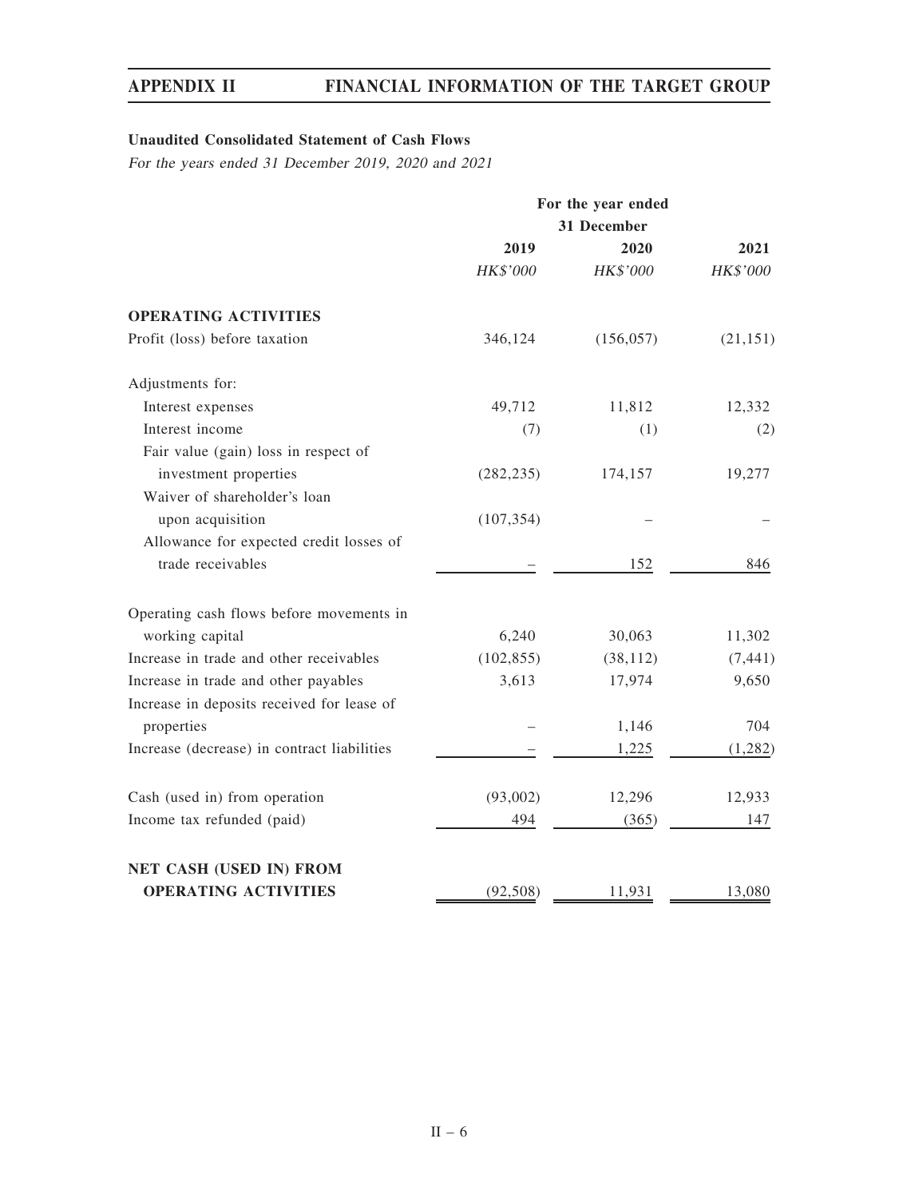**Unaudited Consolidated Statement of Cash Flows**

*For the years ended 31 December 2019, 2020 and 2021*

| | For the year ended 31 December | | |
|---|---|---|---|
| | 2019 | 2020 | 2021 |
| | *HK$'000* | *HK$'000* | *HK$'000* |
| **OPERATING ACTIVITIES** | | | |
| Profit (loss) before taxation | 346,124 | (156,057) | (21,151) |
| Adjustments for: | | | |
| Interest expenses | 49,712 | 11,812 | 12,332 |
| Interest income | (7) | (1) | (2) |
| Fair value (gain) loss in respect of investment properties | (282,235) | 174,157 | 19,277 |
| Waiver of shareholder's loan upon acquisition | (107,354) | – | – |
| Allowance for expected credit losses of trade receivables | – | 152 | 846 |
| Operating cash flows before movements in working capital | 6,240 | 30,063 | 11,302 |
| Increase in trade and other receivables | (102,855) | (38,112) | (7,441) |
| Increase in trade and other payables | 3,613 | 17,974 | 9,650 |
| Increase in deposits received for lease of properties | – | 1,146 | 704 |
| Increase (decrease) in contract liabilities | – | 1,225 | (1,282) |
| Cash (used in) from operation | (93,002) | 12,296 | 12,933 |
| Income tax refunded (paid) | 494 | (365) | 147 |
| **NET CASH (USED IN) FROM OPERATING ACTIVITIES** | (92,508) | 11,931 | 13,080 |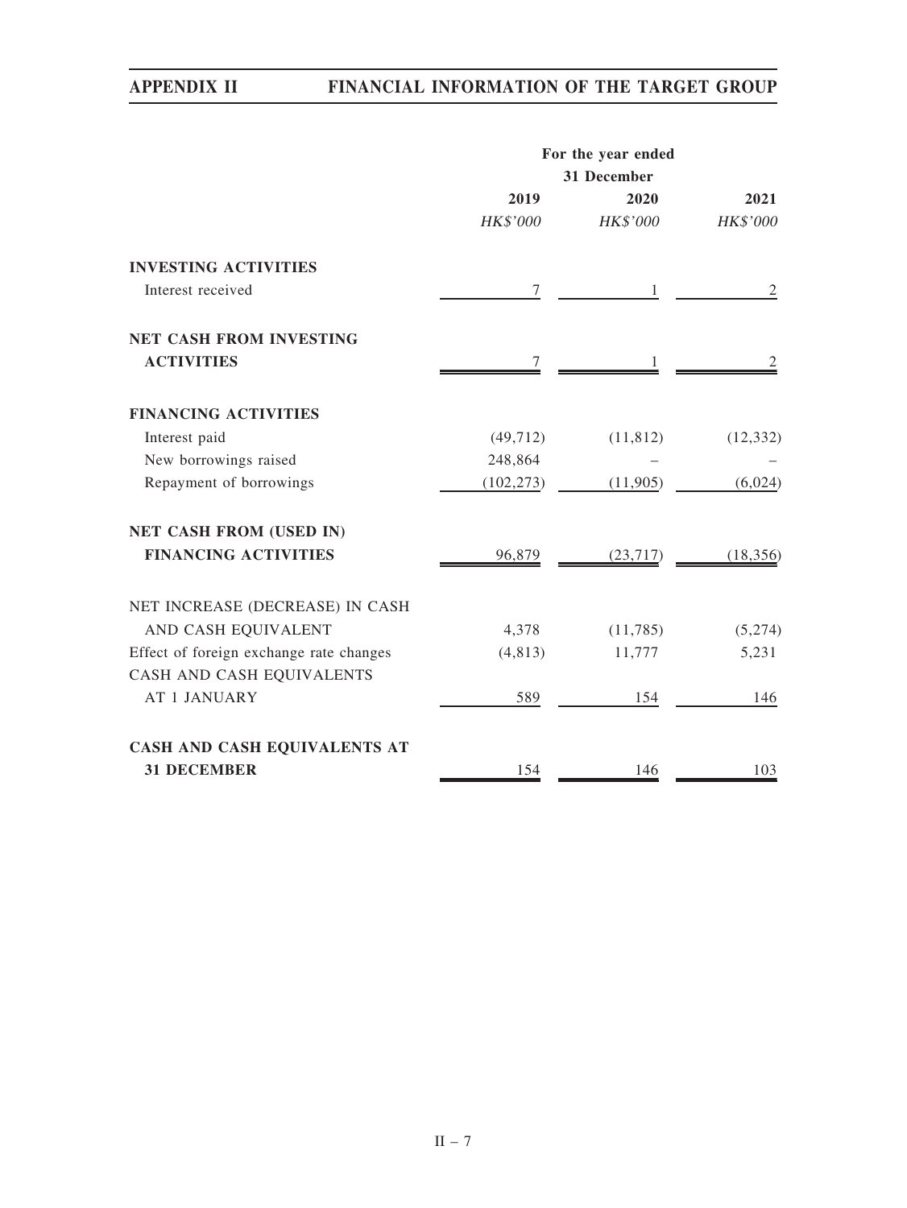| | For the year ended 31 December | | |
|---|---|---|---|
| | 2019 | 2020 | 2021 |
| | *HK$'000* | *HK$'000* | *HK$'000* |
| **INVESTING ACTIVITIES** | | | |
| Interest received | 7 | 1 | 2 |
| **NET CASH FROM INVESTING ACTIVITIES** | 7 | 1 | 2 |
| **FINANCING ACTIVITIES** | | | |
| Interest paid | (49,712) | (11,812) | (12,332) |
| New borrowings raised | 248,864 | – | – |
| Repayment of borrowings | (102,273) | (11,905) | (6,024) |
| **NET CASH FROM (USED IN) FINANCING ACTIVITIES** | 96,879 | (23,717) | (18,356) |
| NET INCREASE (DECREASE) IN CASH AND CASH EQUIVALENT | 4,378 | (11,785) | (5,274) |
| Effect of foreign exchange rate changes | (4,813) | 11,777 | 5,231 |
| CASH AND CASH EQUIVALENTS AT 1 JANUARY | 589 | 154 | 146 |
| **CASH AND CASH EQUIVALENTS AT 31 DECEMBER** | 154 | 146 | 103 |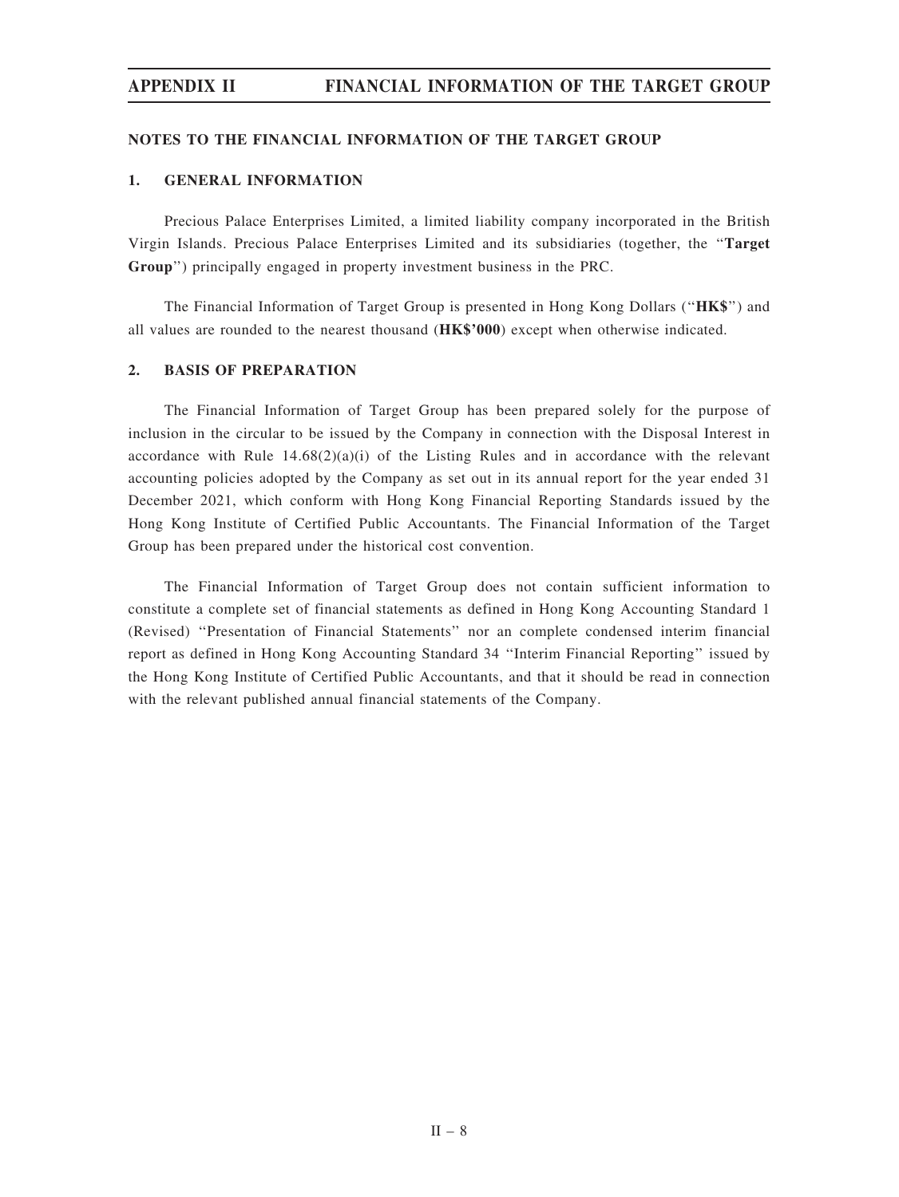## NOTES TO THE FINANCIAL INFORMATION OF THE TARGET GROUP

### 1. GENERAL INFORMATION

Precious Palace Enterprises Limited, a limited liability company incorporated in the British Virgin Islands. Precious Palace Enterprises Limited and its subsidiaries (together, the "**Target Group**") principally engaged in property investment business in the PRC.

The Financial Information of Target Group is presented in Hong Kong Dollars ("**HK$**") and all values are rounded to the nearest thousand (**HK$'000**) except when otherwise indicated.

### 2. BASIS OF PREPARATION

The Financial Information of Target Group has been prepared solely for the purpose of inclusion in the circular to be issued by the Company in connection with the Disposal Interest in accordance with Rule 14.68(2)(a)(i) of the Listing Rules and in accordance with the relevant accounting policies adopted by the Company as set out in its annual report for the year ended 31 December 2021, which conform with Hong Kong Financial Reporting Standards issued by the Hong Kong Institute of Certified Public Accountants. The Financial Information of the Target Group has been prepared under the historical cost convention.

The Financial Information of Target Group does not contain sufficient information to constitute a complete set of financial statements as defined in Hong Kong Accounting Standard 1 (Revised) "Presentation of Financial Statements" nor an complete condensed interim financial report as defined in Hong Kong Accounting Standard 34 "Interim Financial Reporting" issued by the Hong Kong Institute of Certified Public Accountants, and that it should be read in connection with the relevant published annual financial statements of the Company.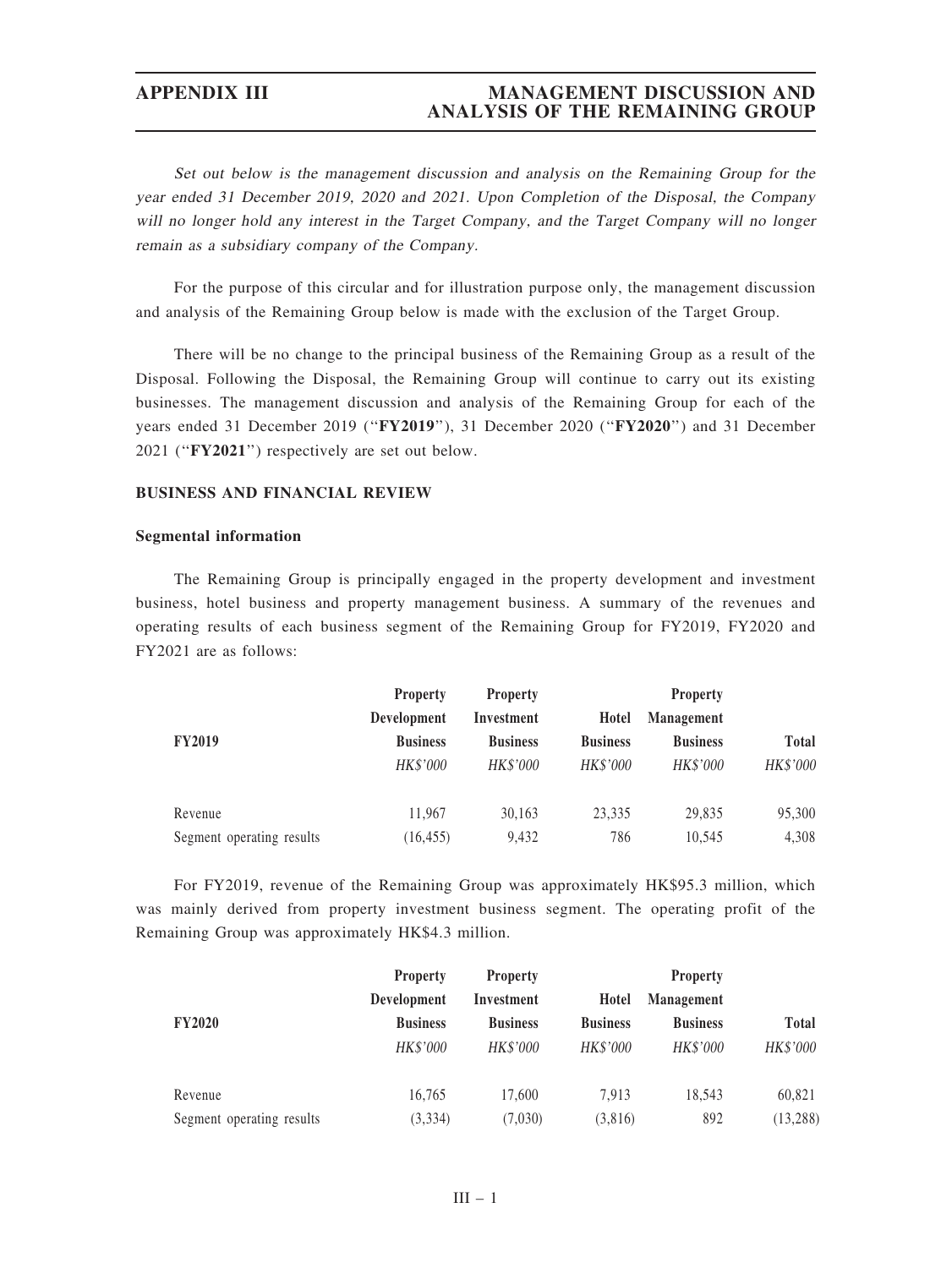*Set out below is the management discussion and analysis on the Remaining Group for the year ended 31 December 2019, 2020 and 2021. Upon Completion of the Disposal, the Company will no longer hold any interest in the Target Company, and the Target Company will no longer remain as a subsidiary company of the Company.*

For the purpose of this circular and for illustration purpose only, the management discussion and analysis of the Remaining Group below is made with the exclusion of the Target Group.

There will be no change to the principal business of the Remaining Group as a result of the Disposal. Following the Disposal, the Remaining Group will continue to carry out its existing businesses. The management discussion and analysis of the Remaining Group for each of the years ended 31 December 2019 ("**FY2019**"), 31 December 2020 ("**FY2020**") and 31 December 2021 ("**FY2021**") respectively are set out below.

## BUSINESS AND FINANCIAL REVIEW

### Segmental information

The Remaining Group is principally engaged in the property development and investment business, hotel business and property management business. A summary of the revenues and operating results of each business segment of the Remaining Group for FY2019, FY2020 and FY2021 are as follows:

| FY2019 | Property Development Business | Property Investment Business | Hotel Business | Property Management Business | Total |
|---|---|---|---|---|---|
| | *HK$'000* | *HK$'000* | *HK$'000* | *HK$'000* | *HK$'000* |
| Revenue | 11,967 | 30,163 | 23,335 | 29,835 | 95,300 |
| Segment operating results | (16,455) | 9,432 | 786 | 10,545 | 4,308 |

For FY2019, revenue of the Remaining Group was approximately HK$95.3 million, which was mainly derived from property investment business segment. The operating profit of the Remaining Group was approximately HK$4.3 million.

| FY2020 | Property Development Business | Property Investment Business | Hotel Business | Property Management Business | Total |
|---|---|---|---|---|---|
| | *HK$'000* | *HK$'000* | *HK$'000* | *HK$'000* | *HK$'000* |
| Revenue | 16,765 | 17,600 | 7,913 | 18,543 | 60,821 |
| Segment operating results | (3,334) | (7,030) | (3,816) | 892 | (13,288) |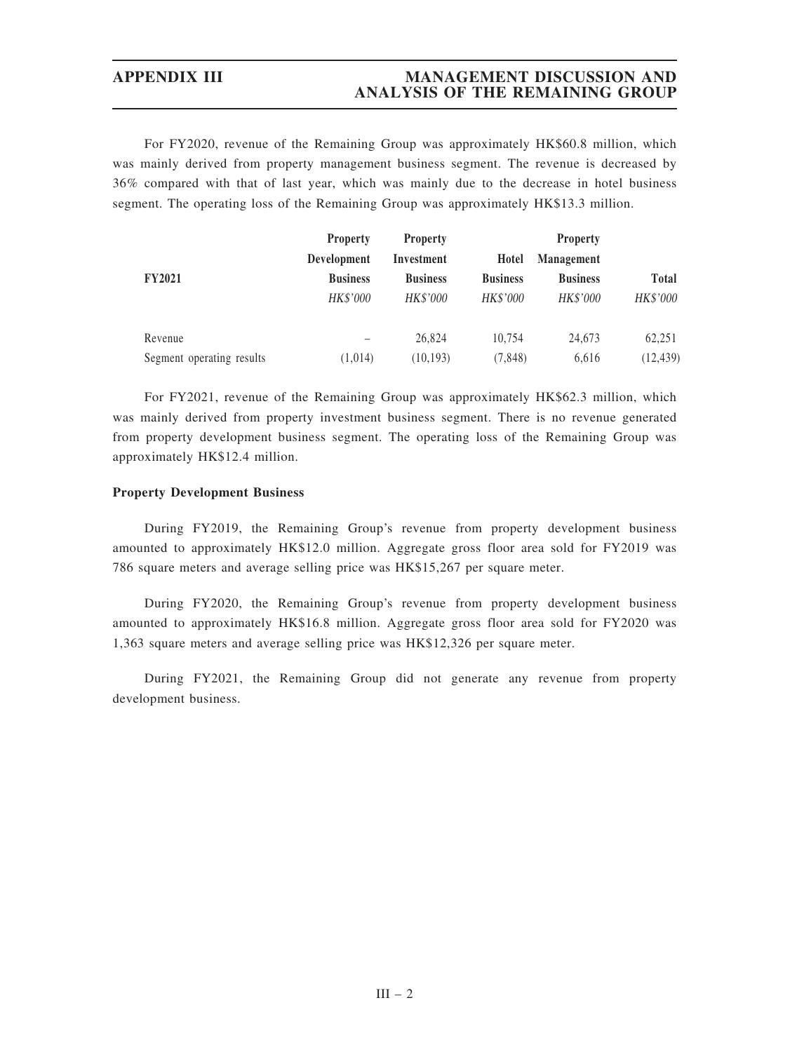For FY2020, revenue of the Remaining Group was approximately HK$60.8 million, which was mainly derived from property management business segment. The revenue is decreased by 36% compared with that of last year, which was mainly due to the decrease in hotel business segment. The operating loss of the Remaining Group was approximately HK$13.3 million.

| FY2021 | Property Development Business | Property Investment Business | Hotel Business | Property Management Business | Total |
|---|---|---|---|---|---|
| | *HK$'000* | *HK$'000* | *HK$'000* | *HK$'000* | *HK$'000* |
| Revenue | – | 26,824 | 10,754 | 24,673 | 62,251 |
| Segment operating results | (1,014) | (10,193) | (7,848) | 6,616 | (12,439) |

For FY2021, revenue of the Remaining Group was approximately HK$62.3 million, which was mainly derived from property investment business segment. There is no revenue generated from property development business segment. The operating loss of the Remaining Group was approximately HK$12.4 million.

**Property Development Business**

During FY2019, the Remaining Group's revenue from property development business amounted to approximately HK$12.0 million. Aggregate gross floor area sold for FY2019 was 786 square meters and average selling price was HK$15,267 per square meter.

During FY2020, the Remaining Group's revenue from property development business amounted to approximately HK$16.8 million. Aggregate gross floor area sold for FY2020 was 1,363 square meters and average selling price was HK$12,326 per square meter.

During FY2021, the Remaining Group did not generate any revenue from property development business.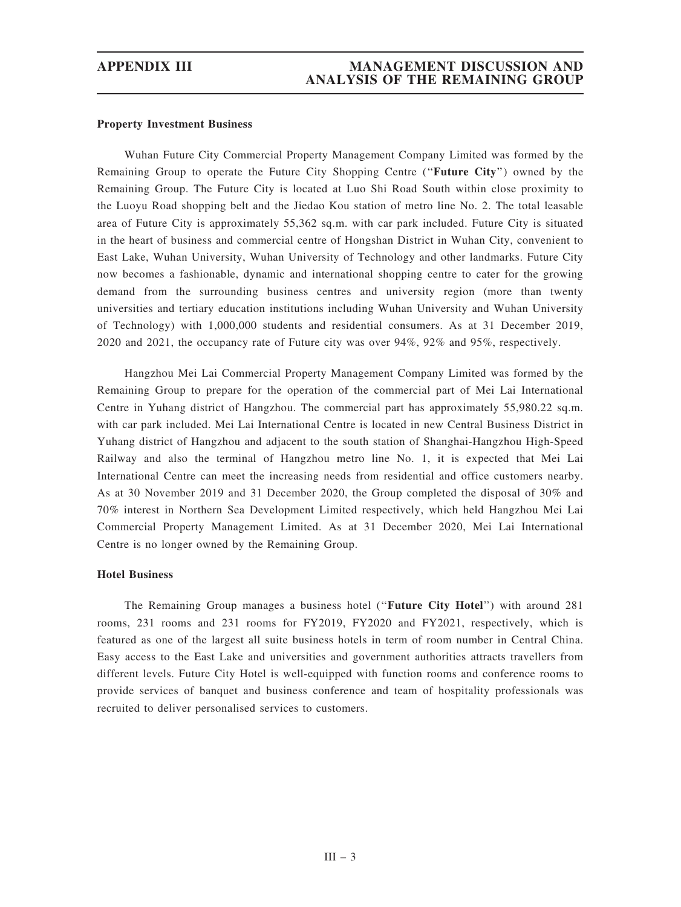**Property Investment Business**

Wuhan Future City Commercial Property Management Company Limited was formed by the Remaining Group to operate the Future City Shopping Centre ("**Future City**") owned by the Remaining Group. The Future City is located at Luo Shi Road South within close proximity to the Luoyu Road shopping belt and the Jiedao Kou station of metro line No. 2. The total leasable area of Future City is approximately 55,362 sq.m. with car park included. Future City is situated in the heart of business and commercial centre of Hongshan District in Wuhan City, convenient to East Lake, Wuhan University, Wuhan University of Technology and other landmarks. Future City now becomes a fashionable, dynamic and international shopping centre to cater for the growing demand from the surrounding business centres and university region (more than twenty universities and tertiary education institutions including Wuhan University and Wuhan University of Technology) with 1,000,000 students and residential consumers. As at 31 December 2019, 2020 and 2021, the occupancy rate of Future city was over 94%, 92% and 95%, respectively.

Hangzhou Mei Lai Commercial Property Management Company Limited was formed by the Remaining Group to prepare for the operation of the commercial part of Mei Lai International Centre in Yuhang district of Hangzhou. The commercial part has approximately 55,980.22 sq.m. with car park included. Mei Lai International Centre is located in new Central Business District in Yuhang district of Hangzhou and adjacent to the south station of Shanghai-Hangzhou High-Speed Railway and also the terminal of Hangzhou metro line No. 1, it is expected that Mei Lai International Centre can meet the increasing needs from residential and office customers nearby. As at 30 November 2019 and 31 December 2020, the Group completed the disposal of 30% and 70% interest in Northern Sea Development Limited respectively, which held Hangzhou Mei Lai Commercial Property Management Limited. As at 31 December 2020, Mei Lai International Centre is no longer owned by the Remaining Group.

**Hotel Business**

The Remaining Group manages a business hotel ("**Future City Hotel**") with around 281 rooms, 231 rooms and 231 rooms for FY2019, FY2020 and FY2021, respectively, which is featured as one of the largest all suite business hotels in term of room number in Central China. Easy access to the East Lake and universities and government authorities attracts travellers from different levels. Future City Hotel is well-equipped with function rooms and conference rooms to provide services of banquet and business conference and team of hospitality professionals was recruited to deliver personalised services to customers.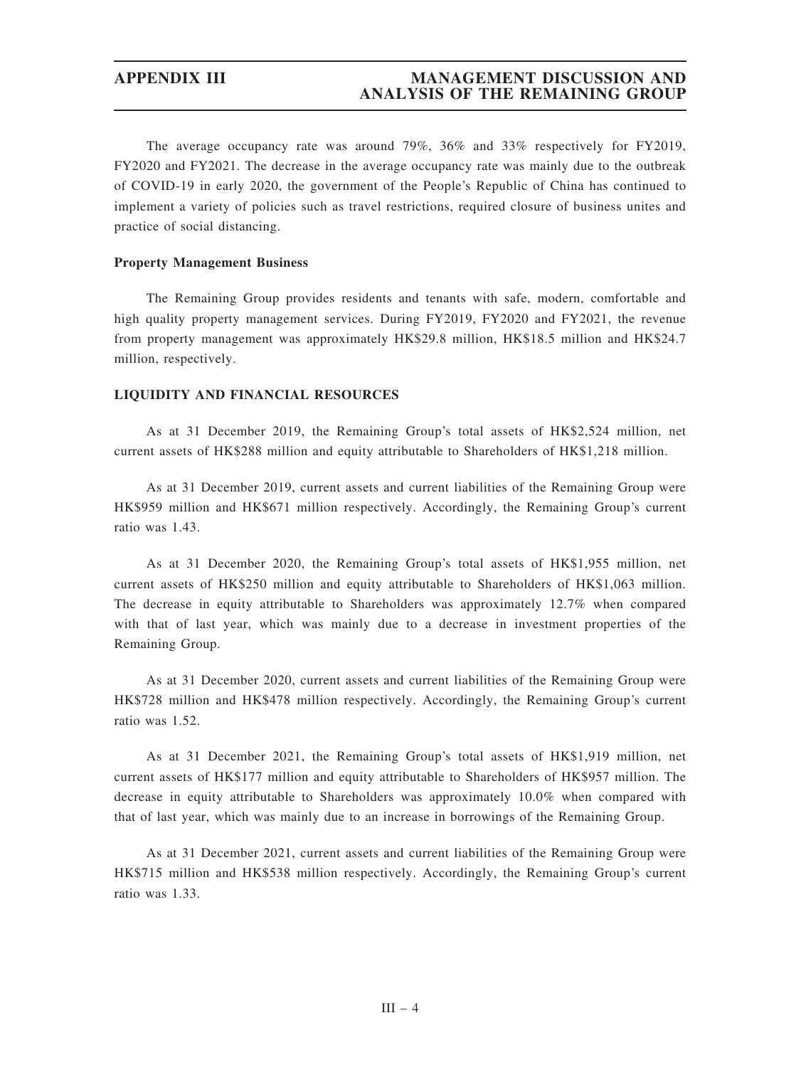The average occupancy rate was around 79%, 36% and 33% respectively for FY2019, FY2020 and FY2021. The decrease in the average occupancy rate was mainly due to the outbreak of COVID-19 in early 2020, the government of the People's Republic of China has continued to implement a variety of policies such as travel restrictions, required closure of business unites and practice of social distancing.

**Property Management Business**

The Remaining Group provides residents and tenants with safe, modern, comfortable and high quality property management services. During FY2019, FY2020 and FY2021, the revenue from property management was approximately HK$29.8 million, HK$18.5 million and HK$24.7 million, respectively.

**LIQUIDITY AND FINANCIAL RESOURCES**

As at 31 December 2019, the Remaining Group's total assets of HK$2,524 million, net current assets of HK$288 million and equity attributable to Shareholders of HK$1,218 million.

As at 31 December 2019, current assets and current liabilities of the Remaining Group were HK$959 million and HK$671 million respectively. Accordingly, the Remaining Group's current ratio was 1.43.

As at 31 December 2020, the Remaining Group's total assets of HK$1,955 million, net current assets of HK$250 million and equity attributable to Shareholders of HK$1,063 million. The decrease in equity attributable to Shareholders was approximately 12.7% when compared with that of last year, which was mainly due to a decrease in investment properties of the Remaining Group.

As at 31 December 2020, current assets and current liabilities of the Remaining Group were HK$728 million and HK$478 million respectively. Accordingly, the Remaining Group's current ratio was 1.52.

As at 31 December 2021, the Remaining Group's total assets of HK$1,919 million, net current assets of HK$177 million and equity attributable to Shareholders of HK$957 million. The decrease in equity attributable to Shareholders was approximately 10.0% when compared with that of last year, which was mainly due to an increase in borrowings of the Remaining Group.

As at 31 December 2021, current assets and current liabilities of the Remaining Group were HK$715 million and HK$538 million respectively. Accordingly, the Remaining Group's current ratio was 1.33.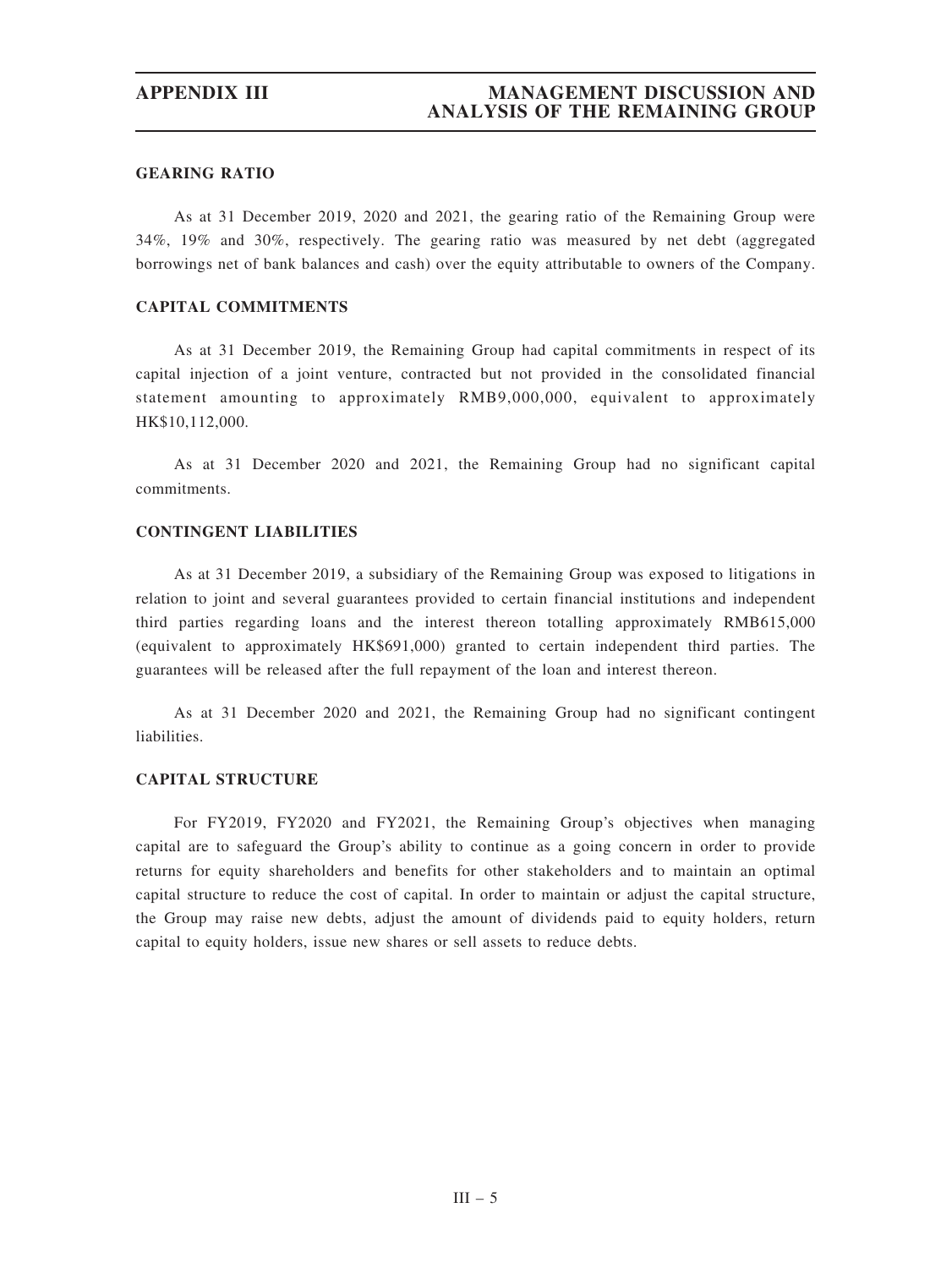## GEARING RATIO

As at 31 December 2019, 2020 and 2021, the gearing ratio of the Remaining Group were 34%, 19% and 30%, respectively. The gearing ratio was measured by net debt (aggregated borrowings net of bank balances and cash) over the equity attributable to owners of the Company.

## CAPITAL COMMITMENTS

As at 31 December 2019, the Remaining Group had capital commitments in respect of its capital injection of a joint venture, contracted but not provided in the consolidated financial statement amounting to approximately RMB9,000,000, equivalent to approximately HK$10,112,000.

As at 31 December 2020 and 2021, the Remaining Group had no significant capital commitments.

## CONTINGENT LIABILITIES

As at 31 December 2019, a subsidiary of the Remaining Group was exposed to litigations in relation to joint and several guarantees provided to certain financial institutions and independent third parties regarding loans and the interest thereon totalling approximately RMB615,000 (equivalent to approximately HK$691,000) granted to certain independent third parties. The guarantees will be released after the full repayment of the loan and interest thereon.

As at 31 December 2020 and 2021, the Remaining Group had no significant contingent liabilities.

## CAPITAL STRUCTURE

For FY2019, FY2020 and FY2021, the Remaining Group's objectives when managing capital are to safeguard the Group's ability to continue as a going concern in order to provide returns for equity shareholders and benefits for other stakeholders and to maintain an optimal capital structure to reduce the cost of capital. In order to maintain or adjust the capital structure, the Group may raise new debts, adjust the amount of dividends paid to equity holders, return capital to equity holders, issue new shares or sell assets to reduce debts.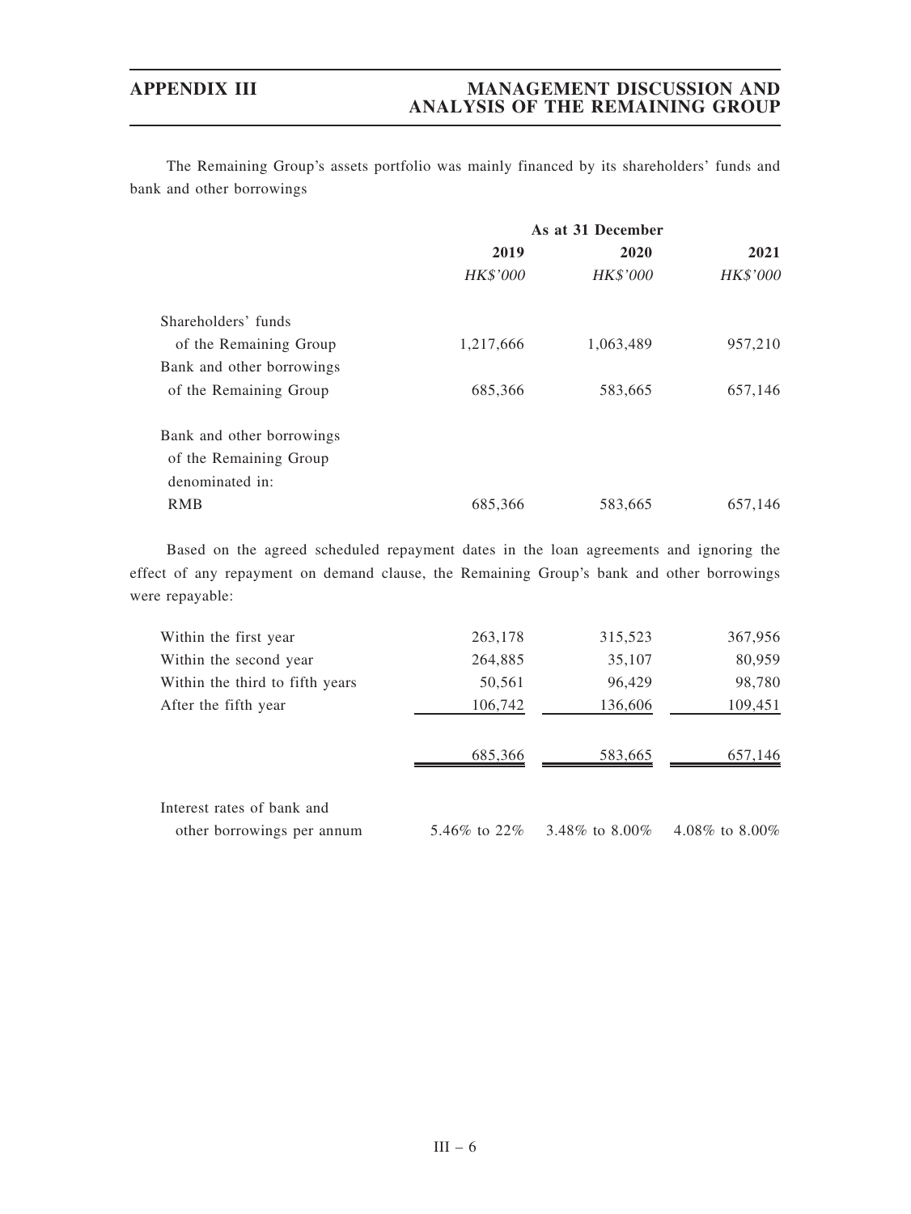The Remaining Group's assets portfolio was mainly financed by its shareholders' funds and bank and other borrowings

| | As at 31 December | | |
|---|---|---|---|
| | 2019 | 2020 | 2021 |
| | *HK$'000* | *HK$'000* | *HK$'000* |
| Shareholders' funds of the Remaining Group | 1,217,666 | 1,063,489 | 957,210 |
| Bank and other borrowings of the Remaining Group | 685,366 | 583,665 | 657,146 |
| Bank and other borrowings of the Remaining Group denominated in: | | | |
| RMB | 685,366 | 583,665 | 657,146 |

Based on the agreed scheduled repayment dates in the loan agreements and ignoring the effect of any repayment on demand clause, the Remaining Group's bank and other borrowings were repayable:

| | 2019 | 2020 | 2021 |
|---|---|---|---|
| Within the first year | 263,178 | 315,523 | 367,956 |
| Within the second year | 264,885 | 35,107 | 80,959 |
| Within the third to fifth years | 50,561 | 96,429 | 98,780 |
| After the fifth year | 106,742 | 136,606 | 109,451 |
| | 685,366 | 583,665 | 657,146 |
| Interest rates of bank and other borrowings per annum | 5.46% to 22% | 3.48% to 8.00% | 4.08% to 8.00% |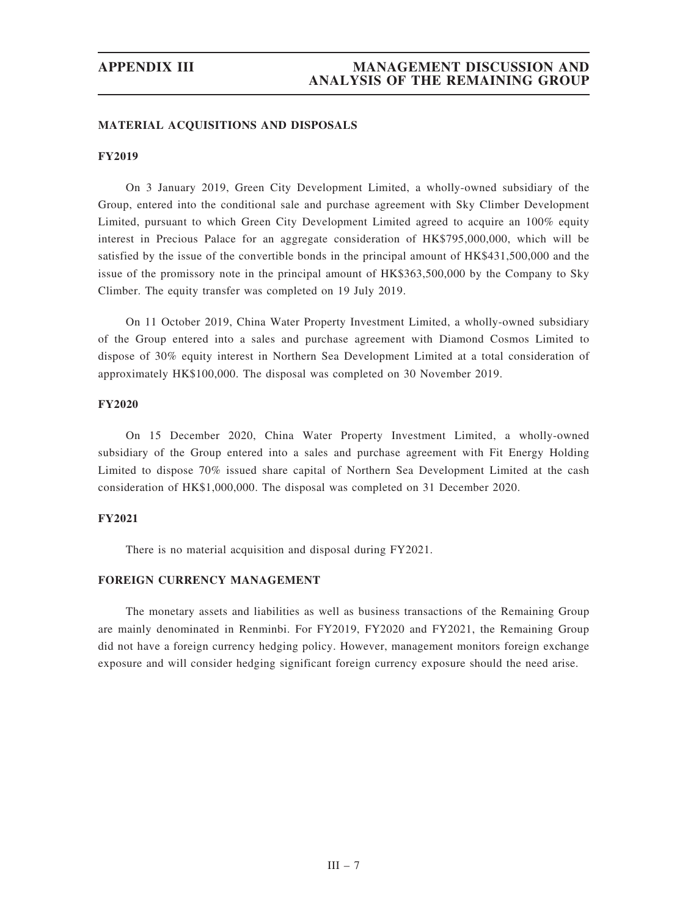## MATERIAL ACQUISITIONS AND DISPOSALS

### FY2019

On 3 January 2019, Green City Development Limited, a wholly-owned subsidiary of the Group, entered into the conditional sale and purchase agreement with Sky Climber Development Limited, pursuant to which Green City Development Limited agreed to acquire an 100% equity interest in Precious Palace for an aggregate consideration of HK$795,000,000, which will be satisfied by the issue of the convertible bonds in the principal amount of HK$431,500,000 and the issue of the promissory note in the principal amount of HK$363,500,000 by the Company to Sky Climber. The equity transfer was completed on 19 July 2019.

On 11 October 2019, China Water Property Investment Limited, a wholly-owned subsidiary of the Group entered into a sales and purchase agreement with Diamond Cosmos Limited to dispose of 30% equity interest in Northern Sea Development Limited at a total consideration of approximately HK$100,000. The disposal was completed on 30 November 2019.

### FY2020

On 15 December 2020, China Water Property Investment Limited, a wholly-owned subsidiary of the Group entered into a sales and purchase agreement with Fit Energy Holding Limited to dispose 70% issued share capital of Northern Sea Development Limited at the cash consideration of HK$1,000,000. The disposal was completed on 31 December 2020.

### FY2021

There is no material acquisition and disposal during FY2021.

## FOREIGN CURRENCY MANAGEMENT

The monetary assets and liabilities as well as business transactions of the Remaining Group are mainly denominated in Renminbi. For FY2019, FY2020 and FY2021, the Remaining Group did not have a foreign currency hedging policy. However, management monitors foreign exchange exposure and will consider hedging significant foreign currency exposure should the need arise.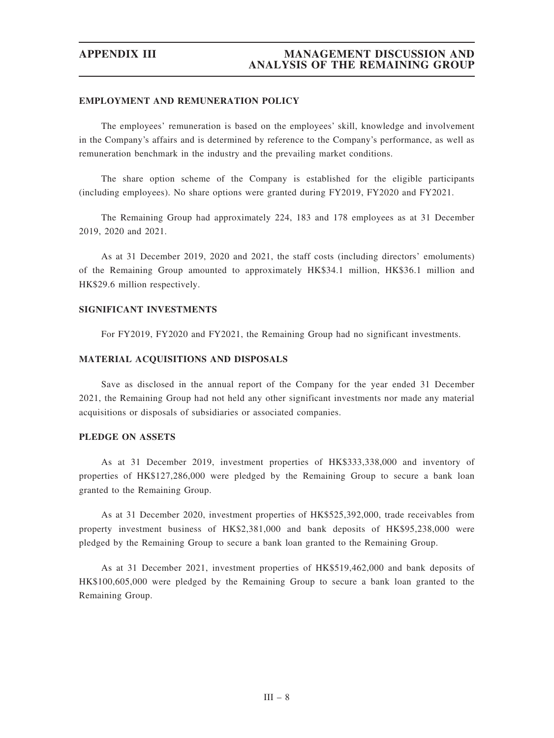## EMPLOYMENT AND REMUNERATION POLICY

The employees' remuneration is based on the employees' skill, knowledge and involvement in the Company's affairs and is determined by reference to the Company's performance, as well as remuneration benchmark in the industry and the prevailing market conditions.

The share option scheme of the Company is established for the eligible participants (including employees). No share options were granted during FY2019, FY2020 and FY2021.

The Remaining Group had approximately 224, 183 and 178 employees as at 31 December 2019, 2020 and 2021.

As at 31 December 2019, 2020 and 2021, the staff costs (including directors' emoluments) of the Remaining Group amounted to approximately HK$34.1 million, HK$36.1 million and HK$29.6 million respectively.

## SIGNIFICANT INVESTMENTS

For FY2019, FY2020 and FY2021, the Remaining Group had no significant investments.

## MATERIAL ACQUISITIONS AND DISPOSALS

Save as disclosed in the annual report of the Company for the year ended 31 December 2021, the Remaining Group had not held any other significant investments nor made any material acquisitions or disposals of subsidiaries or associated companies.

## PLEDGE ON ASSETS

As at 31 December 2019, investment properties of HK$333,338,000 and inventory of properties of HK$127,286,000 were pledged by the Remaining Group to secure a bank loan granted to the Remaining Group.

As at 31 December 2020, investment properties of HK$525,392,000, trade receivables from property investment business of HK$2,381,000 and bank deposits of HK$95,238,000 were pledged by the Remaining Group to secure a bank loan granted to the Remaining Group.

As at 31 December 2021, investment properties of HK$519,462,000 and bank deposits of HK$100,605,000 were pledged by the Remaining Group to secure a bank loan granted to the Remaining Group.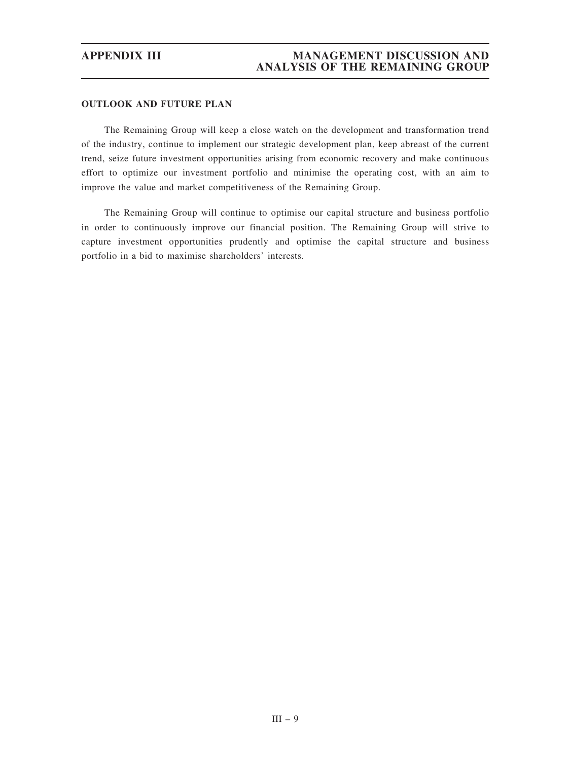## OUTLOOK AND FUTURE PLAN

The Remaining Group will keep a close watch on the development and transformation trend of the industry, continue to implement our strategic development plan, keep abreast of the current trend, seize future investment opportunities arising from economic recovery and make continuous effort to optimize our investment portfolio and minimise the operating cost, with an aim to improve the value and market competitiveness of the Remaining Group.

The Remaining Group will continue to optimise our capital structure and business portfolio in order to continuously improve our financial position. The Remaining Group will strive to capture investment opportunities prudently and optimise the capital structure and business portfolio in a bid to maximise shareholders' interests.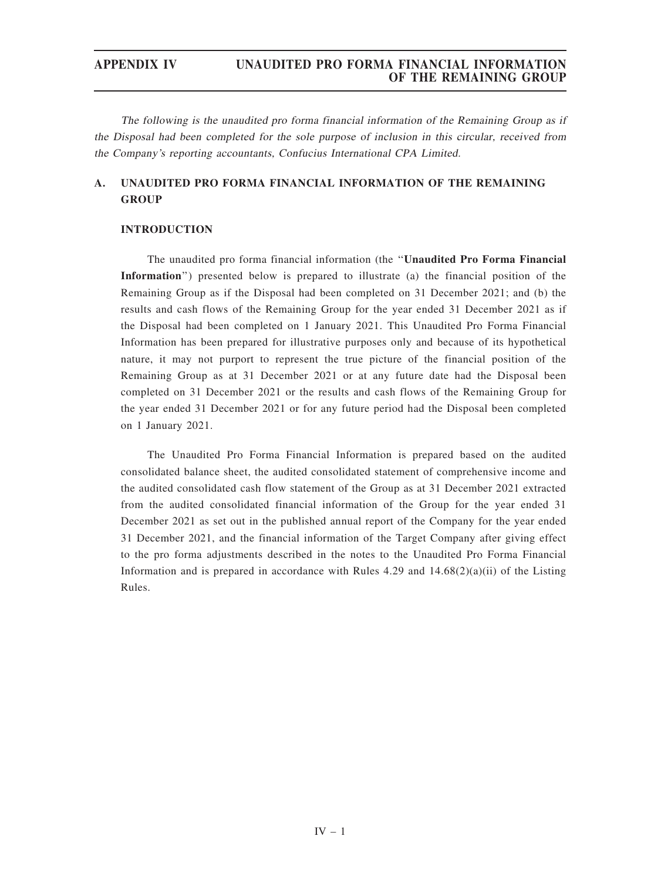*The following is the unaudited pro forma financial information of the Remaining Group as if the Disposal had been completed for the sole purpose of inclusion in this circular, received from the Company's reporting accountants, Confucius International CPA Limited.*

## A. UNAUDITED PRO FORMA FINANCIAL INFORMATION OF THE REMAINING GROUP

### INTRODUCTION

The unaudited pro forma financial information (the "**Unaudited Pro Forma Financial Information**") presented below is prepared to illustrate (a) the financial position of the Remaining Group as if the Disposal had been completed on 31 December 2021; and (b) the results and cash flows of the Remaining Group for the year ended 31 December 2021 as if the Disposal had been completed on 1 January 2021. This Unaudited Pro Forma Financial Information has been prepared for illustrative purposes only and because of its hypothetical nature, it may not purport to represent the true picture of the financial position of the Remaining Group as at 31 December 2021 or at any future date had the Disposal been completed on 31 December 2021 or the results and cash flows of the Remaining Group for the year ended 31 December 2021 or for any future period had the Disposal been completed on 1 January 2021.

The Unaudited Pro Forma Financial Information is prepared based on the audited consolidated balance sheet, the audited consolidated statement of comprehensive income and the audited consolidated cash flow statement of the Group as at 31 December 2021 extracted from the audited consolidated financial information of the Group for the year ended 31 December 2021 as set out in the published annual report of the Company for the year ended 31 December 2021, and the financial information of the Target Company after giving effect to the pro forma adjustments described in the notes to the Unaudited Pro Forma Financial Information and is prepared in accordance with Rules 4.29 and 14.68(2)(a)(ii) of the Listing Rules.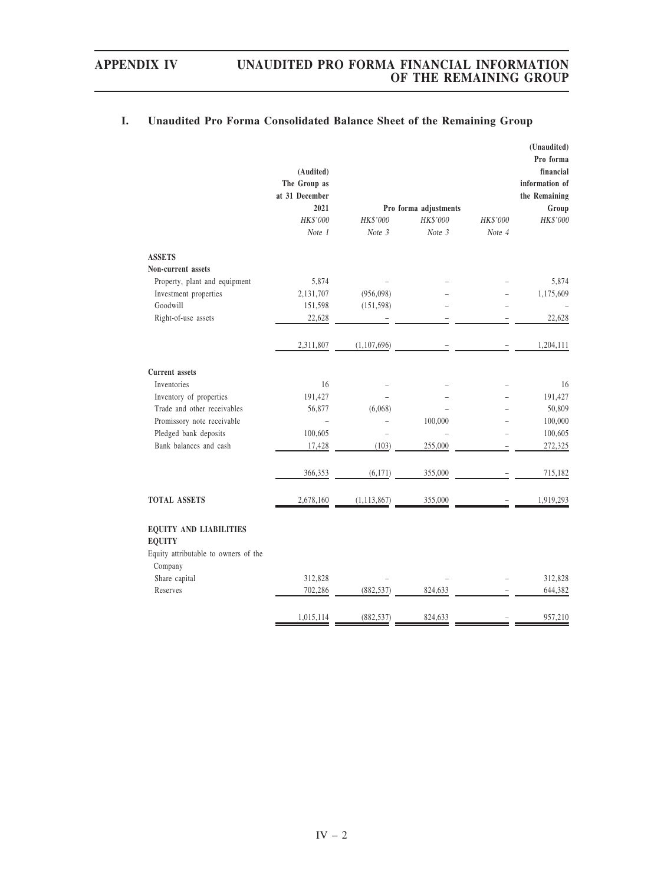## I. Unaudited Pro Forma Consolidated Balance Sheet of the Remaining Group

| | (Audited) The Group as at 31 December 2021 | Pro forma adjustments | | | (Unaudited) Pro forma financial information of the Remaining Group |
|---|---|---|---|---|---|
| | *HK$'000* | *HK$'000* | *HK$'000* | *HK$'000* | *HK$'000* |
| | *Note 1* | *Note 3* | *Note 3* | *Note 4* | |
| **ASSETS** | | | | | |
| **Non-current assets** | | | | | |
| Property, plant and equipment | 5,874 | – | – | – | 5,874 |
| Investment properties | 2,131,707 | (956,098) | – | – | 1,175,609 |
| Goodwill | 151,598 | (151,598) | – | – | – |
| Right-of-use assets | 22,628 | – | – | – | 22,628 |
| | 2,311,807 | (1,107,696) | – | – | 1,204,111 |
| **Current assets** | | | | | |
| Inventories | 16 | – | – | – | 16 |
| Inventory of properties | 191,427 | – | – | – | 191,427 |
| Trade and other receivables | 56,877 | (6,068) | – | – | 50,809 |
| Promissory note receivable | – | – | 100,000 | – | 100,000 |
| Pledged bank deposits | 100,605 | – | – | – | 100,605 |
| Bank balances and cash | 17,428 | (103) | 255,000 | – | 272,325 |
| | 366,353 | (6,171) | 355,000 | – | 715,182 |
| **TOTAL ASSETS** | 2,678,160 | (1,113,867) | 355,000 | – | 1,919,293 |
| **EQUITY AND LIABILITIES** | | | | | |
| **EQUITY** | | | | | |
| Equity attributable to owners of the Company | | | | | |
| Share capital | 312,828 | – | – | – | 312,828 |
| Reserves | 702,286 | (882,537) | 824,633 | – | 644,382 |
| | 1,015,114 | (882,537) | 824,633 | – | 957,210 |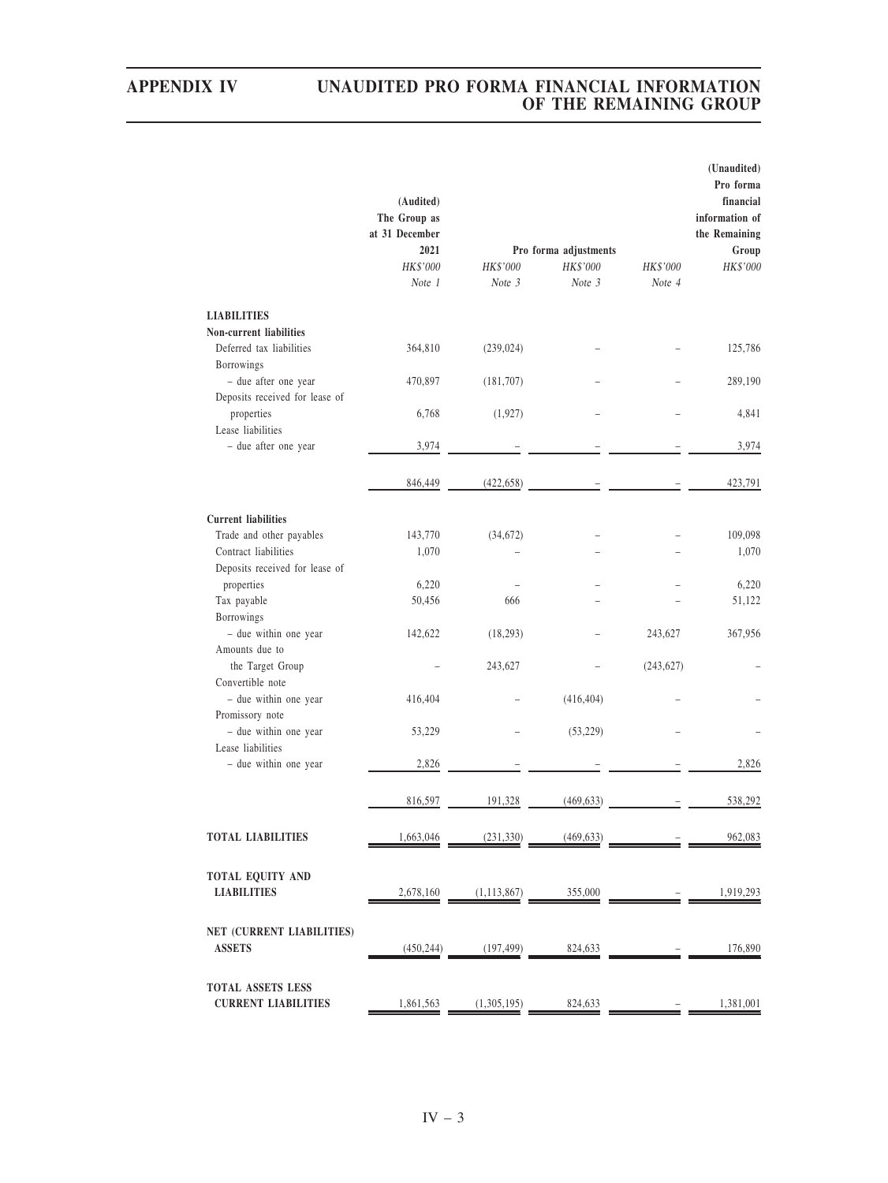| | (Audited) The Group as at 31 December 2021 | Pro forma adjustments | | | (Unaudited) Pro forma financial information of the Remaining Group |
|---|---|---|---|---|---|
| | *HK$'000* | *HK$'000* | *HK$'000* | *HK$'000* | *HK$'000* |
| | *Note 1* | *Note 3* | *Note 3* | *Note 4* | |
| **LIABILITIES** | | | | | |
| **Non-current liabilities** | | | | | |
| Deferred tax liabilities | 364,810 | (239,024) | – | – | 125,786 |
| Borrowings – due after one year | 470,897 | (181,707) | – | – | 289,190 |
| Deposits received for lease of properties | 6,768 | (1,927) | – | – | 4,841 |
| Lease liabilities – due after one year | 3,974 | – | – | – | 3,974 |
| | 846,449 | (422,658) | – | – | 423,791 |
| **Current liabilities** | | | | | |
| Trade and other payables | 143,770 | (34,672) | – | – | 109,098 |
| Contract liabilities | 1,070 | – | – | – | 1,070 |
| Deposits received for lease of properties | 6,220 | – | – | – | 6,220 |
| Tax payable | 50,456 | 666 | – | – | 51,122 |
| Borrowings – due within one year | 142,622 | (18,293) | – | 243,627 | 367,956 |
| Amounts due to the Target Group | – | 243,627 | – | (243,627) | – |
| Convertible note – due within one year | 416,404 | – | (416,404) | – | – |
| Promissory note – due within one year | 53,229 | – | (53,229) | – | – |
| Lease liabilities – due within one year | 2,826 | – | – | – | 2,826 |
| | 816,597 | 191,328 | (469,633) | – | 538,292 |
| **TOTAL LIABILITIES** | 1,663,046 | (231,330) | (469,633) | – | 962,083 |
| **TOTAL EQUITY AND LIABILITIES** | 2,678,160 | (1,113,867) | 355,000 | – | 1,919,293 |
| **NET (CURRENT LIABILITIES) ASSETS** | (450,244) | (197,499) | 824,633 | – | 176,890 |
| **TOTAL ASSETS LESS CURRENT LIABILITIES** | 1,861,563 | (1,305,195) | 824,633 | – | 1,381,001 |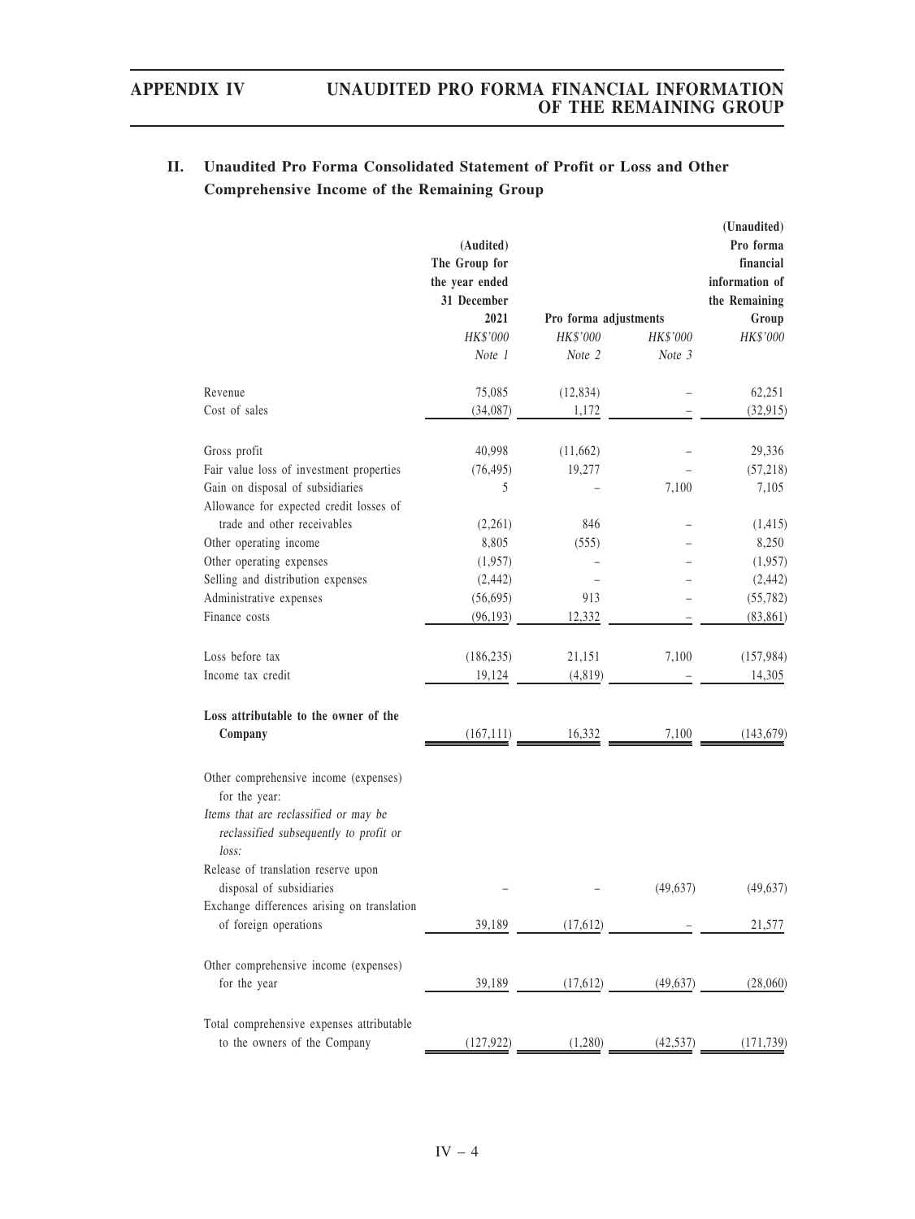## II. Unaudited Pro Forma Consolidated Statement of Profit or Loss and Other Comprehensive Income of the Remaining Group

| | (Audited) The Group for the year ended 31 December 2021 | Pro forma adjustments | | (Unaudited) Pro forma financial information of the Remaining Group |
|---|---|---|---|---|
| | *HK$'000* | *HK$'000* | *HK$'000* | *HK$'000* |
| | *Note 1* | *Note 2* | *Note 3* | |
| Revenue | 75,085 | (12,834) | – | 62,251 |
| Cost of sales | (34,087) | 1,172 | – | (32,915) |
| Gross profit | 40,998 | (11,662) | – | 29,336 |
| Fair value loss of investment properties | (76,495) | 19,277 | – | (57,218) |
| Gain on disposal of subsidiaries | 5 | – | 7,100 | 7,105 |
| Allowance for expected credit losses of trade and other receivables | (2,261) | 846 | – | (1,415) |
| Other operating income | 8,805 | (555) | – | 8,250 |
| Other operating expenses | (1,957) | – | – | (1,957) |
| Selling and distribution expenses | (2,442) | – | – | (2,442) |
| Administrative expenses | (56,695) | 913 | – | (55,782) |
| Finance costs | (96,193) | 12,332 | – | (83,861) |
| Loss before tax | (186,235) | 21,151 | 7,100 | (157,984) |
| Income tax credit | 19,124 | (4,819) | – | 14,305 |
| **Loss attributable to the owner of the Company** | (167,111) | 16,332 | 7,100 | (143,679) |
| Other comprehensive income (expenses) for the year: | | | | |
| *Items that are reclassified or may be reclassified subsequently to profit or loss:* | | | | |
| Release of translation reserve upon disposal of subsidiaries | – | – | (49,637) | (49,637) |
| Exchange differences arising on translation of foreign operations | 39,189 | (17,612) | – | 21,577 |
| Other comprehensive income (expenses) for the year | 39,189 | (17,612) | (49,637) | (28,060) |
| Total comprehensive expenses attributable to the owners of the Company | (127,922) | (1,280) | (42,537) | (171,739) |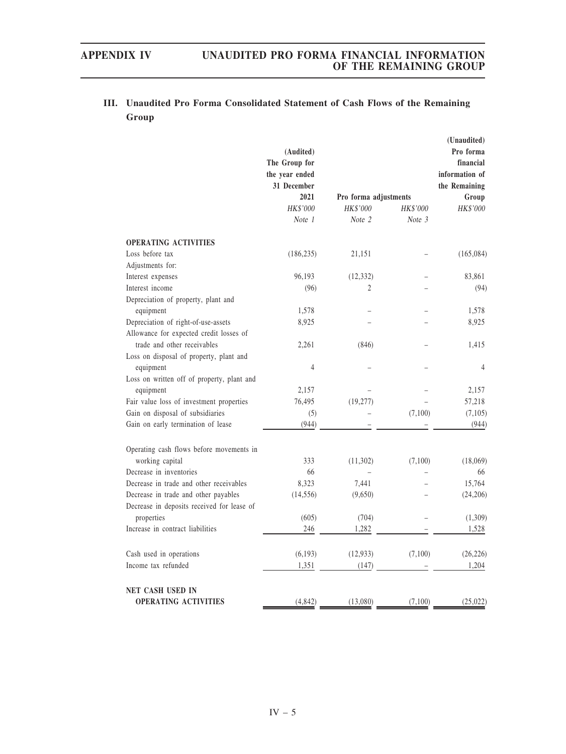## III. Unaudited Pro Forma Consolidated Statement of Cash Flows of the Remaining Group

| | (Audited) The Group for the year ended 31 December 2021 | Pro forma adjustments | | (Unaudited) Pro forma financial information of the Remaining Group |
|---|---|---|---|---|
| | *HK$'000* | *HK$'000* | *HK$'000* | *HK$'000* |
| | *Note 1* | *Note 2* | *Note 3* | |
| **OPERATING ACTIVITIES** | | | | |
| Loss before tax | (186,235) | 21,151 | – | (165,084) |
| Adjustments for: | | | | |
| Interest expenses | 96,193 | (12,332) | – | 83,861 |
| Interest income | (96) | 2 | – | (94) |
| Depreciation of property, plant and equipment | 1,578 | – | – | 1,578 |
| Depreciation of right-of-use-assets | 8,925 | – | – | 8,925 |
| Allowance for expected credit losses of trade and other receivables | 2,261 | (846) | – | 1,415 |
| Loss on disposal of property, plant and equipment | 4 | – | – | 4 |
| Loss on written off of property, plant and equipment | 2,157 | – | – | 2,157 |
| Fair value loss of investment properties | 76,495 | (19,277) | – | 57,218 |
| Gain on disposal of subsidiaries | (5) | – | (7,100) | (7,105) |
| Gain on early termination of lease | (944) | – | – | (944) |
| Operating cash flows before movements in working capital | 333 | (11,302) | (7,100) | (18,069) |
| Decrease in inventories | 66 | – | – | 66 |
| Decrease in trade and other receivables | 8,323 | 7,441 | – | 15,764 |
| Decrease in trade and other payables | (14,556) | (9,650) | – | (24,206) |
| Decrease in deposits received for lease of properties | (605) | (704) | – | (1,309) |
| Increase in contract liabilities | 246 | 1,282 | – | 1,528 |
| Cash used in operations | (6,193) | (12,933) | (7,100) | (26,226) |
| Income tax refunded | 1,351 | (147) | – | 1,204 |
| **NET CASH USED IN OPERATING ACTIVITIES** | (4,842) | (13,080) | (7,100) | (25,022) |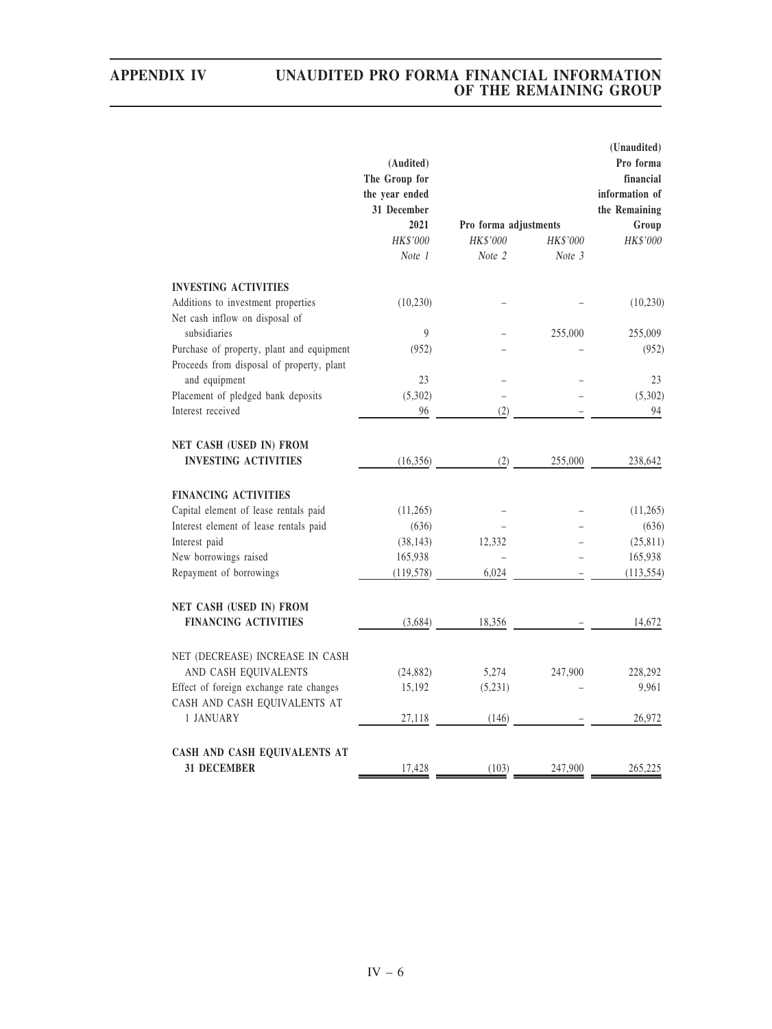| | (Audited) The Group for the year ended 31 December 2021 | Pro forma adjustments | | (Unaudited) Pro forma financial information of the Remaining Group |
|---|---|---|---|---|
| | *HK$'000* | *HK$'000* | *HK$'000* | *HK$'000* |
| | *Note 1* | *Note 2* | *Note 3* | |
| **INVESTING ACTIVITIES** | | | | |
| Additions to investment properties | (10,230) | – | – | (10,230) |
| Net cash inflow on disposal of subsidiaries | 9 | – | 255,000 | 255,009 |
| Purchase of property, plant and equipment | (952) | – | – | (952) |
| Proceeds from disposal of property, plant and equipment | 23 | – | – | 23 |
| Placement of pledged bank deposits | (5,302) | – | – | (5,302) |
| Interest received | 96 | (2) | – | 94 |
| **NET CASH (USED IN) FROM INVESTING ACTIVITIES** | (16,356) | (2) | 255,000 | 238,642 |
| **FINANCING ACTIVITIES** | | | | |
| Capital element of lease rentals paid | (11,265) | – | – | (11,265) |
| Interest element of lease rentals paid | (636) | – | – | (636) |
| Interest paid | (38,143) | 12,332 | – | (25,811) |
| New borrowings raised | 165,938 | – | – | 165,938 |
| Repayment of borrowings | (119,578) | 6,024 | – | (113,554) |
| **NET CASH (USED IN) FROM FINANCING ACTIVITIES** | (3,684) | 18,356 | – | 14,672 |
| NET (DECREASE) INCREASE IN CASH AND CASH EQUIVALENTS | (24,882) | 5,274 | 247,900 | 228,292 |
| Effect of foreign exchange rate changes | 15,192 | (5,231) | – | 9,961 |
| CASH AND CASH EQUIVALENTS AT 1 JANUARY | 27,118 | (146) | – | 26,972 |
| **CASH AND CASH EQUIVALENTS AT 31 DECEMBER** | 17,428 | (103) | 247,900 | 265,225 |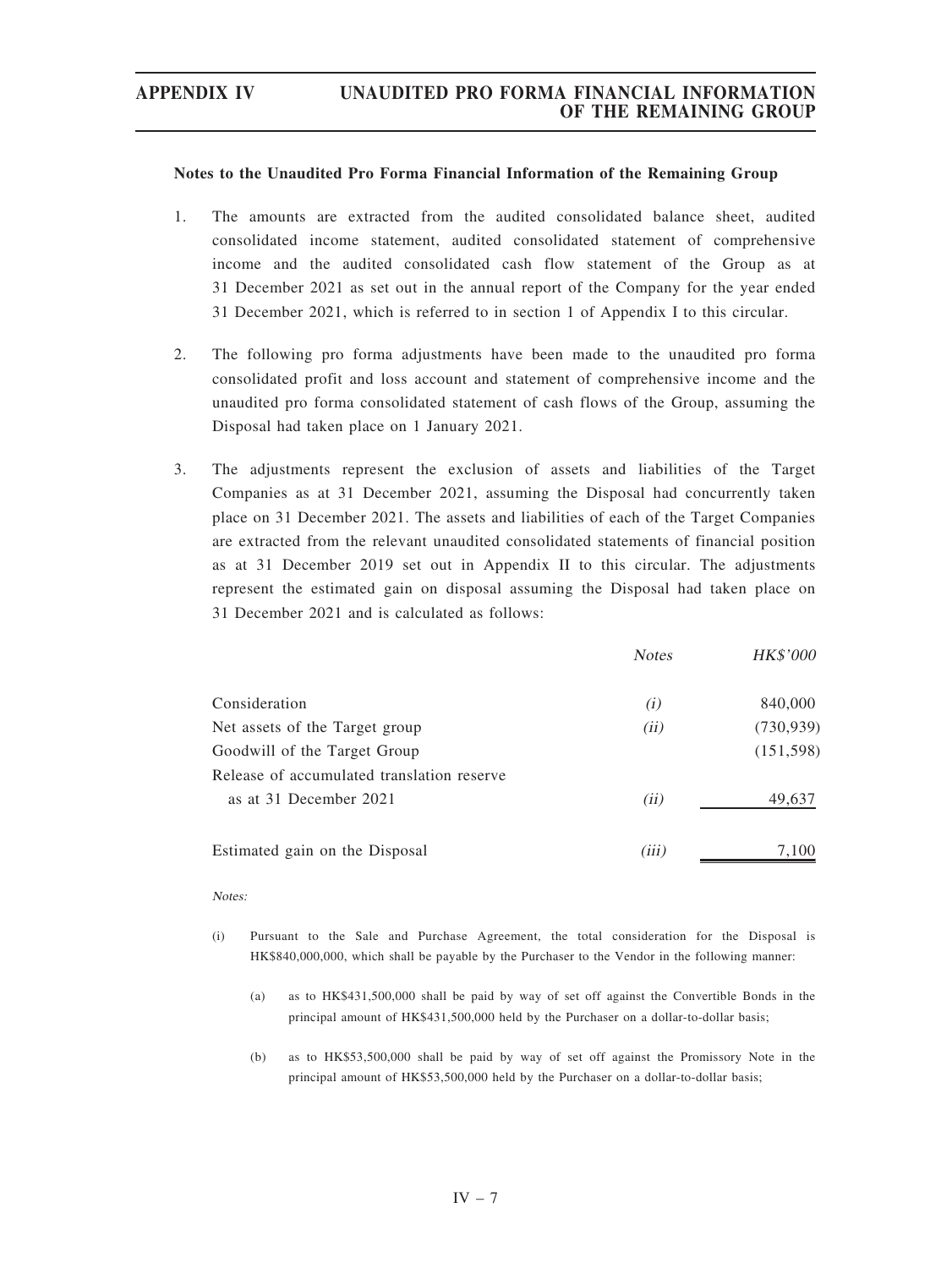**Notes to the Unaudited Pro Forma Financial Information of the Remaining Group**

1. The amounts are extracted from the audited consolidated balance sheet, audited consolidated income statement, audited consolidated statement of comprehensive income and the audited consolidated cash flow statement of the Group as at 31 December 2021 as set out in the annual report of the Company for the year ended 31 December 2021, which is referred to in section 1 of Appendix I to this circular.

2. The following pro forma adjustments have been made to the unaudited pro forma consolidated profit and loss account and statement of comprehensive income and the unaudited pro forma consolidated statement of cash flows of the Group, assuming the Disposal had taken place on 1 January 2021.

3. The adjustments represent the exclusion of assets and liabilities of the Target Companies as at 31 December 2021, assuming the Disposal had concurrently taken place on 31 December 2021. The assets and liabilities of each of the Target Companies are extracted from the relevant unaudited consolidated statements of financial position as at 31 December 2019 set out in Appendix II to this circular. The adjustments represent the estimated gain on disposal assuming the Disposal had taken place on 31 December 2021 and is calculated as follows:

| | *Notes* | *HK$'000* |
|---|---|---|
| Consideration | *(i)* | 840,000 |
| Net assets of the Target group | *(ii)* | (730,939) |
| Goodwill of the Target Group | | (151,598) |
| Release of accumulated translation reserve as at 31 December 2021 | *(ii)* | 49,637 |
| Estimated gain on the Disposal | *(iii)* | 7,100 |

*Notes:*

(i) Pursuant to the Sale and Purchase Agreement, the total consideration for the Disposal is HK$840,000,000, which shall be payable by the Purchaser to the Vendor in the following manner:

   (a) as to HK$431,500,000 shall be paid by way of set off against the Convertible Bonds in the principal amount of HK$431,500,000 held by the Purchaser on a dollar-to-dollar basis;

   (b) as to HK$53,500,000 shall be paid by way of set off against the Promissory Note in the principal amount of HK$53,500,000 held by the Purchaser on a dollar-to-dollar basis;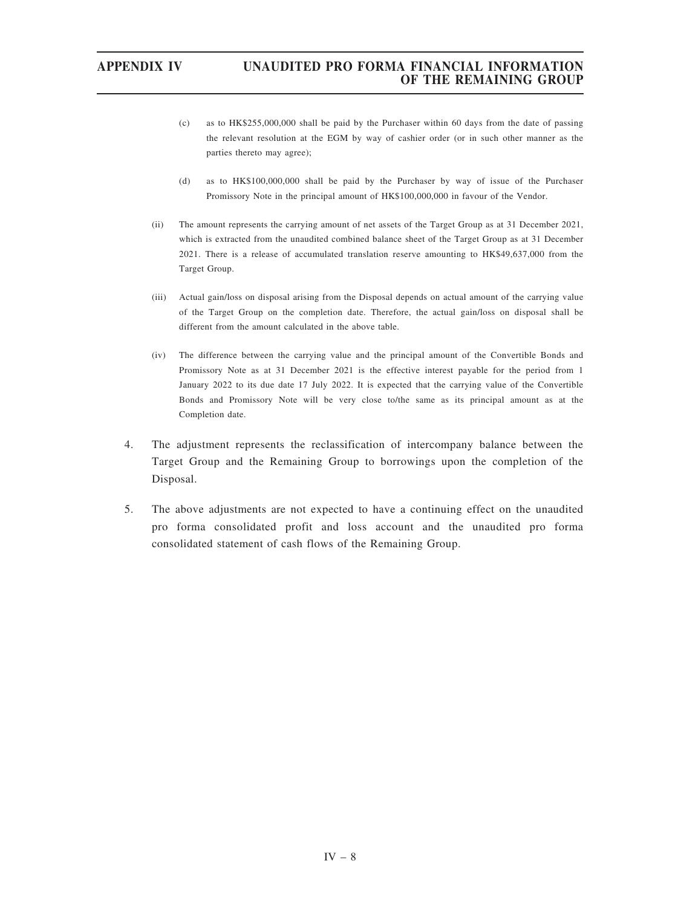(c) as to HK$255,000,000 shall be paid by the Purchaser within 60 days from the date of passing the relevant resolution at the EGM by way of cashier order (or in such other manner as the parties thereto may agree);

(d) as to HK$100,000,000 shall be paid by the Purchaser by way of issue of the Purchaser Promissory Note in the principal amount of HK$100,000,000 in favour of the Vendor.

(ii) The amount represents the carrying amount of net assets of the Target Group as at 31 December 2021, which is extracted from the unaudited combined balance sheet of the Target Group as at 31 December 2021. There is a release of accumulated translation reserve amounting to HK$49,637,000 from the Target Group.

(iii) Actual gain/loss on disposal arising from the Disposal depends on actual amount of the carrying value of the Target Group on the completion date. Therefore, the actual gain/loss on disposal shall be different from the amount calculated in the above table.

(iv) The difference between the carrying value and the principal amount of the Convertible Bonds and Promissory Note as at 31 December 2021 is the effective interest payable for the period from 1 January 2022 to its due date 17 July 2022. It is expected that the carrying value of the Convertible Bonds and Promissory Note will be very close to/the same as its principal amount as at the Completion date.

4. The adjustment represents the reclassification of intercompany balance between the Target Group and the Remaining Group to borrowings upon the completion of the Disposal.

5. The above adjustments are not expected to have a continuing effect on the unaudited pro forma consolidated profit and loss account and the unaudited pro forma consolidated statement of cash flows of the Remaining Group.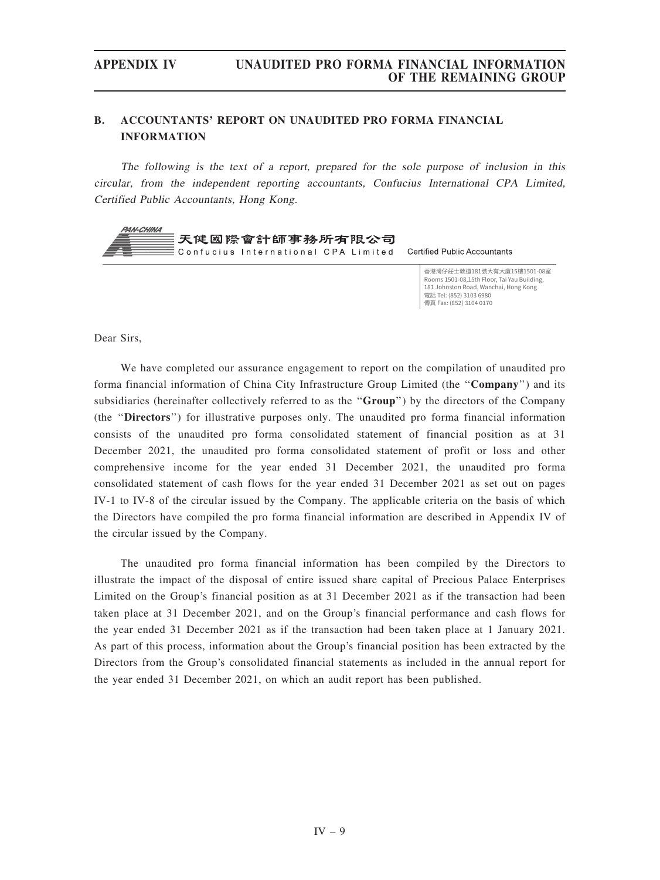## B. ACCOUNTANTS' REPORT ON UNAUDITED PRO FORMA FINANCIAL INFORMATION

*The following is the text of a report, prepared for the sole purpose of inclusion in this circular, from the independent reporting accountants, Confucius International CPA Limited, Certified Public Accountants, Hong Kong.*

PAN-CHINA
天健國際會計師事務所有限公司
Confucius International CPA Limited — Certified Public Accountants

香港灣仔莊士敦道181號大有大廈15樓1501-08室
Rooms 1501-08,15th Floor, Tai Yau Building, 181 Johnston Road, Wanchai, Hong Kong
電話 Tel: (852) 3103 6980
傳真 Fax: (852) 3104 0170

Dear Sirs,

We have completed our assurance engagement to report on the compilation of unaudited pro forma financial information of China City Infrastructure Group Limited (the "**Company**") and its subsidiaries (hereinafter collectively referred to as the "**Group**") by the directors of the Company (the "**Directors**") for illustrative purposes only. The unaudited pro forma financial information consists of the unaudited pro forma consolidated statement of financial position as at 31 December 2021, the unaudited pro forma consolidated statement of profit or loss and other comprehensive income for the year ended 31 December 2021, the unaudited pro forma consolidated statement of cash flows for the year ended 31 December 2021 as set out on pages IV-1 to IV-8 of the circular issued by the Company. The applicable criteria on the basis of which the Directors have compiled the pro forma financial information are described in Appendix IV of the circular issued by the Company.

The unaudited pro forma financial information has been compiled by the Directors to illustrate the impact of the disposal of entire issued share capital of Precious Palace Enterprises Limited on the Group's financial position as at 31 December 2021 as if the transaction had been taken place at 31 December 2021, and on the Group's financial performance and cash flows for the year ended 31 December 2021 as if the transaction had been taken place at 1 January 2021. As part of this process, information about the Group's financial position has been extracted by the Directors from the Group's consolidated financial statements as included in the annual report for the year ended 31 December 2021, on which an audit report has been published.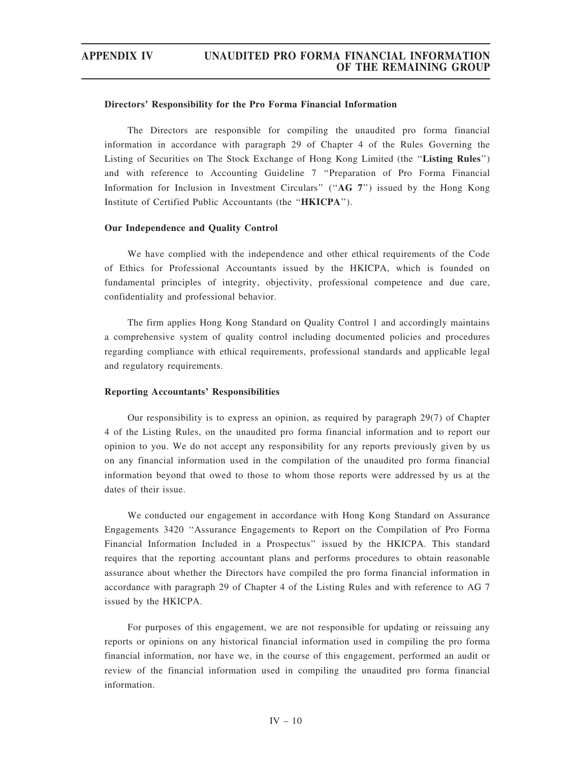**Directors' Responsibility for the Pro Forma Financial Information**

The Directors are responsible for compiling the unaudited pro forma financial information in accordance with paragraph 29 of Chapter 4 of the Rules Governing the Listing of Securities on The Stock Exchange of Hong Kong Limited (the "**Listing Rules**") and with reference to Accounting Guideline 7 "Preparation of Pro Forma Financial Information for Inclusion in Investment Circulars" ("**AG 7**") issued by the Hong Kong Institute of Certified Public Accountants (the "**HKICPA**").

**Our Independence and Quality Control**

We have complied with the independence and other ethical requirements of the Code of Ethics for Professional Accountants issued by the HKICPA, which is founded on fundamental principles of integrity, objectivity, professional competence and due care, confidentiality and professional behavior.

The firm applies Hong Kong Standard on Quality Control 1 and accordingly maintains a comprehensive system of quality control including documented policies and procedures regarding compliance with ethical requirements, professional standards and applicable legal and regulatory requirements.

**Reporting Accountants' Responsibilities**

Our responsibility is to express an opinion, as required by paragraph 29(7) of Chapter 4 of the Listing Rules, on the unaudited pro forma financial information and to report our opinion to you. We do not accept any responsibility for any reports previously given by us on any financial information used in the compilation of the unaudited pro forma financial information beyond that owed to those to whom those reports were addressed by us at the dates of their issue.

We conducted our engagement in accordance with Hong Kong Standard on Assurance Engagements 3420 "Assurance Engagements to Report on the Compilation of Pro Forma Financial Information Included in a Prospectus" issued by the HKICPA. This standard requires that the reporting accountant plans and performs procedures to obtain reasonable assurance about whether the Directors have compiled the pro forma financial information in accordance with paragraph 29 of Chapter 4 of the Listing Rules and with reference to AG 7 issued by the HKICPA.

For purposes of this engagement, we are not responsible for updating or reissuing any reports or opinions on any historical financial information used in compiling the pro forma financial information, nor have we, in the course of this engagement, performed an audit or review of the financial information used in compiling the unaudited pro forma financial information.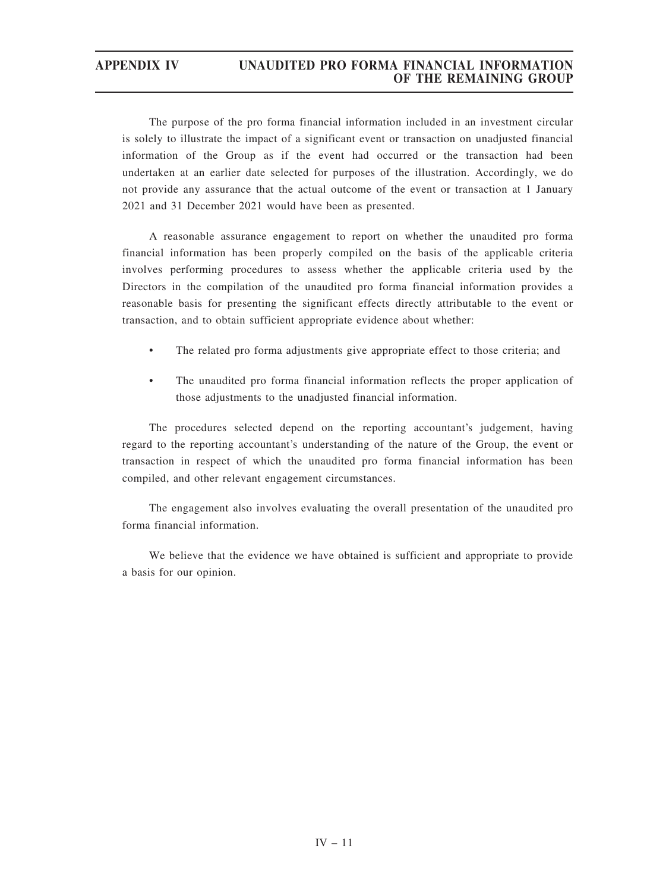The purpose of the pro forma financial information included in an investment circular is solely to illustrate the impact of a significant event or transaction on unadjusted financial information of the Group as if the event had occurred or the transaction had been undertaken at an earlier date selected for purposes of the illustration. Accordingly, we do not provide any assurance that the actual outcome of the event or transaction at 1 January 2021 and 31 December 2021 would have been as presented.

A reasonable assurance engagement to report on whether the unaudited pro forma financial information has been properly compiled on the basis of the applicable criteria involves performing procedures to assess whether the applicable criteria used by the Directors in the compilation of the unaudited pro forma financial information provides a reasonable basis for presenting the significant effects directly attributable to the event or transaction, and to obtain sufficient appropriate evidence about whether:

- The related pro forma adjustments give appropriate effect to those criteria; and
- The unaudited pro forma financial information reflects the proper application of those adjustments to the unadjusted financial information.

The procedures selected depend on the reporting accountant's judgement, having regard to the reporting accountant's understanding of the nature of the Group, the event or transaction in respect of which the unaudited pro forma financial information has been compiled, and other relevant engagement circumstances.

The engagement also involves evaluating the overall presentation of the unaudited pro forma financial information.

We believe that the evidence we have obtained is sufficient and appropriate to provide a basis for our opinion.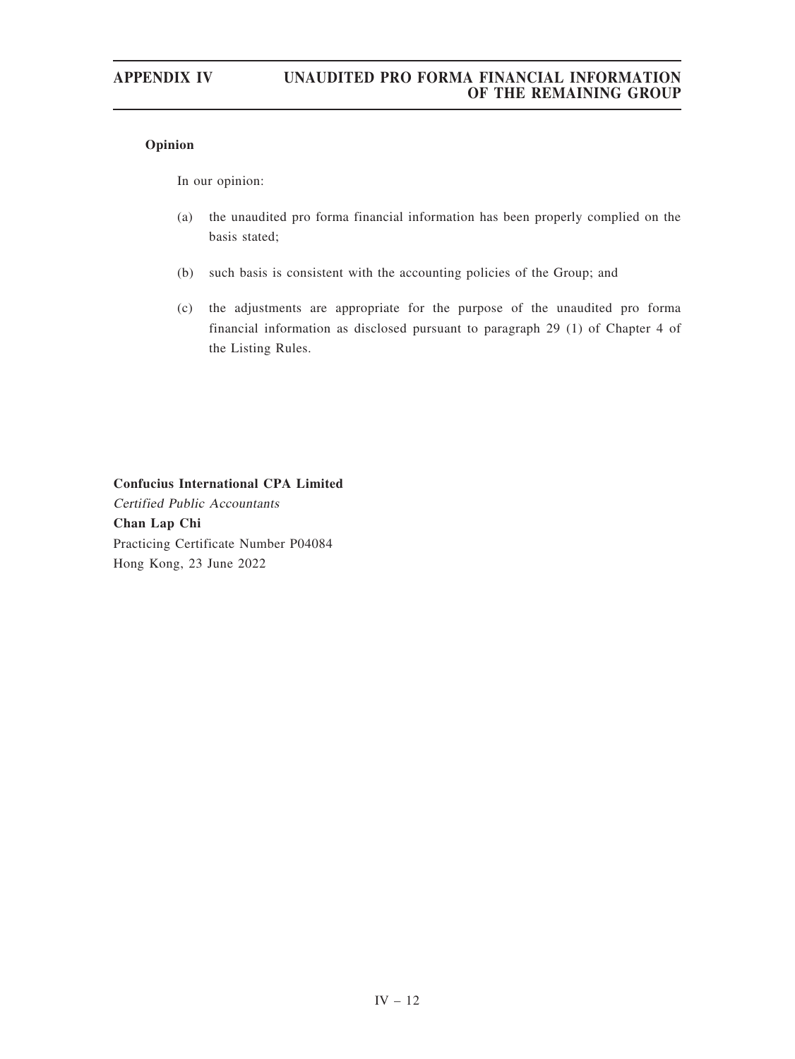**Opinion**

In our opinion:

(a) the unaudited pro forma financial information has been properly complied on the basis stated;

(b) such basis is consistent with the accounting policies of the Group; and

(c) the adjustments are appropriate for the purpose of the unaudited pro forma financial information as disclosed pursuant to paragraph 29 (1) of Chapter 4 of the Listing Rules.

**Confucius International CPA Limited**
*Certified Public Accountants*
**Chan Lap Chi**
Practicing Certificate Number P04084
Hong Kong, 23 June 2022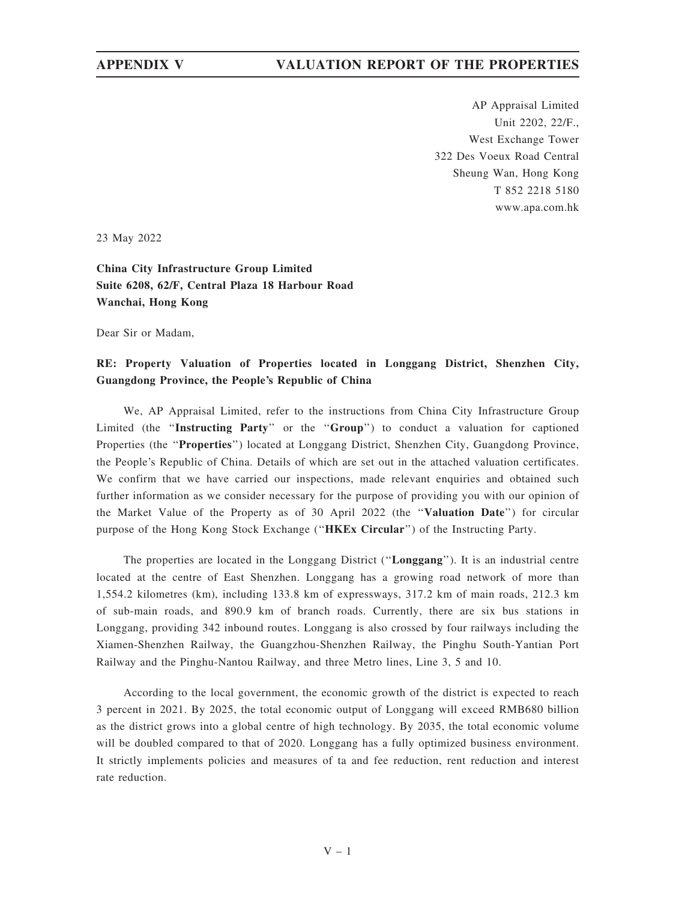AP Appraisal Limited
Unit 2202, 22/F.,
West Exchange Tower
322 Des Voeux Road Central
Sheung Wan, Hong Kong
T 852 2218 5180
www.apa.com.hk

23 May 2022

**China City Infrastructure Group Limited**
**Suite 6208, 62/F, Central Plaza 18 Harbour Road**
**Wanchai, Hong Kong**

Dear Sir or Madam,

**RE: Property Valuation of Properties located in Longgang District, Shenzhen City, Guangdong Province, the People's Republic of China**

We, AP Appraisal Limited, refer to the instructions from China City Infrastructure Group Limited (the "**Instructing Party**" or the "**Group**") to conduct a valuation for captioned Properties (the "**Properties**") located at Longgang District, Shenzhen City, Guangdong Province, the People's Republic of China. Details of which are set out in the attached valuation certificates. We confirm that we have carried our inspections, made relevant enquiries and obtained such further information as we consider necessary for the purpose of providing you with our opinion of the Market Value of the Property as of 30 April 2022 (the "**Valuation Date**") for circular purpose of the Hong Kong Stock Exchange ("**HKEx Circular**") of the Instructing Party.

The properties are located in the Longgang District ("**Longgang**"). It is an industrial centre located at the centre of East Shenzhen. Longgang has a growing road network of more than 1,554.2 kilometres (km), including 133.8 km of expressways, 317.2 km of main roads, 212.3 km of sub-main roads, and 890.9 km of branch roads. Currently, there are six bus stations in Longgang, providing 342 inbound routes. Longgang is also crossed by four railways including the Xiamen-Shenzhen Railway, the Guangzhou-Shenzhen Railway, the Pinghu South-Yantian Port Railway and the Pinghu-Nantou Railway, and three Metro lines, Line 3, 5 and 10.

According to the local government, the economic growth of the district is expected to reach 3 percent in 2021. By 2025, the total economic output of Longgang will exceed RMB680 billion as the district grows into a global centre of high technology. By 2035, the total economic volume will be doubled compared to that of 2020. Longgang has a fully optimized business environment. It strictly implements policies and measures of ta and fee reduction, rent reduction and interest rate reduction.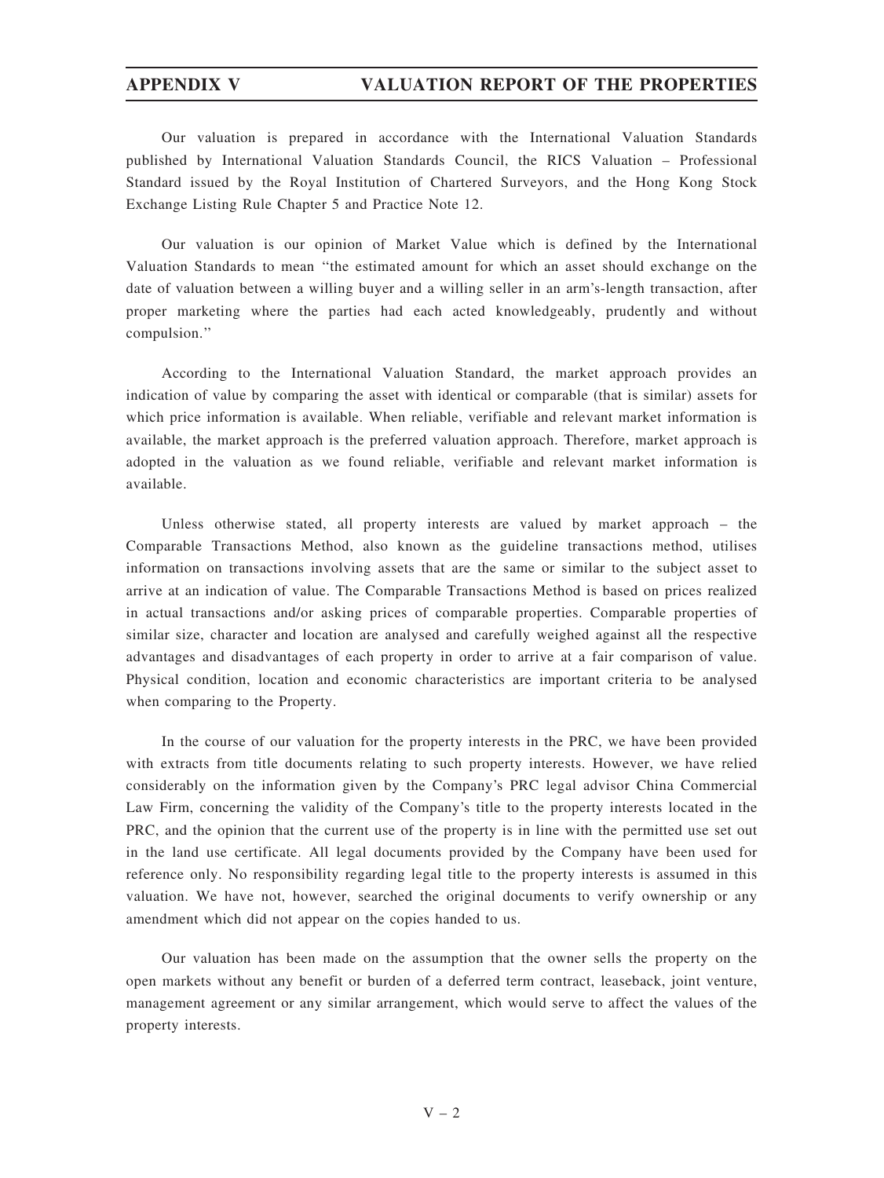Our valuation is prepared in accordance with the International Valuation Standards published by International Valuation Standards Council, the RICS Valuation – Professional Standard issued by the Royal Institution of Chartered Surveyors, and the Hong Kong Stock Exchange Listing Rule Chapter 5 and Practice Note 12.

Our valuation is our opinion of Market Value which is defined by the International Valuation Standards to mean "the estimated amount for which an asset should exchange on the date of valuation between a willing buyer and a willing seller in an arm's-length transaction, after proper marketing where the parties had each acted knowledgeably, prudently and without compulsion."

According to the International Valuation Standard, the market approach provides an indication of value by comparing the asset with identical or comparable (that is similar) assets for which price information is available. When reliable, verifiable and relevant market information is available, the market approach is the preferred valuation approach. Therefore, market approach is adopted in the valuation as we found reliable, verifiable and relevant market information is available.

Unless otherwise stated, all property interests are valued by market approach – the Comparable Transactions Method, also known as the guideline transactions method, utilises information on transactions involving assets that are the same or similar to the subject asset to arrive at an indication of value. The Comparable Transactions Method is based on prices realized in actual transactions and/or asking prices of comparable properties. Comparable properties of similar size, character and location are analysed and carefully weighed against all the respective advantages and disadvantages of each property in order to arrive at a fair comparison of value. Physical condition, location and economic characteristics are important criteria to be analysed when comparing to the Property.

In the course of our valuation for the property interests in the PRC, we have been provided with extracts from title documents relating to such property interests. However, we have relied considerably on the information given by the Company's PRC legal advisor China Commercial Law Firm, concerning the validity of the Company's title to the property interests located in the PRC, and the opinion that the current use of the property is in line with the permitted use set out in the land use certificate. All legal documents provided by the Company have been used for reference only. No responsibility regarding legal title to the property interests is assumed in this valuation. We have not, however, searched the original documents to verify ownership or any amendment which did not appear on the copies handed to us.

Our valuation has been made on the assumption that the owner sells the property on the open markets without any benefit or burden of a deferred term contract, leaseback, joint venture, management agreement or any similar arrangement, which would serve to affect the values of the property interests.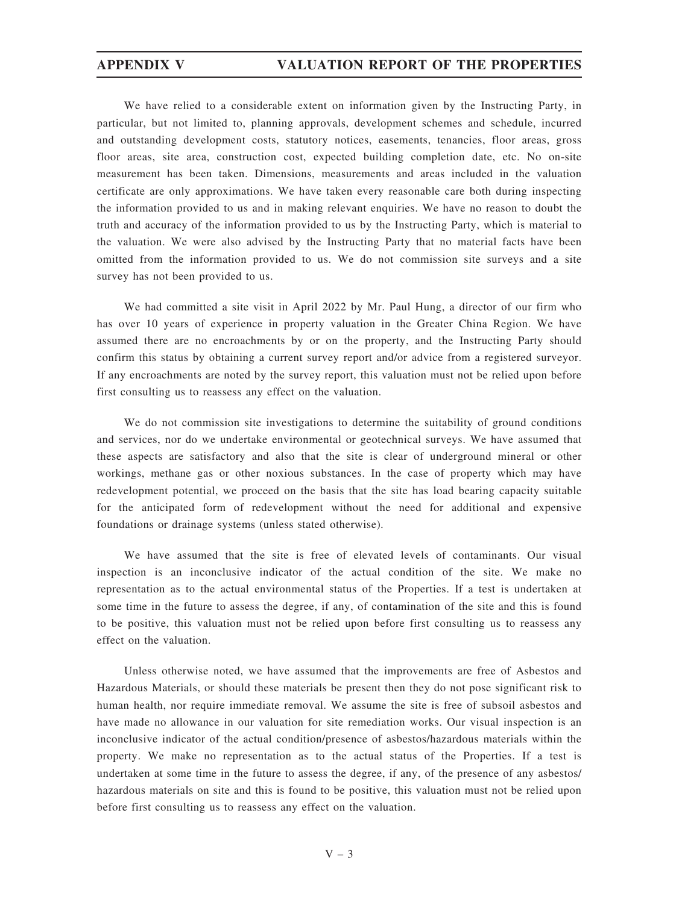We have relied to a considerable extent on information given by the Instructing Party, in particular, but not limited to, planning approvals, development schemes and schedule, incurred and outstanding development costs, statutory notices, easements, tenancies, floor areas, gross floor areas, site area, construction cost, expected building completion date, etc. No on-site measurement has been taken. Dimensions, measurements and areas included in the valuation certificate are only approximations. We have taken every reasonable care both during inspecting the information provided to us and in making relevant enquiries. We have no reason to doubt the truth and accuracy of the information provided to us by the Instructing Party, which is material to the valuation. We were also advised by the Instructing Party that no material facts have been omitted from the information provided to us. We do not commission site surveys and a site survey has not been provided to us.

We had committed a site visit in April 2022 by Mr. Paul Hung, a director of our firm who has over 10 years of experience in property valuation in the Greater China Region. We have assumed there are no encroachments by or on the property, and the Instructing Party should confirm this status by obtaining a current survey report and/or advice from a registered surveyor. If any encroachments are noted by the survey report, this valuation must not be relied upon before first consulting us to reassess any effect on the valuation.

We do not commission site investigations to determine the suitability of ground conditions and services, nor do we undertake environmental or geotechnical surveys. We have assumed that these aspects are satisfactory and also that the site is clear of underground mineral or other workings, methane gas or other noxious substances. In the case of property which may have redevelopment potential, we proceed on the basis that the site has load bearing capacity suitable for the anticipated form of redevelopment without the need for additional and expensive foundations or drainage systems (unless stated otherwise).

We have assumed that the site is free of elevated levels of contaminants. Our visual inspection is an inconclusive indicator of the actual condition of the site. We make no representation as to the actual environmental status of the Properties. If a test is undertaken at some time in the future to assess the degree, if any, of contamination of the site and this is found to be positive, this valuation must not be relied upon before first consulting us to reassess any effect on the valuation.

Unless otherwise noted, we have assumed that the improvements are free of Asbestos and Hazardous Materials, or should these materials be present then they do not pose significant risk to human health, nor require immediate removal. We assume the site is free of subsoil asbestos and have made no allowance in our valuation for site remediation works. Our visual inspection is an inconclusive indicator of the actual condition/presence of asbestos/hazardous materials within the property. We make no representation as to the actual status of the Properties. If a test is undertaken at some time in the future to assess the degree, if any, of the presence of any asbestos/hazardous materials on site and this is found to be positive, this valuation must not be relied upon before first consulting us to reassess any effect on the valuation.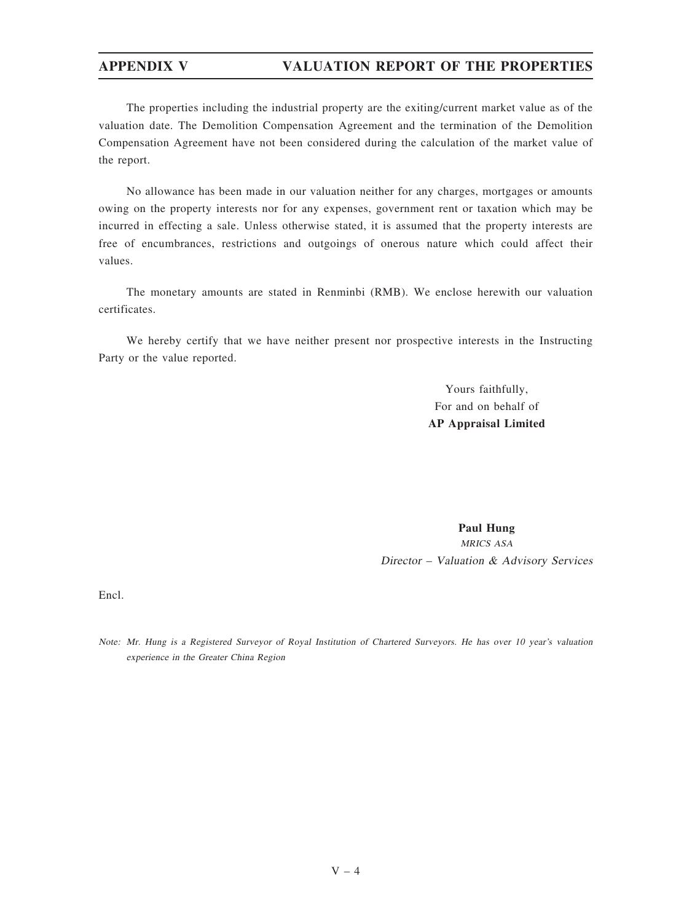The properties including the industrial property are the exiting/current market value as of the valuation date. The Demolition Compensation Agreement and the termination of the Demolition Compensation Agreement have not been considered during the calculation of the market value of the report.

No allowance has been made in our valuation neither for any charges, mortgages or amounts owing on the property interests nor for any expenses, government rent or taxation which may be incurred in effecting a sale. Unless otherwise stated, it is assumed that the property interests are free of encumbrances, restrictions and outgoings of onerous nature which could affect their values.

The monetary amounts are stated in Renminbi (RMB). We enclose herewith our valuation certificates.

We hereby certify that we have neither present nor prospective interests in the Instructing Party or the value reported.

Yours faithfully,
For and on behalf of
**AP Appraisal Limited**

**Paul Hung**
*MRICS ASA*
*Director – Valuation & Advisory Services*

Encl.

*Note: Mr. Hung is a Registered Surveyor of Royal Institution of Chartered Surveyors. He has over 10 year's valuation experience in the Greater China Region*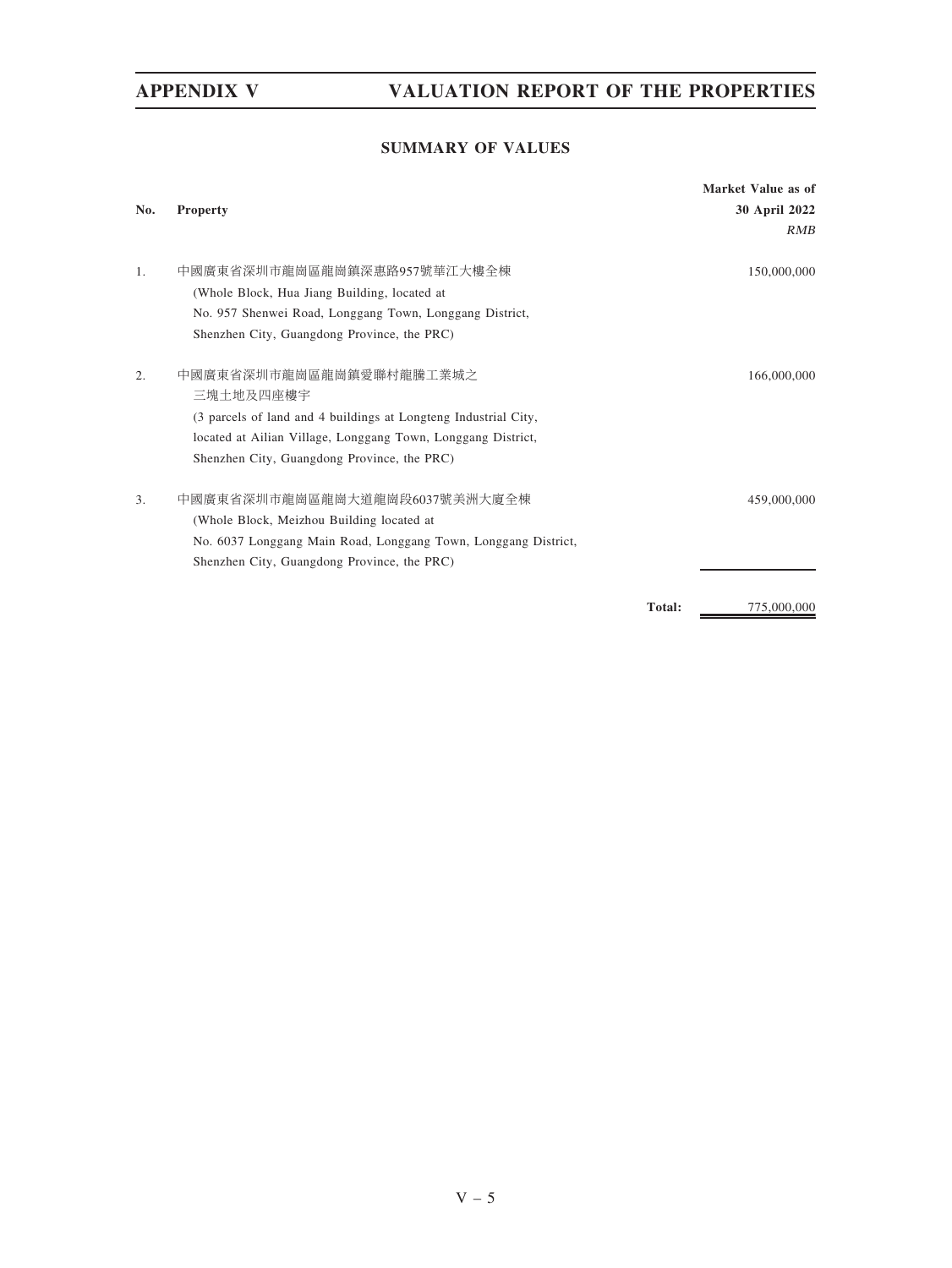## SUMMARY OF VALUES

| No. | Property | Market Value as of 30 April 2022 *RMB* |
|---|---|---|
| 1. | 中國廣東省深圳市龍崗區龍崗鎮深惠路957號華江大樓全棟 (Whole Block, Hua Jiang Building, located at No. 957 Shenwei Road, Longgang Town, Longgang District, Shenzhen City, Guangdong Province, the PRC) | 150,000,000 |
| 2. | 中國廣東省深圳市龍崗區龍崗鎮愛聯村龍騰工業城之三塊土地及四座樓宇 (3 parcels of land and 4 buildings at Longteng Industrial City, located at Ailian Village, Longgang Town, Longgang District, Shenzhen City, Guangdong Province, the PRC) | 166,000,000 |
| 3. | 中國廣東省深圳市龍崗區龍崗大道龍崗段6037號美洲大廈全棟 (Whole Block, Meizhou Building located at No. 6037 Longgang Main Road, Longgang Town, Longgang District, Shenzhen City, Guangdong Province, the PRC) | 459,000,000 |
| | **Total:** | 775,000,000 |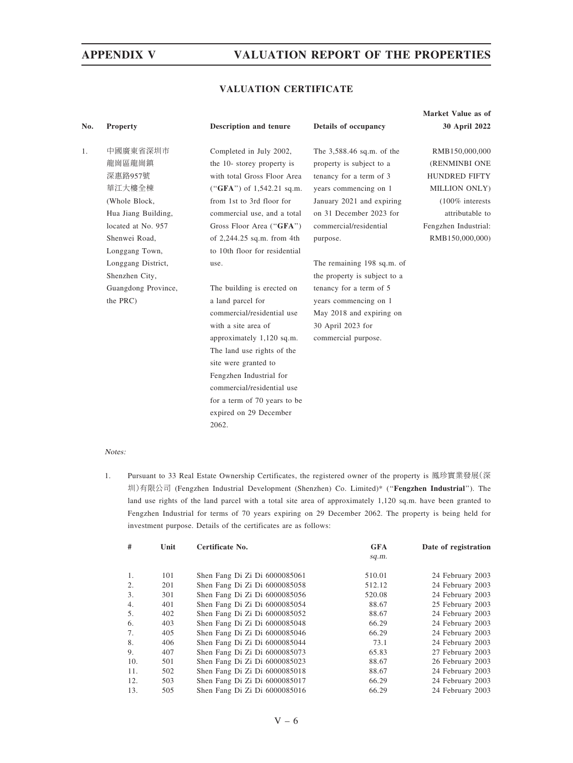## VALUATION CERTIFICATE

| No. | Property | Description and tenure | Details of occupancy | Market Value as of 30 April 2022 |
|---|---|---|---|---|
| 1. | 中國廣東省深圳市龍崗區龍崗鎮深惠路957號華江大樓全棟 (Whole Block, Hua Jiang Building, located at No. 957 Shenwei Road, Longgang Town, Longgang District, Shenzhen City, Guangdong Province, the PRC) | Completed in July 2002, the 10- storey property is with total Gross Floor Area ("**GFA**") of 1,542.21 sq.m. from 1st to 3rd floor for commercial use, and a total Gross Floor Area ("**GFA**") of 2,244.25 sq.m. from 4th to 10th floor for residential use.<br><br>The building is erected on a land parcel for commercial/residential use with a site area of approximately 1,120 sq.m. The land use rights of the site were granted to Fengzhen Industrial for commercial/residential use for a term of 70 years to be expired on 29 December 2062. | The 3,588.46 sq.m. of the property is subject to a tenancy for a term of 3 years commencing on 1 January 2021 and expiring on 31 December 2023 for commercial/residential purpose.<br><br>The remaining 198 sq.m. of the property is subject to a tenancy for a term of 5 years commencing on 1 May 2018 and expiring on 30 April 2023 for commercial purpose. | RMB150,000,000 (RENMINBI ONE HUNDRED FIFTY MILLION ONLY) (100% interests attributable to Fengzhen Industrial: RMB150,000,000) |

*Notes:*

1. Pursuant to 33 Real Estate Ownership Certificates, the registered owner of the property is 鳳珍實業發展(深圳)有限公司 (Fengzhen Industrial Development (Shenzhen) Co. Limited)* ("**Fengzhen Industrial**"). The land use rights of the land parcel with a total site area of approximately 1,120 sq.m. have been granted to Fengzhen Industrial for terms of 70 years expiring on 29 December 2062. The property is being held for investment purpose. Details of the certificates are as follows:

| # | Unit | Certificate No. | GFA *sq.m.* | Date of registration |
|---|---|---|---|---|
| 1. | 101 | Shen Fang Di Zi Di 6000085061 | 510.01 | 24 February 2003 |
| 2. | 201 | Shen Fang Di Zi Di 6000085058 | 512.12 | 24 February 2003 |
| 3. | 301 | Shen Fang Di Zi Di 6000085056 | 520.08 | 24 February 2003 |
| 4. | 401 | Shen Fang Di Zi Di 6000085054 | 88.67 | 25 February 2003 |
| 5. | 402 | Shen Fang Di Zi Di 6000085052 | 88.67 | 24 February 2003 |
| 6. | 403 | Shen Fang Di Zi Di 6000085048 | 66.29 | 24 February 2003 |
| 7. | 405 | Shen Fang Di Zi Di 6000085046 | 66.29 | 24 February 2003 |
| 8. | 406 | Shen Fang Di Zi Di 6000085044 | 73.1 | 24 February 2003 |
| 9. | 407 | Shen Fang Di Zi Di 6000085073 | 65.83 | 27 February 2003 |
| 10. | 501 | Shen Fang Di Zi Di 6000085023 | 88.67 | 26 February 2003 |
| 11. | 502 | Shen Fang Di Zi Di 6000085018 | 88.67 | 24 February 2003 |
| 12. | 503 | Shen Fang Di Zi Di 6000085017 | 66.29 | 24 February 2003 |
| 13. | 505 | Shen Fang Di Zi Di 6000085016 | 66.29 | 24 February 2003 |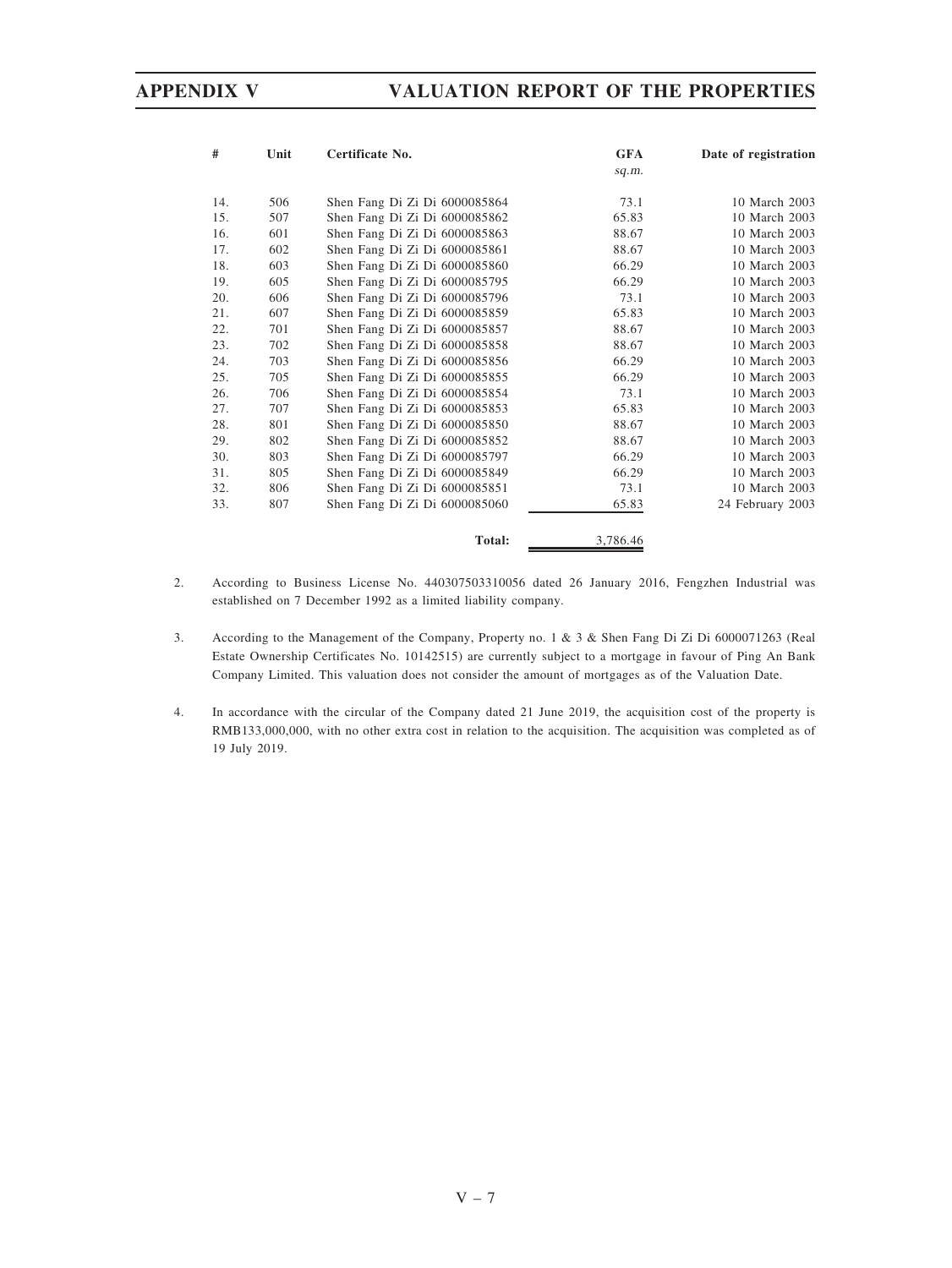| # | Unit | Certificate No. | GFA sq.m. | Date of registration |
|---|---|---|---|---|
| 14. | 506 | Shen Fang Di Zi Di 6000085864 | 73.1 | 10 March 2003 |
| 15. | 507 | Shen Fang Di Zi Di 6000085862 | 65.83 | 10 March 2003 |
| 16. | 601 | Shen Fang Di Zi Di 6000085863 | 88.67 | 10 March 2003 |
| 17. | 602 | Shen Fang Di Zi Di 6000085861 | 88.67 | 10 March 2003 |
| 18. | 603 | Shen Fang Di Zi Di 6000085860 | 66.29 | 10 March 2003 |
| 19. | 605 | Shen Fang Di Zi Di 6000085795 | 66.29 | 10 March 2003 |
| 20. | 606 | Shen Fang Di Zi Di 6000085796 | 73.1 | 10 March 2003 |
| 21. | 607 | Shen Fang Di Zi Di 6000085859 | 65.83 | 10 March 2003 |
| 22. | 701 | Shen Fang Di Zi Di 6000085857 | 88.67 | 10 March 2003 |
| 23. | 702 | Shen Fang Di Zi Di 6000085858 | 88.67 | 10 March 2003 |
| 24. | 703 | Shen Fang Di Zi Di 6000085856 | 66.29 | 10 March 2003 |
| 25. | 705 | Shen Fang Di Zi Di 6000085855 | 66.29 | 10 March 2003 |
| 26. | 706 | Shen Fang Di Zi Di 6000085854 | 73.1 | 10 March 2003 |
| 27. | 707 | Shen Fang Di Zi Di 6000085853 | 65.83 | 10 March 2003 |
| 28. | 801 | Shen Fang Di Zi Di 6000085850 | 88.67 | 10 March 2003 |
| 29. | 802 | Shen Fang Di Zi Di 6000085852 | 88.67 | 10 March 2003 |
| 30. | 803 | Shen Fang Di Zi Di 6000085797 | 66.29 | 10 March 2003 |
| 31. | 805 | Shen Fang Di Zi Di 6000085849 | 66.29 | 10 March 2003 |
| 32. | 806 | Shen Fang Di Zi Di 6000085851 | 73.1 | 10 March 2003 |
| 33. | 807 | Shen Fang Di Zi Di 6000085060 | 65.83 | 24 February 2003 |
| | | **Total:** | 3,786.46 | |

2. According to Business License No. 440307503310056 dated 26 January 2016, Fengzhen Industrial was established on 7 December 1992 as a limited liability company.

3. According to the Management of the Company, Property no. 1 & 3 & Shen Fang Di Zi Di 6000071263 (Real Estate Ownership Certificates No. 10142515) are currently subject to a mortgage in favour of Ping An Bank Company Limited. This valuation does not consider the amount of mortgages as of the Valuation Date.

4. In accordance with the circular of the Company dated 21 June 2019, the acquisition cost of the property is RMB133,000,000, with no other extra cost in relation to the acquisition. The acquisition was completed as of 19 July 2019.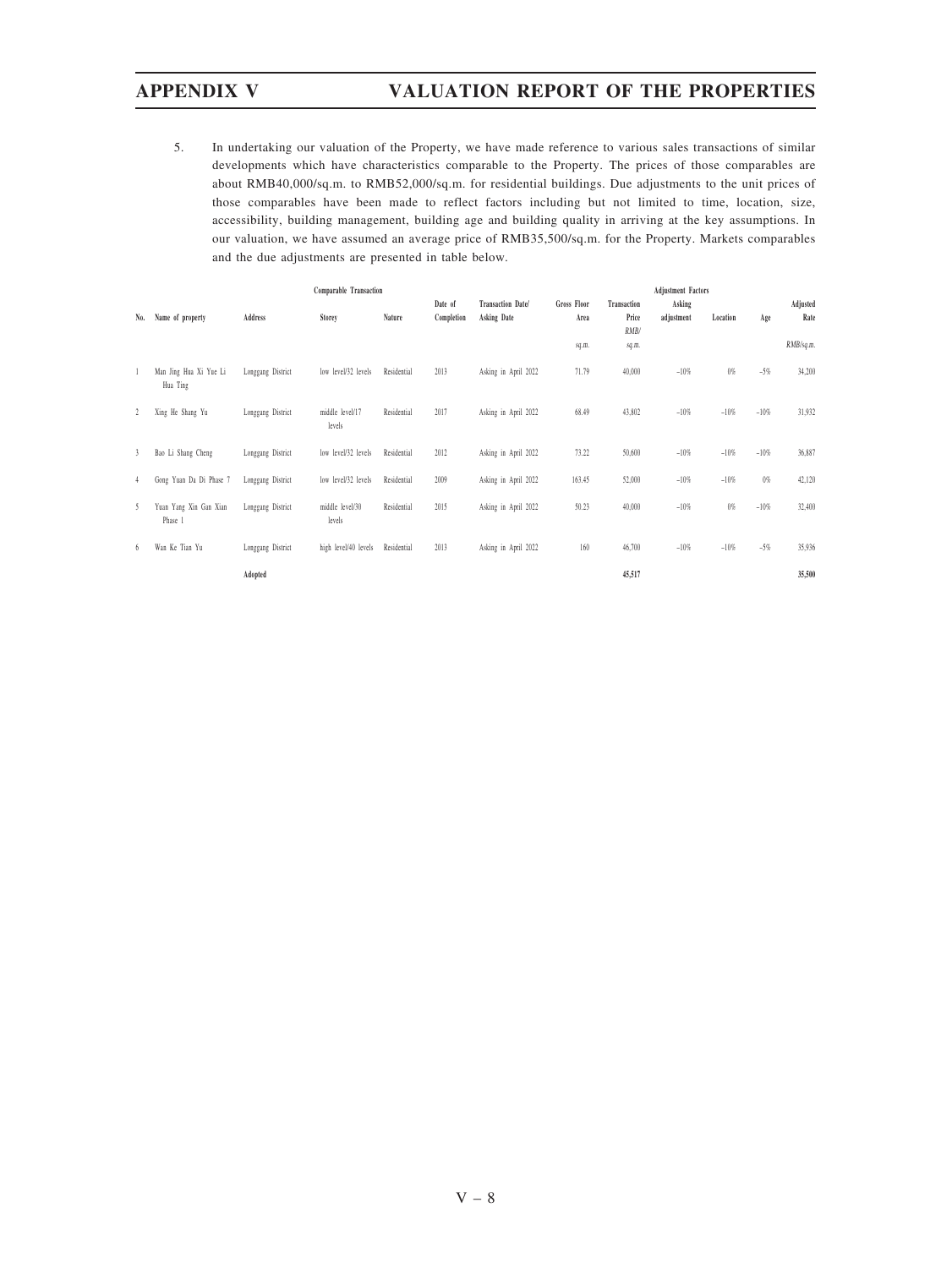5. In undertaking our valuation of the Property, we have made reference to various sales transactions of similar developments which have characteristics comparable to the Property. The prices of those comparables are about RMB40,000/sq.m. to RMB52,000/sq.m. for residential buildings. Due adjustments to the unit prices of those comparables have been made to reflect factors including but not limited to time, location, size, accessibility, building management, building age and building quality in arriving at the key assumptions. In our valuation, we have assumed an average price of RMB35,500/sq.m. for the Property. Markets comparables and the due adjustments are presented in table below.

| | Comparable Transaction | | | | | | | | Adjustment Factors | | | |
|---|---|---|---|---|---|---|---|---|---|---|---|---|
| No. | Name of property | Address | Storey | Nature | Date of Completion | Transaction Date/ Asking Date | Gross Floor Area | Transaction Price RMB/ | Asking adjustment | Location | Age | Adjusted Rate |
| | | | | | | | sq.m. | sq.m. | | | | RMB/sq.m. |
| 1 | Man Jing Hua Xi Yue Li Hua Ting | Longgang District | low level/32 levels | Residential | 2013 | Asking in April 2022 | 71.79 | 40,000 | −10% | 0% | −5% | 34,200 |
| 2 | Xing He Shang Yu | Longgang District | middle level/17 levels | Residential | 2017 | Asking in April 2022 | 68.49 | 43,802 | −10% | −10% | −10% | 31,932 |
| 3 | Bao Li Shang Cheng | Longgang District | low level/32 levels | Residential | 2012 | Asking in April 2022 | 73.22 | 50,600 | −10% | −10% | −10% | 36,887 |
| 4 | Gong Yuan Da Di Phase 7 | Longgang District | low level/32 levels | Residential | 2009 | Asking in April 2022 | 163.45 | 52,000 | −10% | −10% | 0% | 42,120 |
| 5 | Yuan Yang Xin Gan Xian Phase 1 | Longgang District | middle level/30 levels | Residential | 2015 | Asking in April 2022 | 50.23 | 40,000 | −10% | 0% | −10% | 32,400 |
| 6 | Wan Ke Tian Yu | Longgang District | high level/40 levels | Residential | 2013 | Asking in April 2022 | 160 | 46,700 | −10% | −10% | −5% | 35,936 |
| | | **Adopted** | | | | | | **45,517** | | | | **35,500** |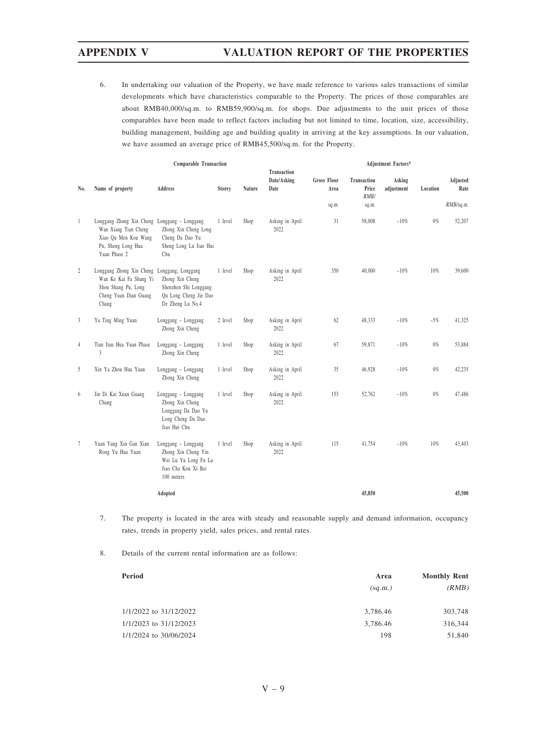6. In undertaking our valuation of the Property, we have made reference to various sales transactions of similar developments which have characteristics comparable to the Property. The prices of those comparables are about RMB40,000/sq.m. to RMB59,900/sq.m. for shops. Due adjustments to the unit prices of those comparables have been made to reflect factors including but not limited to time, location, size, accessibility, building management, building age and building quality in arriving at the key assumptions. In our valuation, we have assumed an average price of RMB45,500/sq.m. for the Property.

| Comparable Transaction | | | | | | | Adjustment Factors* | | | |
|---|---|---|---|---|---|---|---|---|---|---|
| No. | Name of property | Address | Storey | Nature | Transaction Date/Asking Date | Gross Floor Area | Transaction Price RMB/ | Asking adjustment | Location | Adjusted Rate |
| | | | | | | sq.m. | sq.m. | | | RMB/sq.m. |
| 1 | Longgang Zhong Xin Cheng Wan Xiang Tian Cheng Xiao Qu Men Kou Wang Pu, Sheng Long Hua Yuan Phase 2 | Longgang – Longgang Zhong Xin Cheng Long Cheng Da Dao Yu Sheng Long Lu Jiao Hui Chu | 1 level | Shop | Asking in April 2022 | 31 | 58,008 | –10% | 0% | 52,207 |
| 2 | Longgang Zhong Xin Cheng Wan Ke Kai Fa Shang Yi Shou Shang Pu, Long Cheng Yuan Dian Guang Chang | Longgang, Longgang Zhong Xin Cheng Shenzhen Shi Longgang Qu Long Cheng Jie Dao De Zheng Lu No.4 | 1 level | Shop | Asking in April 2022 | 350 | 40,000 | –10% | 10% | 39,600 |
| 3 | Ya Ting Ming Yuan | Longgang – Longgang Zhong Xin Cheng | 2 level | Shop | Asking in April 2022 | 62 | 48,333 | –10% | –5% | 41,325 |
| 4 | Tian Jian Hua Yuan Phase 3 | Longgang – Longgang Zhong Xin Cheng | 1 level | Shop | Asking in April 2022 | 67 | 59,871 | –10% | 0% | 53,884 |
| 5 | Xin Ya Zhou Hua Yuan | Longgang – Longgang Zhong Xin Cheng | 1 level | Shop | Asking in April 2022 | 35 | 46,928 | –10% | 0% | 42,235 |
| 6 | Jin Di Kai Xuan Guang Chang | Longgang – Longgang Zhong Xin Cheng Longgang Da Dao Yu Long Cheng Da Dao Jiao Hui Chu | 1 level | Shop | Asking in April 2022 | 153 | 52,762 | –10% | 0% | 47,486 |
| 7 | Yuan Yang Xin Gan Xian Rong Yu Hua Yuan | Longgang – Longgang Zhong Xin Cheng Yin Wei Lu Yu Long Fu Lu Jiao Cha Kou Xi Bei 100 meters | 1 level | Shop | Asking in April 2022 | 115 | 41,754 | –10% | 10% | 43,403 |
| | | **Adopted** | | | | | **45,850** | | | **45,500** |

7. The property is located in the area with steady and reasonable supply and demand information, occupancy rates, trends in property yield, sales prices, and rental rates.

8. Details of the current rental information are as follows:

| Period | Area (sq.m.) | Monthly Rent (RMB) |
|---|---|---|
| 1/1/2022 to 31/12/2022 | 3,786.46 | 303,748 |
| 1/1/2023 to 31/12/2023 | 3,786.46 | 316,344 |
| 1/1/2024 to 30/06/2024 | 198 | 51,840 |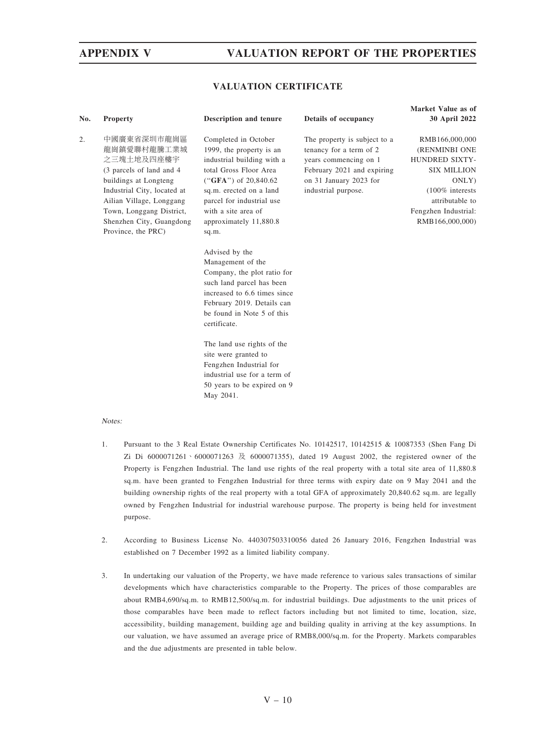## VALUATION CERTIFICATE

| No. | Property | Description and tenure | Details of occupancy | Market Value as of 30 April 2022 |
|---|---|---|---|---|
| 2. | 中國廣東省深圳市龍崗區龍崗鎮愛聯村龍騰工業城之三塊土地及四座樓宇 (3 parcels of land and 4 buildings at Longteng Industrial City, located at Ailian Village, Longgang Town, Longgang District, Shenzhen City, Guangdong Province, the PRC) | Completed in October 1999, the property is an industrial building with a total Gross Floor Area ("**GFA**") of 20,840.62 sq.m. erected on a land parcel for industrial use with a site area of approximately 11,880.8 sq.m.<br><br>Advised by the Management of the Company, the plot ratio for such land parcel has been increased to 6.6 times since February 2019. Details can be found in Note 5 of this certificate.<br><br>The land use rights of the site were granted to Fengzhen Industrial for industrial use for a term of 50 years to be expired on 9 May 2041. | The property is subject to a tenancy for a term of 2 years commencing on 1 February 2021 and expiring on 31 January 2023 for industrial purpose. | RMB166,000,000 (RENMINBI ONE HUNDRED SIXTY-SIX MILLION ONLY) (100% interests attributable to Fengzhen Industrial: RMB166,000,000) |

*Notes:*

1. Pursuant to the 3 Real Estate Ownership Certificates No. 10142517, 10142515 & 10087353 (Shen Fang Di Zi Di 6000071261、6000071263 及 6000071355), dated 19 August 2002, the registered owner of the Property is Fengzhen Industrial. The land use rights of the real property with a total site area of 11,880.8 sq.m. have been granted to Fengzhen Industrial for three terms with expiry date on 9 May 2041 and the building ownership rights of the real property with a total GFA of approximately 20,840.62 sq.m. are legally owned by Fengzhen Industrial for industrial warehouse purpose. The property is being held for investment purpose.

2. According to Business License No. 440307503310056 dated 26 January 2016, Fengzhen Industrial was established on 7 December 1992 as a limited liability company.

3. In undertaking our valuation of the Property, we have made reference to various sales transactions of similar developments which have characteristics comparable to the Property. The prices of those comparables are about RMB4,690/sq.m. to RMB12,500/sq.m. for industrial buildings. Due adjustments to the unit prices of those comparables have been made to reflect factors including but not limited to time, location, size, accessibility, building management, building age and building quality in arriving at the key assumptions. In our valuation, we have assumed an average price of RMB8,000/sq.m. for the Property. Markets comparables and the due adjustments are presented in table below.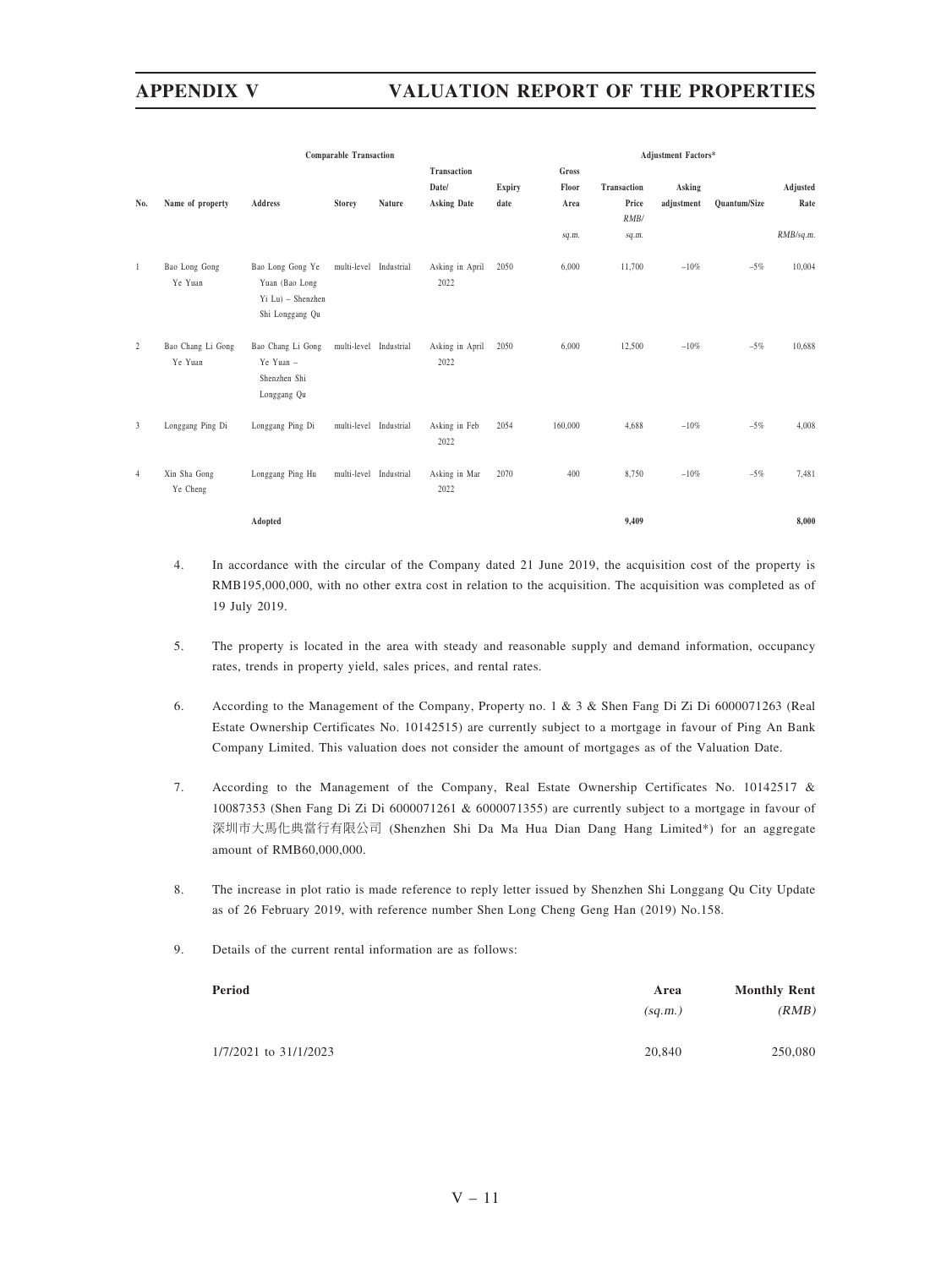| | Comparable Transaction | | | | | | | Adjustment Factors* | | | |
|---|---|---|---|---|---|---|---|---|---|---|---|
| No. | Name of property | Address | Storey | Nature | Transaction Date/ Asking Date | Expiry date | Gross Floor Area | Transaction Price | Asking adjustment | Quantum/Size | Adjusted Rate |
| | | | | | | | sq.m. | RMB/ sq.m. | | | RMB/sq.m. |
| 1 | Bao Long Gong Ye Yuan | Bao Long Gong Ye Yuan (Bao Long Yi Lu) – Shenzhen Shi Longgang Qu | multi-level | Industrial | Asking in April 2022 | 2050 | 6,000 | 11,700 | −10% | −5% | 10,004 |
| 2 | Bao Chang Li Gong Ye Yuan | Bao Chang Li Gong Ye Yuan – Shenzhen Shi Longgang Qu | multi-level | Industrial | Asking in April 2022 | 2050 | 6,000 | 12,500 | −10% | −5% | 10,688 |
| 3 | Longgang Ping Di | Longgang Ping Di | multi-level | Industrial | Asking in Feb 2022 | 2054 | 160,000 | 4,688 | −10% | −5% | 4,008 |
| 4 | Xin Sha Gong Ye Cheng | Longgang Ping Hu | multi-level | Industrial | Asking in Mar 2022 | 2070 | 400 | 8,750 | −10% | −5% | 7,481 |
| | | **Adopted** | | | | | | **9,409** | | | **8,000** |

4. In accordance with the circular of the Company dated 21 June 2019, the acquisition cost of the property is RMB195,000,000, with no other extra cost in relation to the acquisition. The acquisition was completed as of 19 July 2019.

5. The property is located in the area with steady and reasonable supply and demand information, occupancy rates, trends in property yield, sales prices, and rental rates.

6. According to the Management of the Company, Property no. 1 & 3 & Shen Fang Di Zi Di 6000071263 (Real Estate Ownership Certificates No. 10142515) are currently subject to a mortgage in favour of Ping An Bank Company Limited. This valuation does not consider the amount of mortgages as of the Valuation Date.

7. According to the Management of the Company, Real Estate Ownership Certificates No. 10142517 & 10087353 (Shen Fang Di Zi Di 6000071261 & 6000071355) are currently subject to a mortgage in favour of 深圳市大馬化典當行有限公司 (Shenzhen Shi Da Ma Hua Dian Dang Hang Limited*) for an aggregate amount of RMB60,000,000.

8. The increase in plot ratio is made reference to reply letter issued by Shenzhen Shi Longgang Qu City Update as of 26 February 2019, with reference number Shen Long Cheng Geng Han (2019) No.158.

9. Details of the current rental information are as follows:

| Period | Area (sq.m.) | Monthly Rent (RMB) |
|---|---|---|
| 1/7/2021 to 31/1/2023 | 20,840 | 250,080 |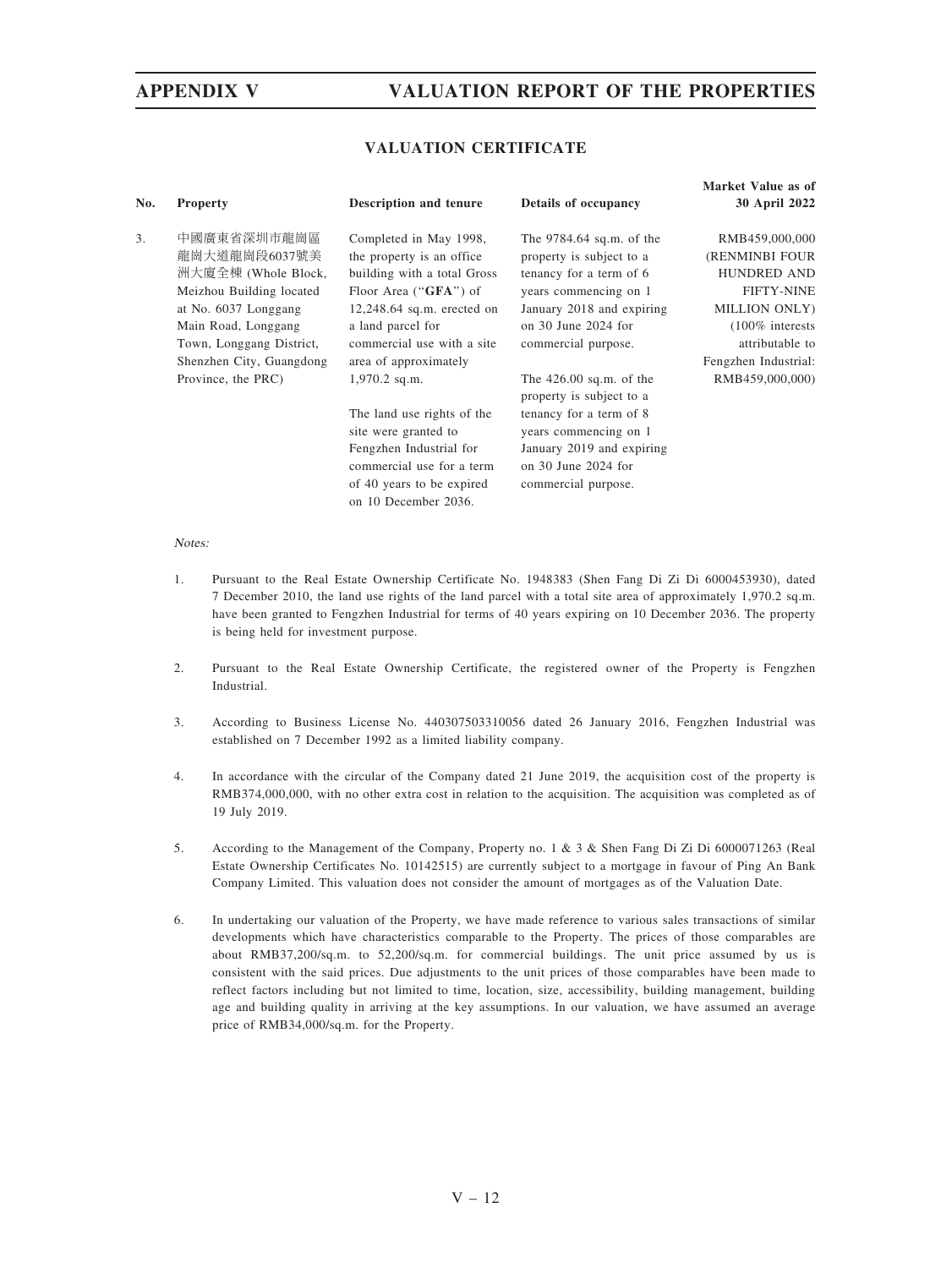## VALUATION CERTIFICATE

| No. | Property | Description and tenure | Details of occupancy | Market Value as of 30 April 2022 |
|---|---|---|---|---|
| 3. | 中國廣東省深圳市龍崗區龍崗大道龍崗段6037號美洲大廈全棟 (Whole Block, Meizhou Building located at No. 6037 Longgang Main Road, Longgang Town, Longgang District, Shenzhen City, Guangdong Province, the PRC) | Completed in May 1998, the property is an office building with a total Gross Floor Area ("**GFA**") of 12,248.64 sq.m. erected on a land parcel for commercial use with a site area of approximately 1,970.2 sq.m.<br><br>The land use rights of the site were granted to Fengzhen Industrial for commercial use for a term of 40 years to be expired on 10 December 2036. | The 9784.64 sq.m. of the property is subject to a tenancy for a term of 6 years commencing on 1 January 2018 and expiring on 30 June 2024 for commercial purpose.<br><br>The 426.00 sq.m. of the property is subject to a tenancy for a term of 8 years commencing on 1 January 2019 and expiring on 30 June 2024 for commercial purpose. | RMB459,000,000 (RENMINBI FOUR HUNDRED AND FIFTY-NINE MILLION ONLY) (100% interests attributable to Fengzhen Industrial: RMB459,000,000) |

*Notes:*

1. Pursuant to the Real Estate Ownership Certificate No. 1948383 (Shen Fang Di Zi Di 6000453930), dated 7 December 2010, the land use rights of the land parcel with a total site area of approximately 1,970.2 sq.m. have been granted to Fengzhen Industrial for terms of 40 years expiring on 10 December 2036. The property is being held for investment purpose.

2. Pursuant to the Real Estate Ownership Certificate, the registered owner of the Property is Fengzhen Industrial.

3. According to Business License No. 440307503310056 dated 26 January 2016, Fengzhen Industrial was established on 7 December 1992 as a limited liability company.

4. In accordance with the circular of the Company dated 21 June 2019, the acquisition cost of the property is RMB374,000,000, with no other extra cost in relation to the acquisition. The acquisition was completed as of 19 July 2019.

5. According to the Management of the Company, Property no. 1 & 3 & Shen Fang Di Zi Di 6000071263 (Real Estate Ownership Certificates No. 10142515) are currently subject to a mortgage in favour of Ping An Bank Company Limited. This valuation does not consider the amount of mortgages as of the Valuation Date.

6. In undertaking our valuation of the Property, we have made reference to various sales transactions of similar developments which have characteristics comparable to the Property. The prices of those comparables are about RMB37,200/sq.m. to 52,200/sq.m. for commercial buildings. The unit price assumed by us is consistent with the said prices. Due adjustments to the unit prices of those comparables have been made to reflect factors including but not limited to time, location, size, accessibility, building management, building age and building quality in arriving at the key assumptions. In our valuation, we have assumed an average price of RMB34,000/sq.m. for the Property.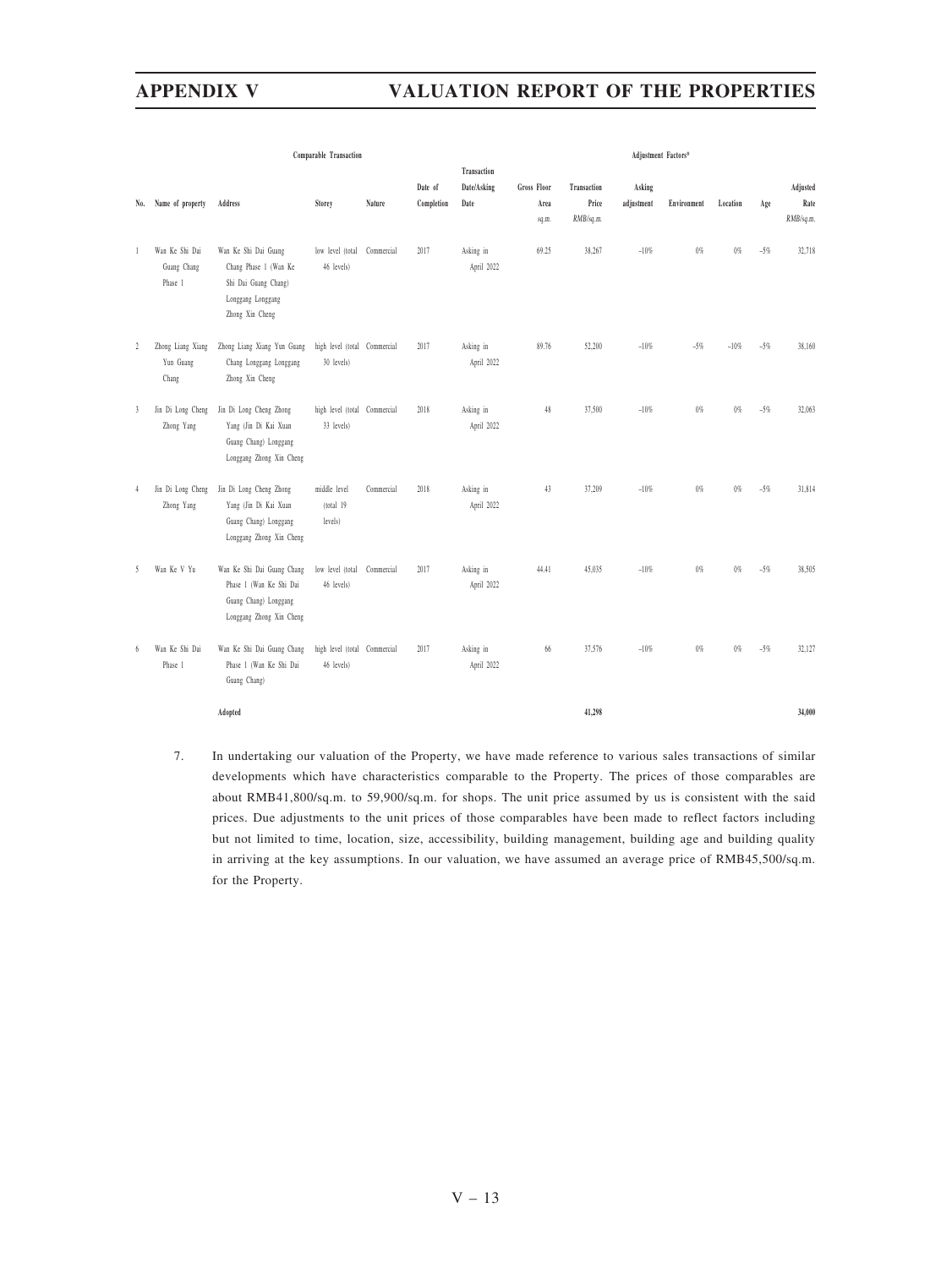| | Comparable Transaction | | | | | | | | Adjustment Factors* | | | | |
|---|---|---|---|---|---|---|---|---|---|---|---|---|---|
| No. | Name of property | Address | Storey | Nature | Date of Completion | Transaction Date/Asking Date | Gross Floor Area sq.m. | Transaction Price RMB/sq.m. | Asking adjustment | Environment | Location | Age | Adjusted Rate RMB/sq.m. |
| 1 | Wan Ke Shi Dai Guang Chang Phase 1 | Wan Ke Shi Dai Guang Chang Phase 1 (Wan Ke Shi Dai Guang Chang) Longgang Longgang Zhong Xin Cheng | low level (total 46 levels) | Commercial | 2017 | Asking in April 2022 | 69.25 | 38,267 | –10% | 0% | 0% | –5% | 32,718 |
| 2 | Zhong Liang Xiang Yun Guang Chang | Zhong Liang Xiang Yun Guang Chang Longgang Longgang Zhong Xin Cheng | high level (total 30 levels) | Commercial | 2017 | Asking in April 2022 | 89.76 | 52,200 | –10% | –5% | –10% | –5% | 38,160 |
| 3 | Jin Di Long Cheng Zhong Yang | Jin Di Long Cheng Zhong Yang (Jin Di Kai Xuan Guang Chang) Longgang Longgang Zhong Xin Cheng | high level (total 33 levels) | Commercial | 2018 | Asking in April 2022 | 48 | 37,500 | –10% | 0% | 0% | –5% | 32,063 |
| 4 | Jin Di Long Cheng Zhong Yang | Jin Di Long Cheng Zhong Yang (Jin Di Kai Xuan Guang Chang) Longgang Longgang Zhong Xin Cheng | middle level (total 19 levels) | Commercial | 2018 | Asking in April 2022 | 43 | 37,209 | –10% | 0% | 0% | –5% | 31,814 |
| 5 | Wan Ke V Yu | Wan Ke Shi Dai Guang Chang Phase 1 (Wan Ke Shi Dai Guang Chang) Longgang Longgang Zhong Xin Cheng | low level (total 46 levels) | Commercial | 2017 | Asking in April 2022 | 44.41 | 45,035 | –10% | 0% | 0% | –5% | 38,505 |
| 6 | Wan Ke Shi Dai Phase 1 | Wan Ke Shi Dai Guang Chang Phase 1 (Wan Ke Shi Dai Guang Chang) | high level (total 46 levels) | Commercial | 2017 | Asking in April 2022 | 66 | 37,576 | –10% | 0% | 0% | –5% | 32,127 |
| | | **Adopted** | | | | | | **41,298** | | | | | **34,000** |

7. In undertaking our valuation of the Property, we have made reference to various sales transactions of similar developments which have characteristics comparable to the Property. The prices of those comparables are about RMB41,800/sq.m. to 59,900/sq.m. for shops. The unit price assumed by us is consistent with the said prices. Due adjustments to the unit prices of those comparables have been made to reflect factors including but not limited to time, location, size, accessibility, building management, building age and building quality in arriving at the key assumptions. In our valuation, we have assumed an average price of RMB45,500/sq.m. for the Property.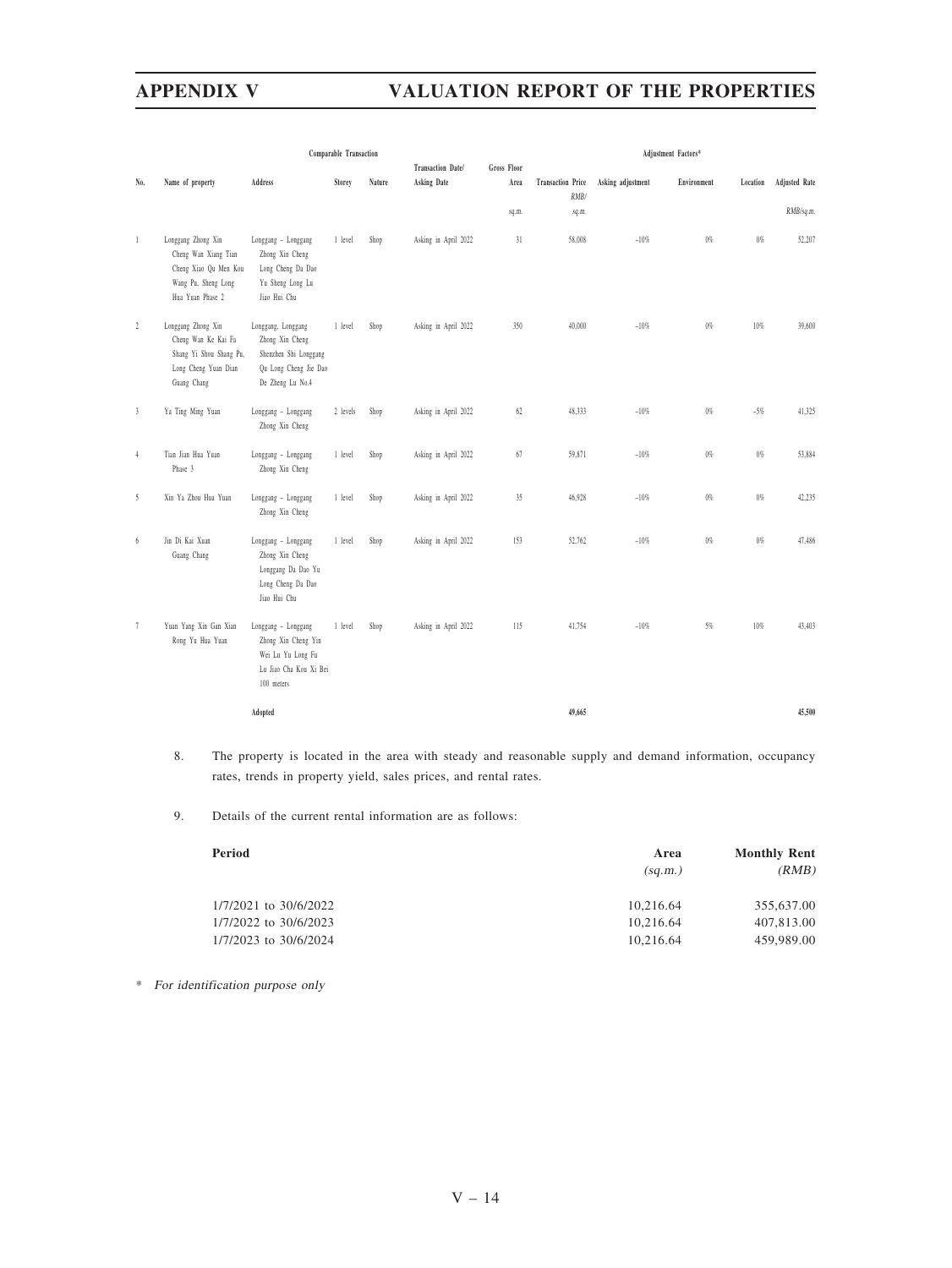| | | Comparable Transaction | | | | | | Adjustment Factors* | | | |
|---|---|---|---|---|---|---|---|---|---|---|---|
| No. | Name of property | Address | Storey | Nature | Transaction Date/ Asking Date | Gross Floor Area | Transaction Price | Asking adjustment | Environment | Location | Adjusted Rate |
| | | | | | | sq.m. | RMB/ sq.m. | | | | RMB/sq.m. |
| 1 | Longgang Zhong Xin Cheng Wan Xiang Tian Cheng Xiao Qu Men Kou Wang Pu, Sheng Long Hua Yuan Phase 2 | Longgang – Longgang Zhong Xin Cheng Long Cheng Da Dao Yu Sheng Long Lu Jiao Hui Chu | 1 level | Shop | Asking in April 2022 | 31 | 58,008 | −10% | 0% | 0% | 52,207 |
| 2 | Longgang Zhong Xin Cheng Wan Ke Kai Fu Shang Yi Shou Shang Pu, Long Cheng Yuan Dian Guang Chang | Longgang, Longgang Zhong Xin Cheng Shenzhen Shi Longgang Qu Long Cheng Jie Dao De Zheng Lu No.4 | 1 level | Shop | Asking in April 2022 | 350 | 40,000 | −10% | 0% | 10% | 39,600 |
| 3 | Ya Ting Ming Yuan | Longgang – Longgang Zhong Xin Cheng | 2 levels | Shop | Asking in April 2022 | 62 | 48,333 | −10% | 0% | −5% | 41,325 |
| 4 | Tian Jian Hua Yuan Phase 3 | Longgang – Longgang Zhong Xin Cheng | 1 level | Shop | Asking in April 2022 | 67 | 59,871 | −10% | 0% | 0% | 53,884 |
| 5 | Xin Ya Zhou Hua Yuan | Longgang – Longgang Zhong Xin Cheng | 1 level | Shop | Asking in April 2022 | 35 | 46,928 | −10% | 0% | 0% | 42,235 |
| 6 | Jin Di Kai Xuan Guang Chang | Longgang – Longgang Zhong Xin Cheng Longgang Da Dao Yu Long Cheng Da Dao Jiao Hui Chu | 1 level | Shop | Asking in April 2022 | 153 | 52,762 | −10% | 0% | 0% | 47,486 |
| 7 | Yuan Yang Xin Gan Xian Rong Yu Hua Yuan | Longgang – Longgang Zhong Xin Cheng Yin Wei Lu Yu Long Fu Lu Jiao Cha Kou Xi Bei 100 meters | 1 level | Shop | Asking in April 2022 | 115 | 41,754 | −10% | 5% | 10% | 43,403 |
| | | **Adopted** | | | | | **49,665** | | | | **45,500** |

8. The property is located in the area with steady and reasonable supply and demand information, occupancy rates, trends in property yield, sales prices, and rental rates.

9. Details of the current rental information are as follows:

| Period | Area (sq.m.) | Monthly Rent (RMB) |
|---|---|---|
| 1/7/2021 to 30/6/2022 | 10,216.64 | 355,637.00 |
| 1/7/2022 to 30/6/2023 | 10,216.64 | 407,813.00 |
| 1/7/2023 to 30/6/2024 | 10,216.64 | 459,989.00 |

\* *For identification purpose only*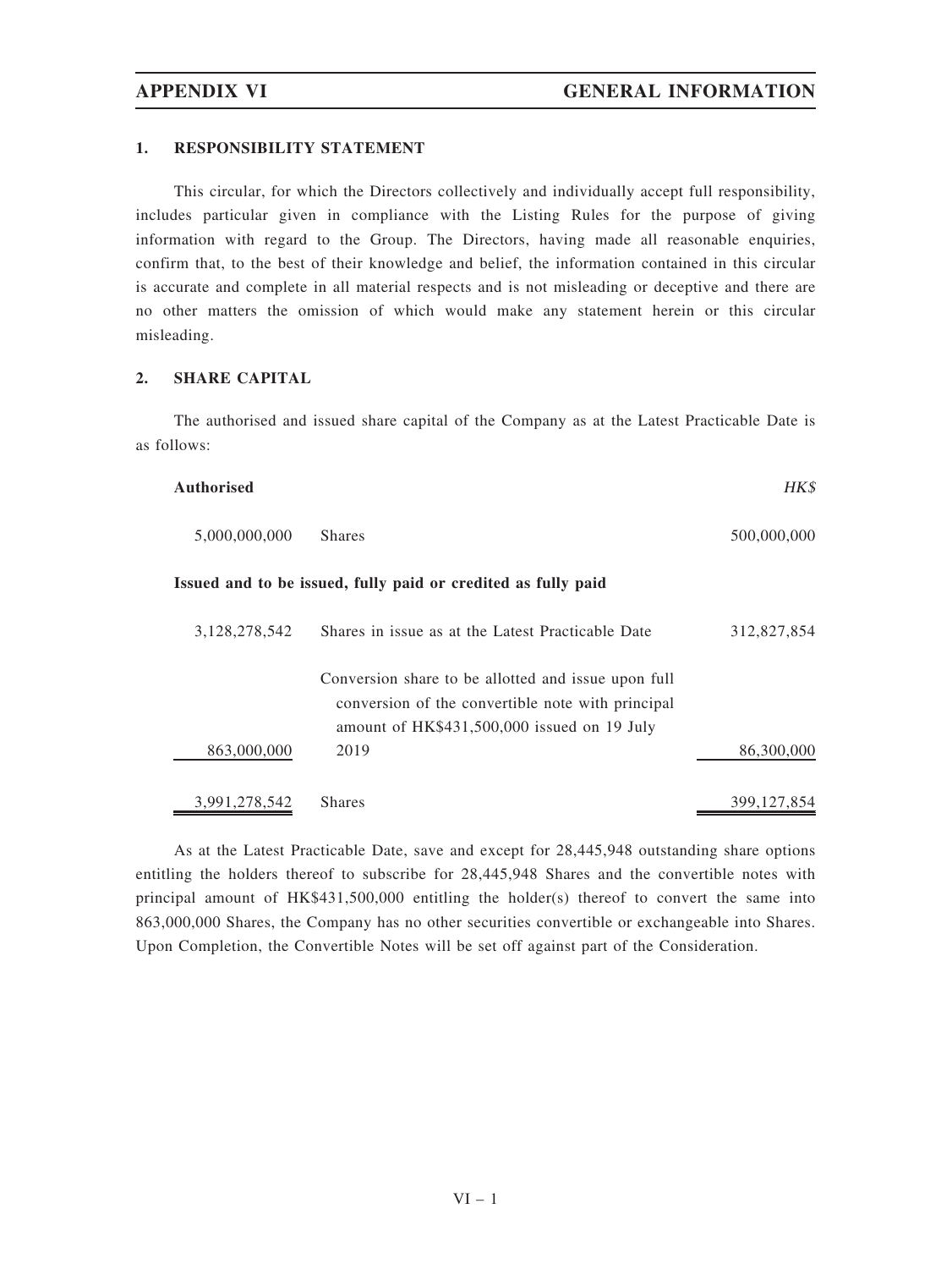## APPENDIX VI GENERAL INFORMATION

### 1. RESPONSIBILITY STATEMENT

This circular, for which the Directors collectively and individually accept full responsibility, includes particular given in compliance with the Listing Rules for the purpose of giving information with regard to the Group. The Directors, having made all reasonable enquiries, confirm that, to the best of their knowledge and belief, the information contained in this circular is accurate and complete in all material respects and is not misleading or deceptive and there are no other matters the omission of which would make any statement herein or this circular misleading.

### 2. SHARE CAPITAL

The authorised and issued share capital of the Company as at the Latest Practicable Date is as follows:

| **Authorised** | | *HK$* |
|---|---|---|
| 5,000,000,000 | Shares | 500,000,000 |
| **Issued and to be issued, fully paid or credited as fully paid** | | |
| 3,128,278,542 | Shares in issue as at the Latest Practicable Date | 312,827,854 |
| 863,000,000 | Conversion share to be allotted and issue upon full conversion of the convertible note with principal amount of HK$431,500,000 issued on 19 July 2019 | 86,300,000 |
| 3,991,278,542 | Shares | 399,127,854 |

As at the Latest Practicable Date, save and except for 28,445,948 outstanding share options entitling the holders thereof to subscribe for 28,445,948 Shares and the convertible notes with principal amount of HK$431,500,000 entitling the holder(s) thereof to convert the same into 863,000,000 Shares, the Company has no other securities convertible or exchangeable into Shares. Upon Completion, the Convertible Notes will be set off against part of the Consideration.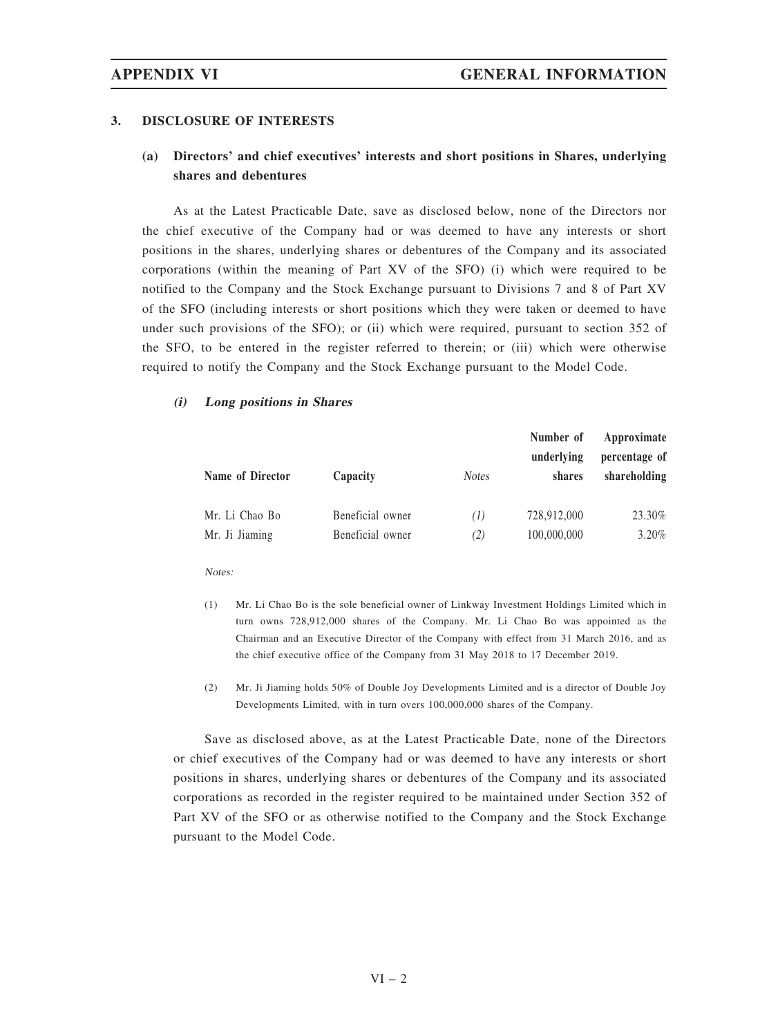## 3. DISCLOSURE OF INTERESTS

### (a) Directors' and chief executives' interests and short positions in Shares, underlying shares and debentures

As at the Latest Practicable Date, save as disclosed below, none of the Directors nor the chief executive of the Company had or was deemed to have any interests or short positions in the shares, underlying shares or debentures of the Company and its associated corporations (within the meaning of Part XV of the SFO) (i) which were required to be notified to the Company and the Stock Exchange pursuant to Divisions 7 and 8 of Part XV of the SFO (including interests or short positions which they were taken or deemed to have under such provisions of the SFO); or (ii) which were required, pursuant to section 352 of the SFO, to be entered in the register referred to therein; or (iii) which were otherwise required to notify the Company and the Stock Exchange pursuant to the Model Code.

#### *(i) Long positions in Shares*

| Name of Director | Capacity | *Notes* | Number of underlying shares | Approximate percentage of shareholding |
|---|---|---|---|---|
| Mr. Li Chao Bo | Beneficial owner | *(1)* | 728,912,000 | 23.30% |
| Mr. Ji Jiaming | Beneficial owner | *(2)* | 100,000,000 | 3.20% |

*Notes:*

(1) Mr. Li Chao Bo is the sole beneficial owner of Linkway Investment Holdings Limited which in turn owns 728,912,000 shares of the Company. Mr. Li Chao Bo was appointed as the Chairman and an Executive Director of the Company with effect from 31 March 2016, and as the chief executive office of the Company from 31 May 2018 to 17 December 2019.

(2) Mr. Ji Jiaming holds 50% of Double Joy Developments Limited and is a director of Double Joy Developments Limited, with in turn overs 100,000,000 shares of the Company.

Save as disclosed above, as at the Latest Practicable Date, none of the Directors or chief executives of the Company had or was deemed to have any interests or short positions in shares, underlying shares or debentures of the Company and its associated corporations as recorded in the register required to be maintained under Section 352 of Part XV of the SFO or as otherwise notified to the Company and the Stock Exchange pursuant to the Model Code.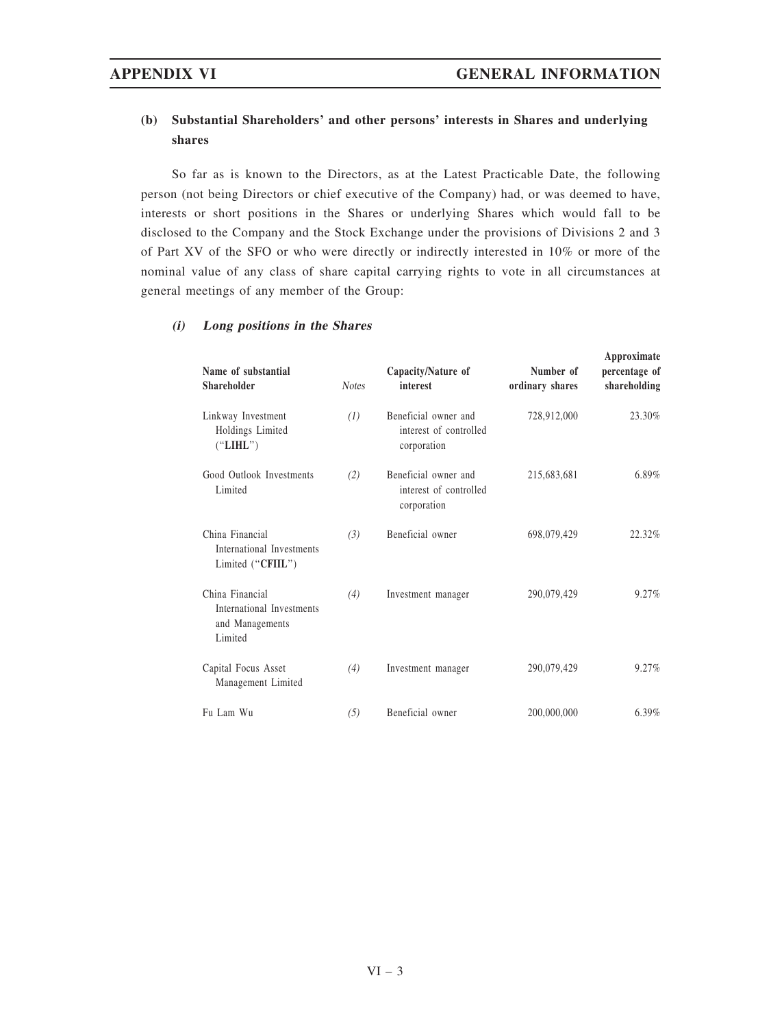### (b) Substantial Shareholders' and other persons' interests in Shares and underlying shares

So far as is known to the Directors, as at the Latest Practicable Date, the following person (not being Directors or chief executive of the Company) had, or was deemed to have, interests or short positions in the Shares or underlying Shares which would fall to be disclosed to the Company and the Stock Exchange under the provisions of Divisions 2 and 3 of Part XV of the SFO or who were directly or indirectly interested in 10% or more of the nominal value of any class of share capital carrying rights to vote in all circumstances at general meetings of any member of the Group:

#### *(i) Long positions in the Shares*

| Name of substantial Shareholder | *Notes* | Capacity/Nature of interest | Number of ordinary shares | Approximate percentage of shareholding |
|---|---|---|---|---|
| Linkway Investment Holdings Limited ("**LIHL**") | *(1)* | Beneficial owner and interest of controlled corporation | 728,912,000 | 23.30% |
| Good Outlook Investments Limited | *(2)* | Beneficial owner and interest of controlled corporation | 215,683,681 | 6.89% |
| China Financial International Investments Limited ("**CFIIL**") | *(3)* | Beneficial owner | 698,079,429 | 22.32% |
| China Financial International Investments and Managements Limited | *(4)* | Investment manager | 290,079,429 | 9.27% |
| Capital Focus Asset Management Limited | *(4)* | Investment manager | 290,079,429 | 9.27% |
| Fu Lam Wu | *(5)* | Beneficial owner | 200,000,000 | 6.39% |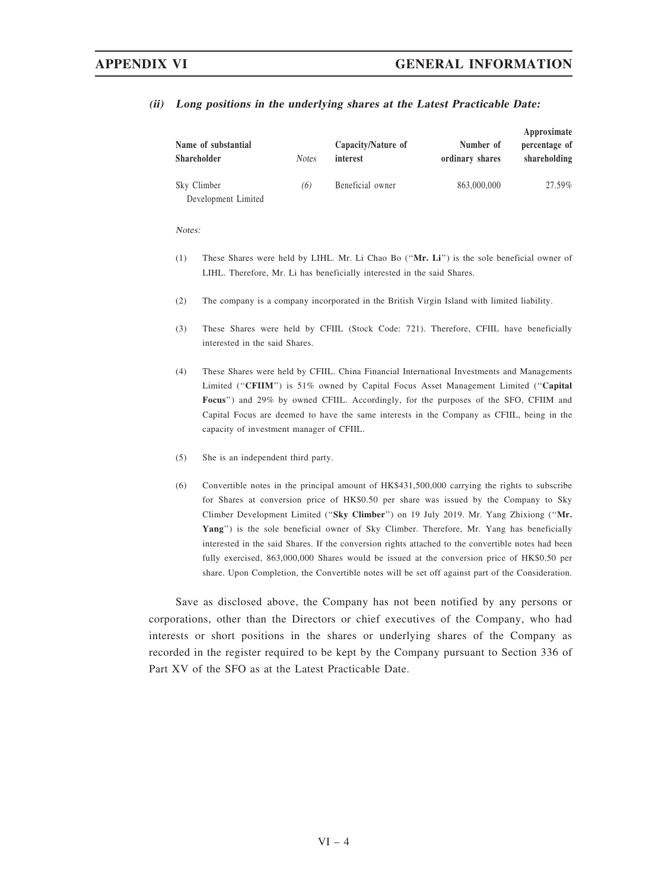### *(ii) Long positions in the underlying shares at the Latest Practicable Date:*

| Name of substantial Shareholder | *Notes* | Capacity/Nature of interest | Number of ordinary shares | Approximate percentage of shareholding |
|---|---|---|---|---|
| Sky Climber Development Limited | *(6)* | Beneficial owner | 863,000,000 | 27.59% |

*Notes:*

(1) These Shares were held by LIHL. Mr. Li Chao Bo ("**Mr. Li**") is the sole beneficial owner of LIHL. Therefore, Mr. Li has beneficially interested in the said Shares.

(2) The company is a company incorporated in the British Virgin Island with limited liability.

(3) These Shares were held by CFIIL (Stock Code: 721). Therefore, CFIIL have beneficially interested in the said Shares.

(4) These Shares were held by CFIIL. China Financial International Investments and Managements Limited ("**CFIIM**") is 51% owned by Capital Focus Asset Management Limited ("**Capital Focus**") and 29% by owned CFIIL. Accordingly, for the purposes of the SFO, CFIIM and Capital Focus are deemed to have the same interests in the Company as CFIIL, being in the capacity of investment manager of CFIIL.

(5) She is an independent third party.

(6) Convertible notes in the principal amount of HK$431,500,000 carrying the rights to subscribe for Shares at conversion price of HK$0.50 per share was issued by the Company to Sky Climber Development Limited ("**Sky Climber**") on 19 July 2019. Mr. Yang Zhixiong ("**Mr. Yang**") is the sole beneficial owner of Sky Climber. Therefore, Mr. Yang has beneficially interested in the said Shares. If the conversion rights attached to the convertible notes had been fully exercised, 863,000,000 Shares would be issued at the conversion price of HK$0.50 per share. Upon Completion, the Convertible notes will be set off against part of the Consideration.

Save as disclosed above, the Company has not been notified by any persons or corporations, other than the Directors or chief executives of the Company, who had interests or short positions in the shares or underlying shares of the Company as recorded in the register required to be kept by the Company pursuant to Section 336 of Part XV of the SFO as at the Latest Practicable Date.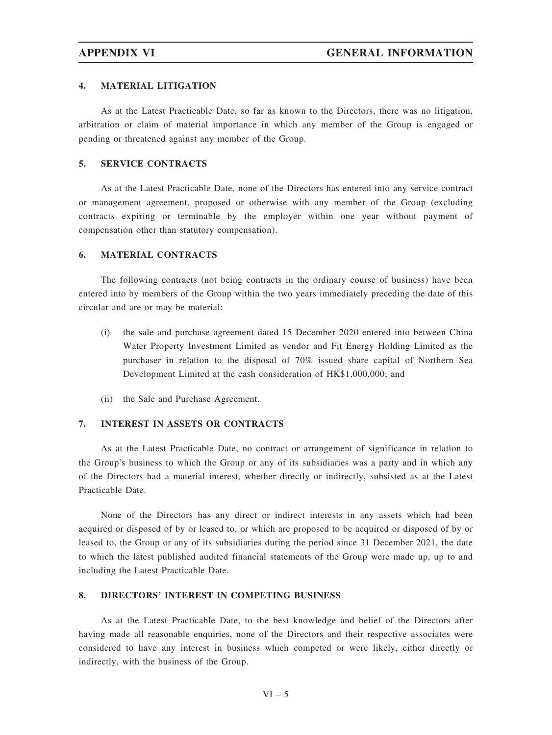## 4. MATERIAL LITIGATION

As at the Latest Practicable Date, so far as known to the Directors, there was no litigation, arbitration or claim of material importance in which any member of the Group is engaged or pending or threatened against any member of the Group.

## 5. SERVICE CONTRACTS

As at the Latest Practicable Date, none of the Directors has entered into any service contract or management agreement, proposed or otherwise with any member of the Group (excluding contracts expiring or terminable by the employer within one year without payment of compensation other than statutory compensation).

## 6. MATERIAL CONTRACTS

The following contracts (not being contracts in the ordinary course of business) have been entered into by members of the Group within the two years immediately preceding the date of this circular and are or may be material:

(i) the sale and purchase agreement dated 15 December 2020 entered into between China Water Property Investment Limited as vendor and Fit Energy Holding Limited as the purchaser in relation to the disposal of 70% issued share capital of Northern Sea Development Limited at the cash consideration of HK$1,000,000; and

(ii) the Sale and Purchase Agreement.

## 7. INTEREST IN ASSETS OR CONTRACTS

As at the Latest Practicable Date, no contract or arrangement of significance in relation to the Group's business to which the Group or any of its subsidiaries was a party and in which any of the Directors had a material interest, whether directly or indirectly, subsisted as at the Latest Practicable Date.

None of the Directors has any direct or indirect interests in any assets which had been acquired or disposed of by or leased to, or which are proposed to be acquired or disposed of by or leased to, the Group or any of its subsidiaries during the period since 31 December 2021, the date to which the latest published audited financial statements of the Group were made up, up to and including the Latest Practicable Date.

## 8. DIRECTORS' INTEREST IN COMPETING BUSINESS

As at the Latest Practicable Date, to the best knowledge and belief of the Directors after having made all reasonable enquiries, none of the Directors and their respective associates were considered to have any interest in business which competed or were likely, either directly or indirectly, with the business of the Group.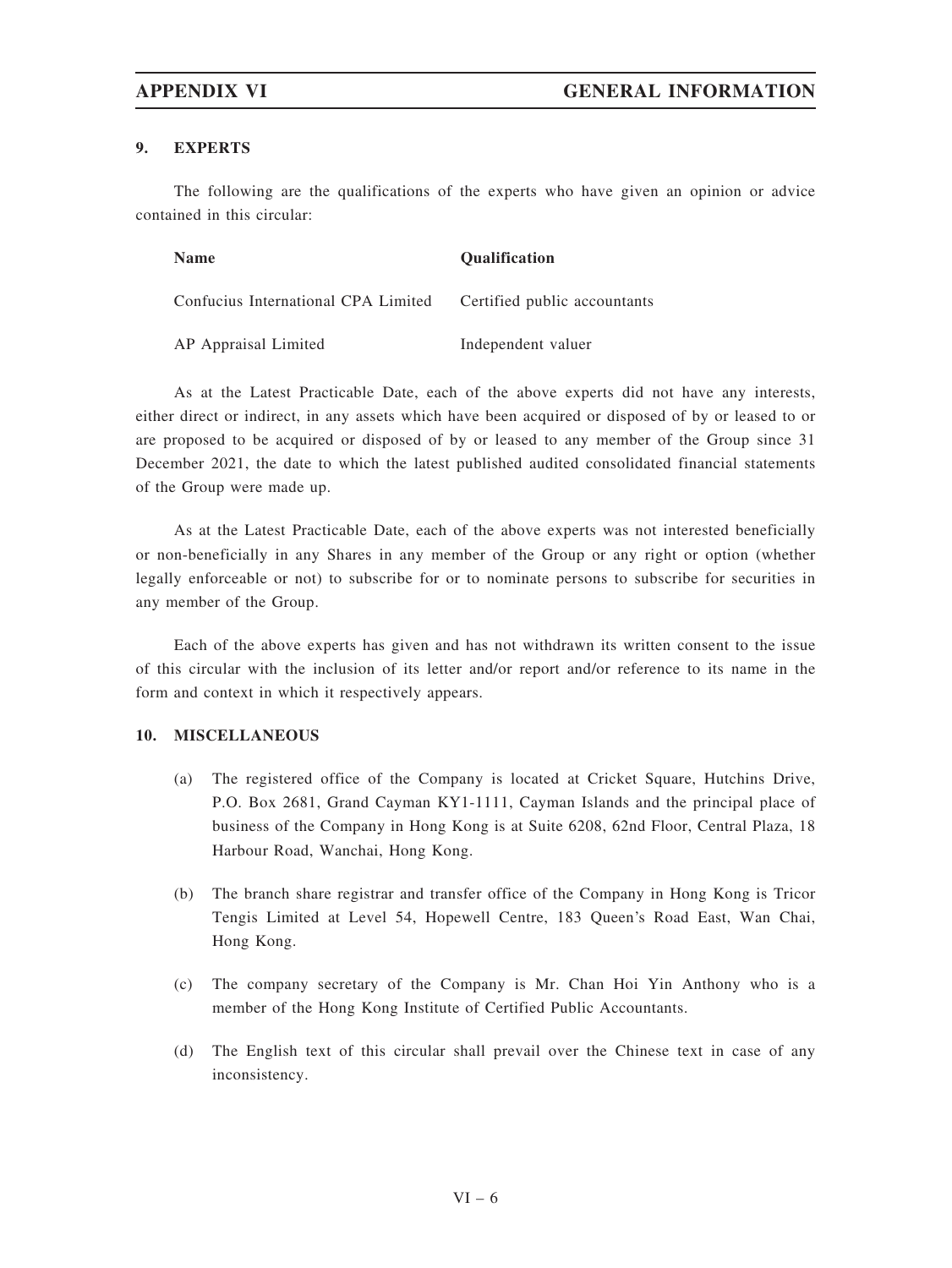## 9. EXPERTS

The following are the qualifications of the experts who have given an opinion or advice contained in this circular:

| Name | Qualification |
|---|---|
| Confucius International CPA Limited | Certified public accountants |
| AP Appraisal Limited | Independent valuer |

As at the Latest Practicable Date, each of the above experts did not have any interests, either direct or indirect, in any assets which have been acquired or disposed of by or leased to or are proposed to be acquired or disposed of by or leased to any member of the Group since 31 December 2021, the date to which the latest published audited consolidated financial statements of the Group were made up.

As at the Latest Practicable Date, each of the above experts was not interested beneficially or non-beneficially in any Shares in any member of the Group or any right or option (whether legally enforceable or not) to subscribe for or to nominate persons to subscribe for securities in any member of the Group.

Each of the above experts has given and has not withdrawn its written consent to the issue of this circular with the inclusion of its letter and/or report and/or reference to its name in the form and context in which it respectively appears.

## 10. MISCELLANEOUS

(a) The registered office of the Company is located at Cricket Square, Hutchins Drive, P.O. Box 2681, Grand Cayman KY1-1111, Cayman Islands and the principal place of business of the Company in Hong Kong is at Suite 6208, 62nd Floor, Central Plaza, 18 Harbour Road, Wanchai, Hong Kong.

(b) The branch share registrar and transfer office of the Company in Hong Kong is Tricor Tengis Limited at Level 54, Hopewell Centre, 183 Queen's Road East, Wan Chai, Hong Kong.

(c) The company secretary of the Company is Mr. Chan Hoi Yin Anthony who is a member of the Hong Kong Institute of Certified Public Accountants.

(d) The English text of this circular shall prevail over the Chinese text in case of any inconsistency.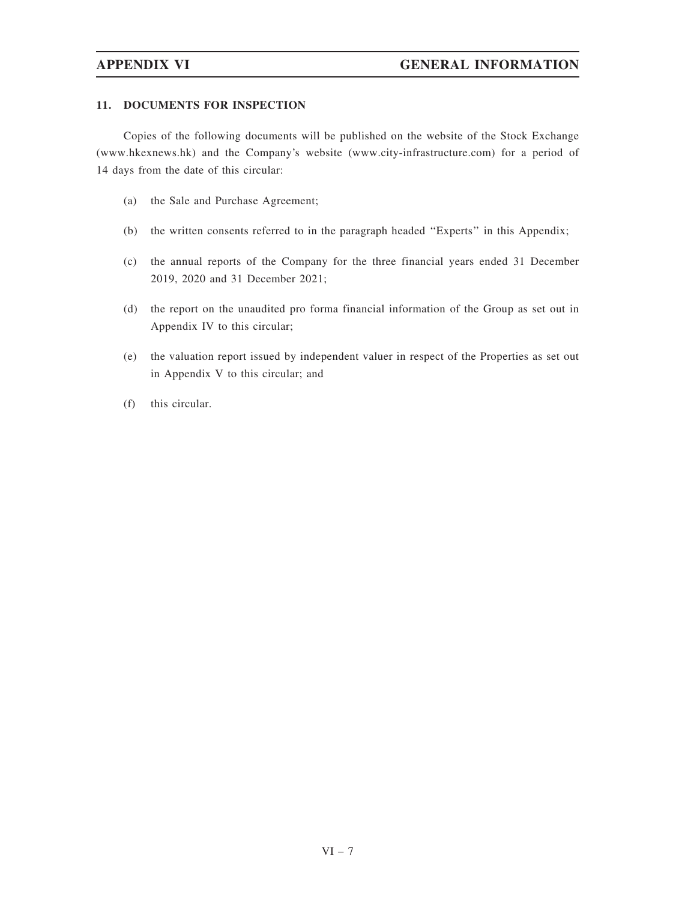## 11. DOCUMENTS FOR INSPECTION

Copies of the following documents will be published on the website of the Stock Exchange (www.hkexnews.hk) and the Company's website (www.city-infrastructure.com) for a period of 14 days from the date of this circular:

(a) the Sale and Purchase Agreement;

(b) the written consents referred to in the paragraph headed "Experts" in this Appendix;

(c) the annual reports of the Company for the three financial years ended 31 December 2019, 2020 and 31 December 2021;

(d) the report on the unaudited pro forma financial information of the Group as set out in Appendix IV to this circular;

(e) the valuation report issued by independent valuer in respect of the Properties as set out in Appendix V to this circular; and

(f) this circular.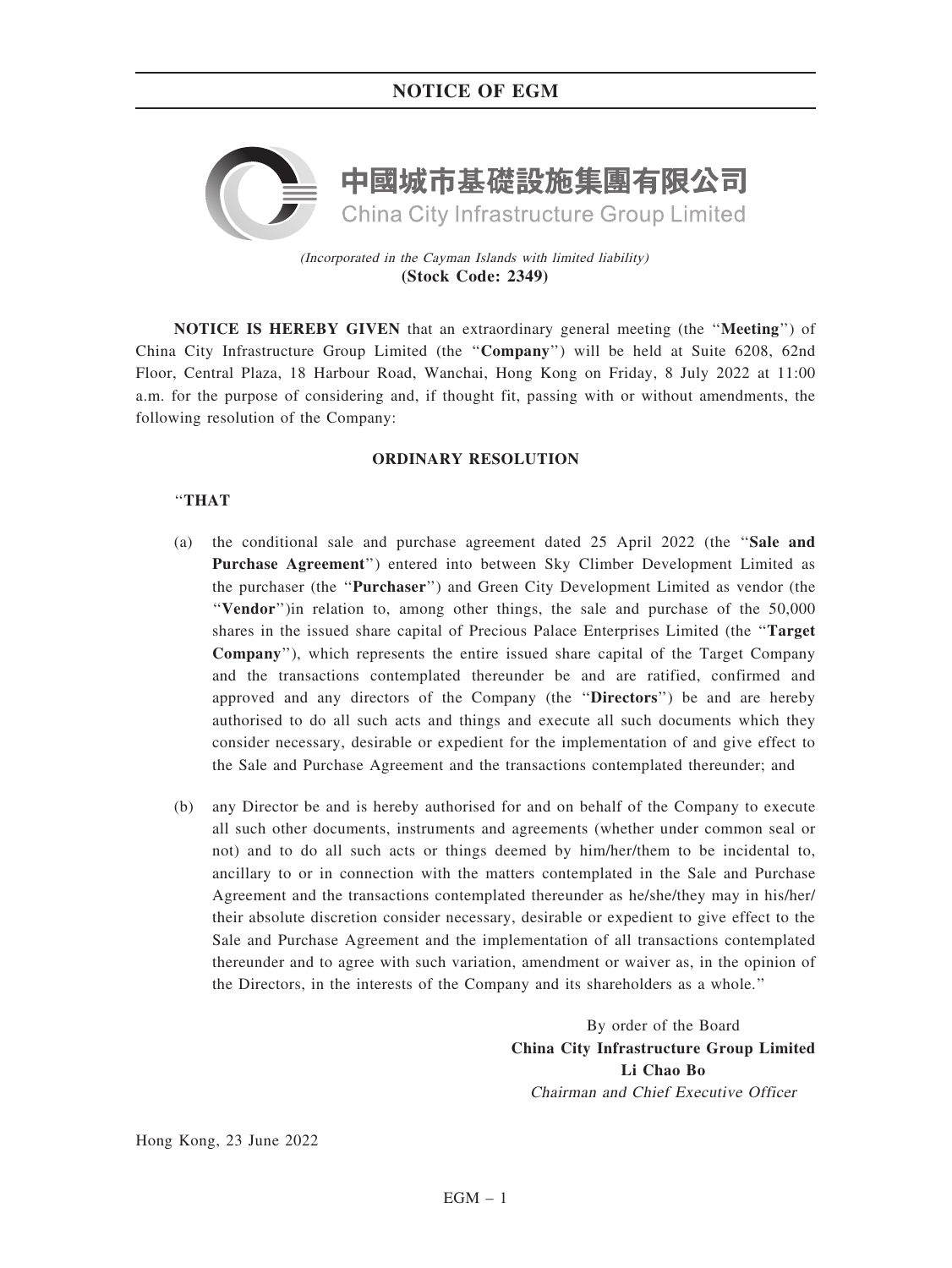# NOTICE OF EGM

**中國城市基礎設施集團有限公司**
**China City Infrastructure Group Limited**

*(Incorporated in the Cayman Islands with limited liability)*
**(Stock Code: 2349)**

**NOTICE IS HEREBY GIVEN** that an extraordinary general meeting (the "**Meeting**") of China City Infrastructure Group Limited (the "**Company**") will be held at Suite 6208, 62nd Floor, Central Plaza, 18 Harbour Road, Wanchai, Hong Kong on Friday, 8 July 2022 at 11:00 a.m. for the purpose of considering and, if thought fit, passing with or without amendments, the following resolution of the Company:

**ORDINARY RESOLUTION**

"**THAT**

(a) the conditional sale and purchase agreement dated 25 April 2022 (the "**Sale and Purchase Agreement**") entered into between Sky Climber Development Limited as the purchaser (the "**Purchaser**") and Green City Development Limited as vendor (the "**Vendor**")in relation to, among other things, the sale and purchase of the 50,000 shares in the issued share capital of Precious Palace Enterprises Limited (the "**Target Company**"), which represents the entire issued share capital of the Target Company and the transactions contemplated thereunder be and are ratified, confirmed and approved and any directors of the Company (the "**Directors**") be and are hereby authorised to do all such acts and things and execute all such documents which they consider necessary, desirable or expedient for the implementation of and give effect to the Sale and Purchase Agreement and the transactions contemplated thereunder; and

(b) any Director be and is hereby authorised for and on behalf of the Company to execute all such other documents, instruments and agreements (whether under common seal or not) and to do all such acts or things deemed by him/her/them to be incidental to, ancillary to or in connection with the matters contemplated in the Sale and Purchase Agreement and the transactions contemplated thereunder as he/she/they may in his/her/their absolute discretion consider necessary, desirable or expedient to give effect to the Sale and Purchase Agreement and the implementation of all transactions contemplated thereunder and to agree with such variation, amendment or waiver as, in the opinion of the Directors, in the interests of the Company and its shareholders as a whole."

By order of the Board
**China City Infrastructure Group Limited**
**Li Chao Bo**
*Chairman and Chief Executive Officer*

Hong Kong, 23 June 2022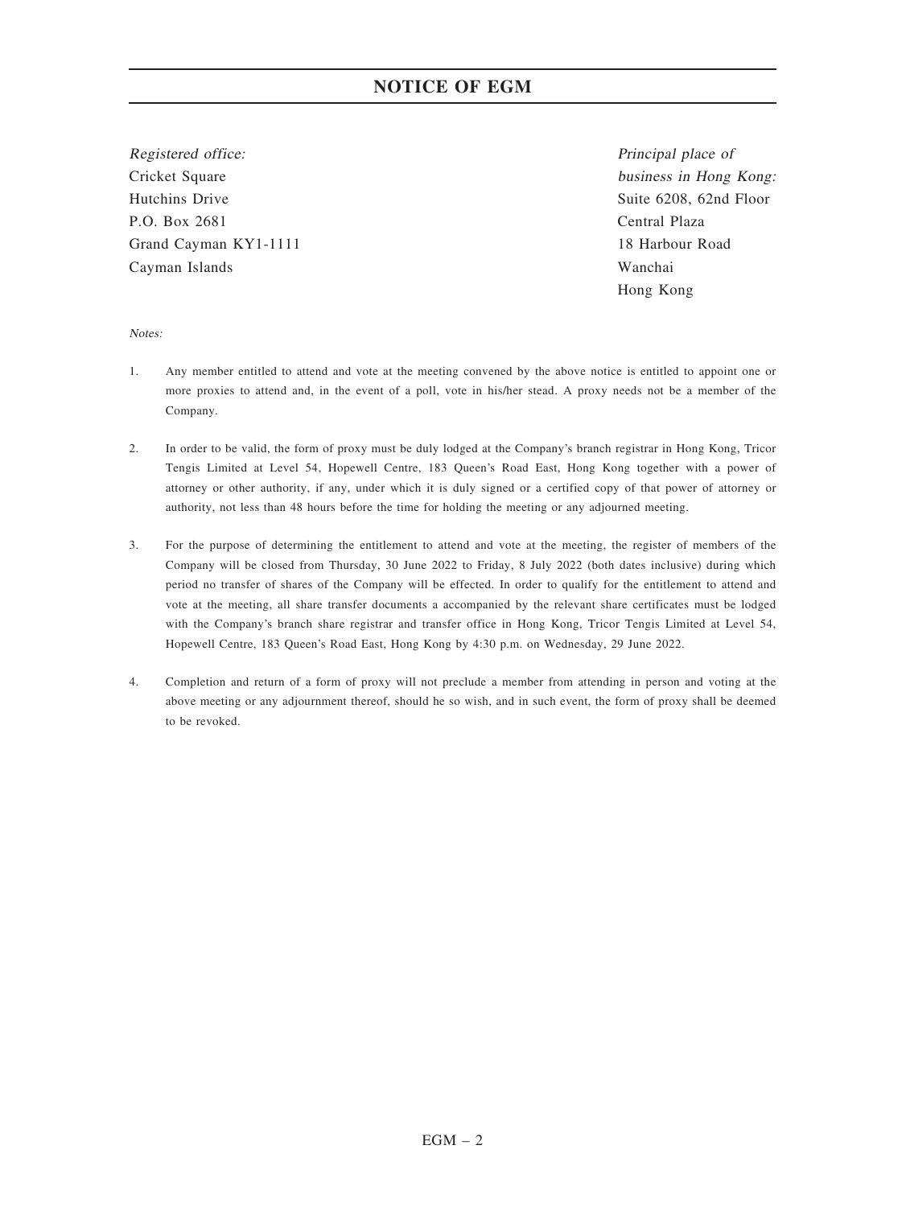# NOTICE OF EGM

*Registered office:*
Cricket Square
Hutchins Drive
P.O. Box 2681
Grand Cayman KY1-1111
Cayman Islands

*Principal place of business in Hong Kong:*
Suite 6208, 62nd Floor
Central Plaza
18 Harbour Road
Wanchai
Hong Kong

*Notes:*

1. Any member entitled to attend and vote at the meeting convened by the above notice is entitled to appoint one or more proxies to attend and, in the event of a poll, vote in his/her stead. A proxy needs not be a member of the Company.

2. In order to be valid, the form of proxy must be duly lodged at the Company's branch registrar in Hong Kong, Tricor Tengis Limited at Level 54, Hopewell Centre, 183 Queen's Road East, Hong Kong together with a power of attorney or other authority, if any, under which it is duly signed or a certified copy of that power of attorney or authority, not less than 48 hours before the time for holding the meeting or any adjourned meeting.

3. For the purpose of determining the entitlement to attend and vote at the meeting, the register of members of the Company will be closed from Thursday, 30 June 2022 to Friday, 8 July 2022 (both dates inclusive) during which period no transfer of shares of the Company will be effected. In order to qualify for the entitlement to attend and vote at the meeting, all share transfer documents a accompanied by the relevant share certificates must be lodged with the Company's branch share registrar and transfer office in Hong Kong, Tricor Tengis Limited at Level 54, Hopewell Centre, 183 Queen's Road East, Hong Kong by 4:30 p.m. on Wednesday, 29 June 2022.

4. Completion and return of a form of proxy will not preclude a member from attending in person and voting at the above meeting or any adjournment thereof, should he so wish, and in such event, the form of proxy shall be deemed to be revoked.